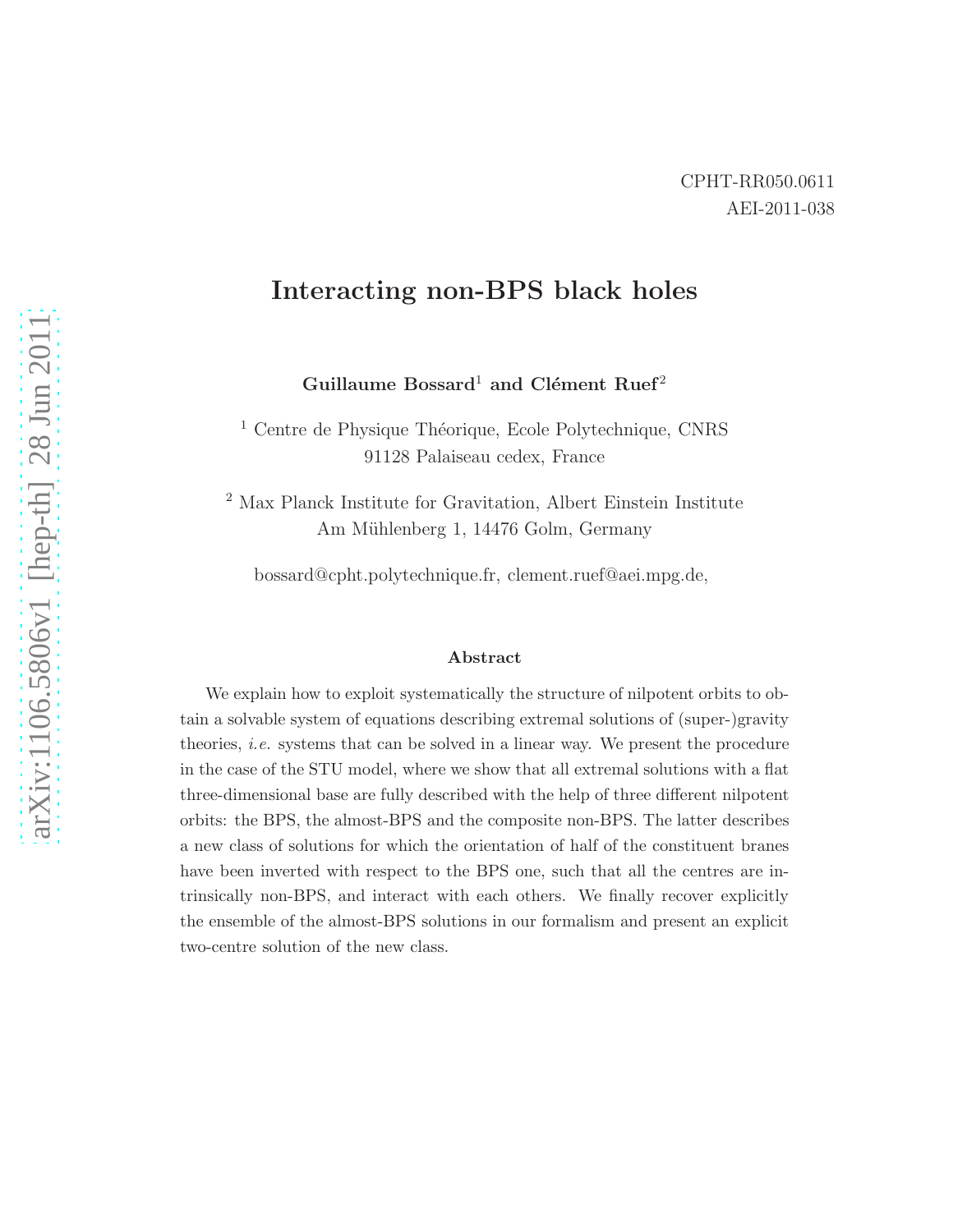CPHT-RR050.0611
AEI-2011-038

# Interacting non-BPS black holes

**Guillaume Bossard**[1] **and Clément Ruef**[2]

[1] Centre de Physique Théorique, Ecole Polytechnique, CNRS
91128 Palaiseau cedex, France

[2] Max Planck Institute for Gravitation, Albert Einstein Institute
Am Mühlenberg 1, 14476 Golm, Germany

bossard@cpht.polytechnique.fr, clement.ruef@aei.mpg.de,

## Abstract

We explain how to exploit systematically the structure of nilpotent orbits to obtain a solvable system of equations describing extremal solutions of (super-)gravity theories, *i.e.* systems that can be solved in a linear way. We present the procedure in the case of the STU model, where we show that all extremal solutions with a flat three-dimensional base are fully described with the help of three different nilpotent orbits: the BPS, the almost-BPS and the composite non-BPS. The latter describes a new class of solutions for which the orientation of half of the constituent branes have been inverted with respect to the BPS one, such that all the centres are intrinsically non-BPS, and interact with each others. We finally recover explicitly the ensemble of the almost-BPS solutions in our formalism and present an explicit two-centre solution of the new class.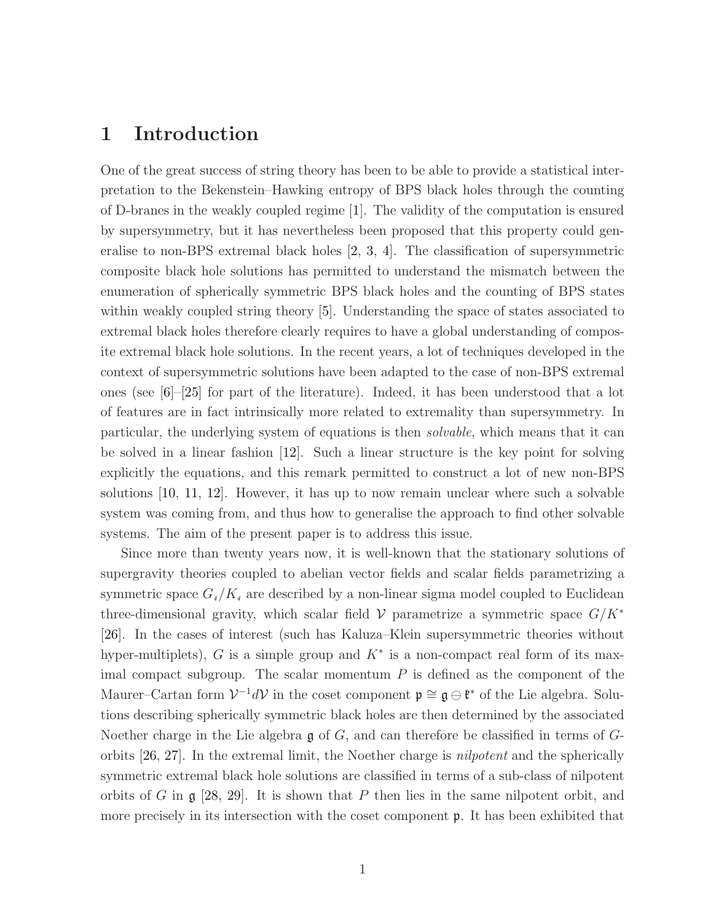# 1 Introduction

One of the great success of string theory has been to be able to provide a statistical interpretation to the Bekenstein–Hawking entropy of BPS black holes through the counting of D-branes in the weakly coupled regime [1]. The validity of the computation is ensured by supersymmetry, but it has nevertheless been proposed that this property could generalise to non-BPS extremal black holes [2, 3, 4]. The classification of supersymmetric composite black hole solutions has permitted to understand the mismatch between the enumeration of spherically symmetric BPS black holes and the counting of BPS states within weakly coupled string theory [5]. Understanding the space of states associated to extremal black holes therefore clearly requires to have a global understanding of composite extremal black hole solutions. In the recent years, a lot of techniques developed in the context of supersymmetric solutions have been adapted to the case of non-BPS extremal ones (see [6]–[25] for part of the literature). Indeed, it has been understood that a lot of features are in fact intrinsically more related to extremality than supersymmetry. In particular, the underlying system of equations is then *solvable*, which means that it can be solved in a linear fashion [12]. Such a linear structure is the key point for solving explicitly the equations, and this remark permitted to construct a lot of new non-BPS solutions [10, 11, 12]. However, it has up to now remain unclear where such a solvable system was coming from, and thus how to generalise the approach to find other solvable systems. The aim of the present paper is to address this issue.

Since more than twenty years now, it is well-known that the stationary solutions of supergravity theories coupled to abelian vector fields and scalar fields parametrizing a symmetric space $G_4/K_4$ are described by a non-linear sigma model coupled to Euclidean three-dimensional gravity, which scalar field $\mathcal{V}$ parametrize a symmetric space $G/K^*$ [26]. In the cases of interest (such has Kaluza–Klein supersymmetric theories without hyper-multiplets), $G$ is a simple group and $K^*$ is a non-compact real form of its maximal compact subgroup. The scalar momentum $P$ is defined as the component of the Maurer–Cartan form $\mathcal{V}^{-1}d\mathcal{V}$ in the coset component $\mathfrak{p} \cong \mathfrak{g} \ominus \mathfrak{k}^*$ of the Lie algebra. Solutions describing spherically symmetric black holes are then determined by the associated Noether charge in the Lie algebra $\mathfrak{g}$ of $G$, and can therefore be classified in terms of $G$-orbits [26, 27]. In the extremal limit, the Noether charge is *nilpotent* and the spherically symmetric extremal black hole solutions are classified in terms of a sub-class of nilpotent orbits of $G$ in $\mathfrak{g}$ [28, 29]. It is shown that $P$ then lies in the same nilpotent orbit, and more precisely in its intersection with the coset component $\mathfrak{p}$. It has been exhibited that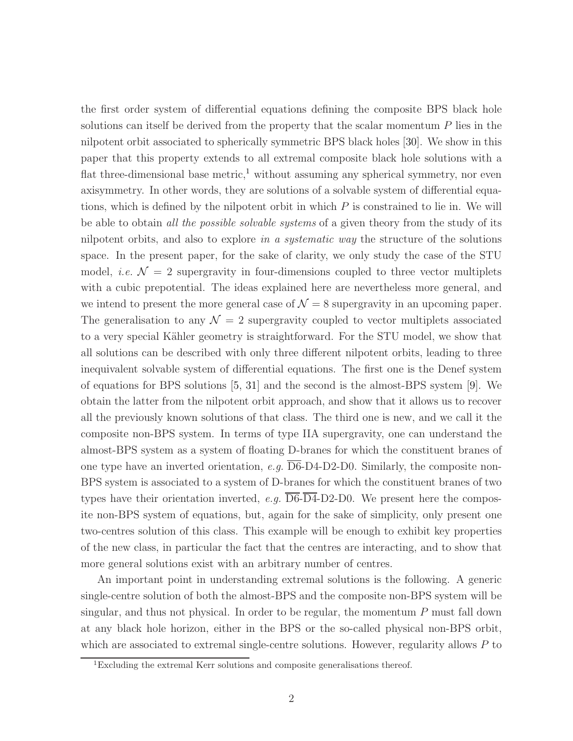the first order system of differential equations defining the composite BPS black hole solutions can itself be derived from the property that the scalar momentum $P$ lies in the nilpotent orbit associated to spherically symmetric BPS black holes [30]. We show in this paper that this property extends to all extremal composite black hole solutions with a flat three-dimensional base metric,[1] without assuming any spherical symmetry, nor even axisymmetry. In other words, they are solutions of a solvable system of differential equations, which is defined by the nilpotent orbit in which $P$ is constrained to lie in. We will be able to obtain *all the possible solvable systems* of a given theory from the study of its nilpotent orbits, and also to explore *in a systematic way* the structure of the solutions space. In the present paper, for the sake of clarity, we only study the case of the STU model, *i.e.* $\mathcal{N} = 2$ supergravity in four-dimensions coupled to three vector multiplets with a cubic prepotential. The ideas explained here are nevertheless more general, and we intend to present the more general case of $\mathcal{N} = 8$ supergravity in an upcoming paper. The generalisation to any $\mathcal{N} = 2$ supergravity coupled to vector multiplets associated to a very special Kähler geometry is straightforward. For the STU model, we show that all solutions can be described with only three different nilpotent orbits, leading to three inequivalent solvable system of differential equations. The first one is the Denef system of equations for BPS solutions [5, 31] and the second is the almost-BPS system [9]. We obtain the latter from the nilpotent orbit approach, and show that it allows us to recover all the previously known solutions of that class. The third one is new, and we call it the composite non-BPS system. In terms of type IIA supergravity, one can understand the almost-BPS system as a system of floating D-branes for which the constituent branes of one type have an inverted orientation, *e.g.* $\overline{\text{D6}}$-D4-D2-D0. Similarly, the composite non-BPS system is associated to a system of D-branes for which the constituent branes of two types have their orientation inverted, *e.g.* $\overline{\text{D6}}$-$\overline{\text{D4}}$-D2-D0. We present here the composite non-BPS system of equations, but, again for the sake of simplicity, only present one two-centres solution of this class. This example will be enough to exhibit key properties of the new class, in particular the fact that the centres are interacting, and to show that more general solutions exist with an arbitrary number of centres.

An important point in understanding extremal solutions is the following. A generic single-centre solution of both the almost-BPS and the composite non-BPS system will be singular, and thus not physical. In order to be regular, the momentum $P$ must fall down at any black hole horizon, either in the BPS or the so-called physical non-BPS orbit, which are associated to extremal single-centre solutions. However, regularity allows $P$ to

[1] Excluding the extremal Kerr solutions and composite generalisations thereof.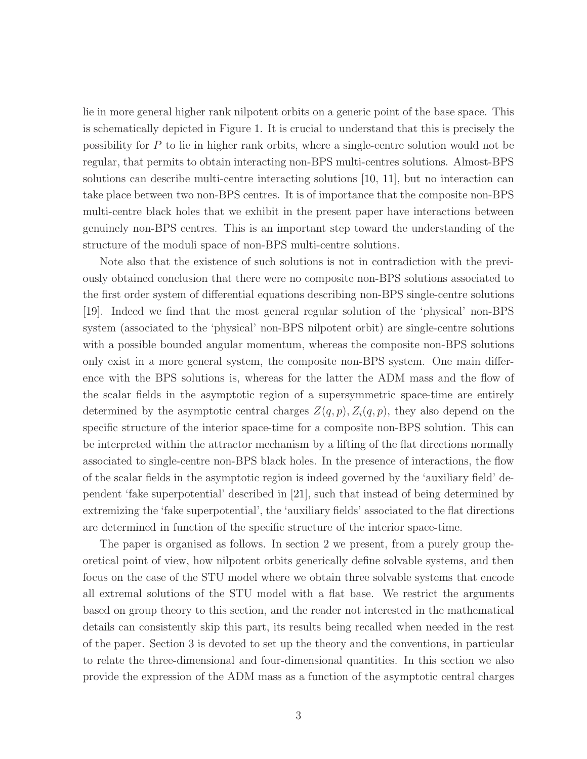lie in more general higher rank nilpotent orbits on a generic point of the base space. This is schematically depicted in Figure 1. It is crucial to understand that this is precisely the possibility for $P$ to lie in higher rank orbits, where a single-centre solution would not be regular, that permits to obtain interacting non-BPS multi-centres solutions. Almost-BPS solutions can describe multi-centre interacting solutions [10, 11], but no interaction can take place between two non-BPS centres. It is of importance that the composite non-BPS multi-centre black holes that we exhibit in the present paper have interactions between genuinely non-BPS centres. This is an important step toward the understanding of the structure of the moduli space of non-BPS multi-centre solutions.

Note also that the existence of such solutions is not in contradiction with the previously obtained conclusion that there were no composite non-BPS solutions associated to the first order system of differential equations describing non-BPS single-centre solutions [19]. Indeed we find that the most general regular solution of the 'physical' non-BPS system (associated to the 'physical' non-BPS nilpotent orbit) are single-centre solutions with a possible bounded angular momentum, whereas the composite non-BPS solutions only exist in a more general system, the composite non-BPS system. One main difference with the BPS solutions is, whereas for the latter the ADM mass and the flow of the scalar fields in the asymptotic region of a supersymmetric space-time are entirely determined by the asymptotic central charges $Z(q,p)$, $Z_i(q,p)$, they also depend on the specific structure of the interior space-time for a composite non-BPS solution. This can be interpreted within the attractor mechanism by a lifting of the flat directions normally associated to single-centre non-BPS black holes. In the presence of interactions, the flow of the scalar fields in the asymptotic region is indeed governed by the 'auxiliary field' dependent 'fake superpotential' described in [21], such that instead of being determined by extremizing the 'fake superpotential', the 'auxiliary fields' associated to the flat directions are determined in function of the specific structure of the interior space-time.

The paper is organised as follows. In section 2 we present, from a purely group theoretical point of view, how nilpotent orbits generically define solvable systems, and then focus on the case of the STU model where we obtain three solvable systems that encode all extremal solutions of the STU model with a flat base. We restrict the arguments based on group theory to this section, and the reader not interested in the mathematical details can consistently skip this part, its results being recalled when needed in the rest of the paper. Section 3 is devoted to set up the theory and the conventions, in particular to relate the three-dimensional and four-dimensional quantities. In this section we also provide the expression of the ADM mass as a function of the asymptotic central charges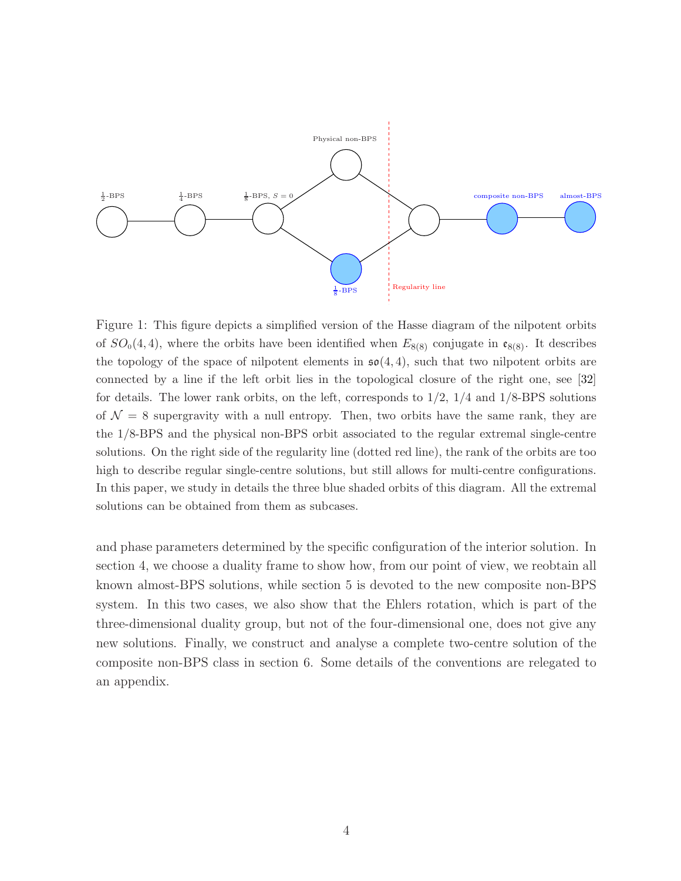Figure 1: This figure depicts a simplified version of the Hasse diagram of the nilpotent orbits of $SO_0(4,4)$, where the orbits have been identified when $E_{8(8)}$ conjugate in $\mathfrak{e}_{8(8)}$. It describes the topology of the space of nilpotent elements in $\mathfrak{so}(4,4)$, such that two nilpotent orbits are connected by a line if the left orbit lies in the topological closure of the right one, see [32] for details. The lower rank orbits, on the left, corresponds to 1/2, 1/4 and 1/8-BPS solutions of $\mathcal{N} = 8$ supergravity with a null entropy. Then, two orbits have the same rank, they are the 1/8-BPS and the physical non-BPS orbit associated to the regular extremal single-centre solutions. On the right side of the regularity line (dotted red line), the rank of the orbits are too high to describe regular single-centre solutions, but still allows for multi-centre configurations. In this paper, we study in details the three blue shaded orbits of this diagram. All the extremal solutions can be obtained from them as subcases.

and phase parameters determined by the specific configuration of the interior solution. In section 4, we choose a duality frame to show how, from our point of view, we reobtain all known almost-BPS solutions, while section 5 is devoted to the new composite non-BPS system. In this two cases, we also show that the Ehlers rotation, which is part of the three-dimensional duality group, but not of the four-dimensional one, does not give any new solutions. Finally, we construct and analyse a complete two-centre solution of the composite non-BPS class in section 6. Some details of the conventions are relegated to an appendix.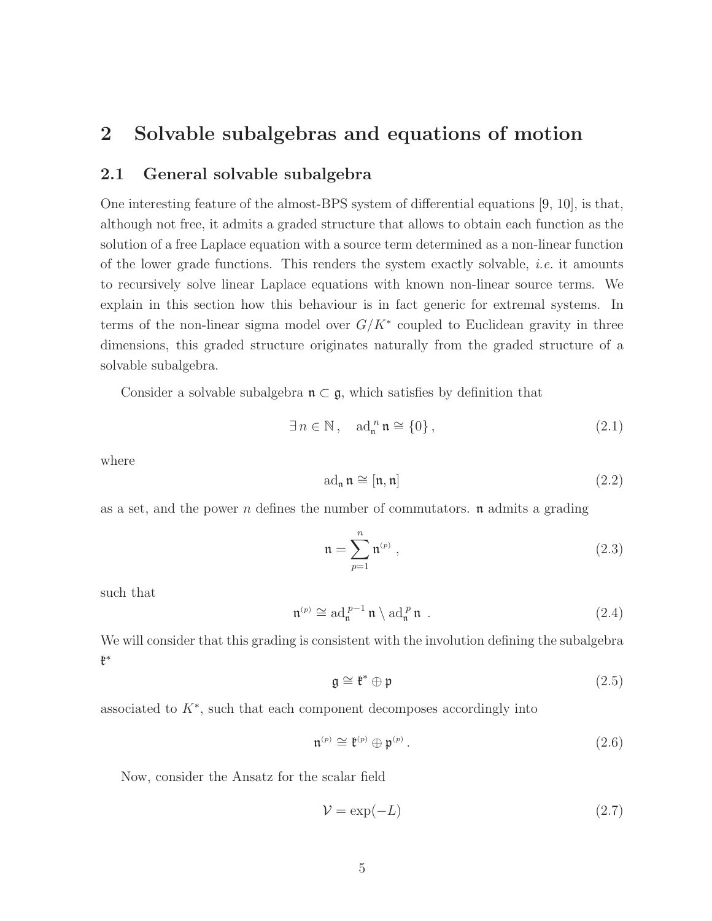# 2 Solvable subalgebras and equations of motion

## 2.1 General solvable subalgebra

One interesting feature of the almost-BPS system of differential equations [9, 10], is that, although not free, it admits a graded structure that allows to obtain each function as the solution of a free Laplace equation with a source term determined as a non-linear function of the lower grade functions. This renders the system exactly solvable, *i.e.* it amounts to recursively solve linear Laplace equations with known non-linear source terms. We explain in this section how this behaviour is in fact generic for extremal systems. In terms of the non-linear sigma model over $G/K^*$ coupled to Euclidean gravity in three dimensions, this graded structure originates naturally from the graded structure of a solvable subalgebra.

Consider a solvable subalgebra $\mathfrak{n} \subset \mathfrak{g}$, which satisfies by definition that

$$\exists\, n \in \mathbb{N}\,, \quad \mathrm{ad}_{\mathfrak{n}}^{\,n}\, \mathfrak{n} \cong \{0\}\,, \tag{2.1}$$

where

$$\mathrm{ad}_{\mathfrak{n}}\, \mathfrak{n} \cong [\mathfrak{n}, \mathfrak{n}] \tag{2.2}$$

as a set, and the power $n$ defines the number of commutators. $\mathfrak{n}$ admits a grading

$$\mathfrak{n} = \sum_{p=1}^{n} \mathfrak{n}^{(p)}\ , \tag{2.3}$$

such that

$$\mathfrak{n}^{(p)} \cong \mathrm{ad}_{\mathfrak{n}}^{\,p-1}\, \mathfrak{n} \setminus \mathrm{ad}_{\mathfrak{n}}^{\,p}\, \mathfrak{n}\ . \tag{2.4}$$

We will consider that this grading is consistent with the involution defining the subalgebra $\mathfrak{k}^*$

$$\mathfrak{g} \cong \mathfrak{k}^* \oplus \mathfrak{p} \tag{2.5}$$

associated to $K^*$, such that each component decomposes accordingly into

$$\mathfrak{n}^{(p)} \cong \mathfrak{k}^{(p)} \oplus \mathfrak{p}^{(p)}\,. \tag{2.6}$$

Now, consider the Ansatz for the scalar field

$$\mathcal{V} = \exp(-L) \tag{2.7}$$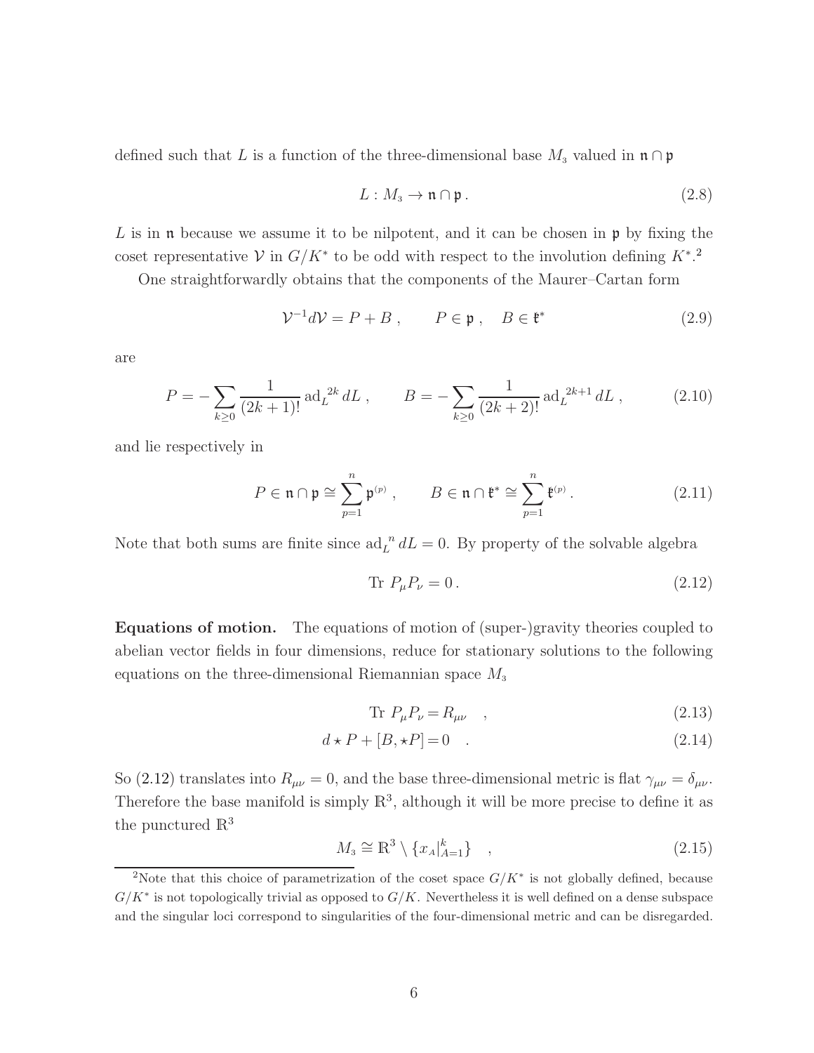defined such that $L$ is a function of the three-dimensional base $M_3$ valued in $\mathfrak{n} \cap \mathfrak{p}$

$$L : M_3 \to \mathfrak{n} \cap \mathfrak{p} \, . \tag{2.8}$$

$L$ is in $\mathfrak{n}$ because we assume it to be nilpotent, and it can be chosen in $\mathfrak{p}$ by fixing the coset representative $\mathcal{V}$ in $G/K^*$ to be odd with respect to the involution defining $K^*$.[2]

One straightforwardly obtains that the components of the Maurer–Cartan form

$$\mathcal{V}^{-1} d\mathcal{V} = P + B \, , \qquad P \in \mathfrak{p} \, , \quad B \in \mathfrak{k}^* \tag{2.9}$$

are

$$P = -\sum_{k \geq 0} \frac{1}{(2k+1)!} \, \mathrm{ad}_L{}^{2k} \, dL \, , \qquad B = -\sum_{k \geq 0} \frac{1}{(2k+2)!} \, \mathrm{ad}_L{}^{2k+1} \, dL \, , \tag{2.10}$$

and lie respectively in

$$P \in \mathfrak{n} \cap \mathfrak{p} \cong \sum_{p=1}^{n} \mathfrak{p}^{(p)} \, , \qquad B \in \mathfrak{n} \cap \mathfrak{k}^* \cong \sum_{p=1}^{n} \mathfrak{k}^{(p)} \, . \tag{2.11}$$

Note that both sums are finite since $\mathrm{ad}_L{}^n \, dL = 0$. By property of the solvable algebra

$$\mathrm{Tr} \; P_\mu P_\nu = 0 \, . \tag{2.12}$$

**Equations of motion.** The equations of motion of (super-)gravity theories coupled to abelian vector fields in four dimensions, reduce for stationary solutions to the following equations on the three-dimensional Riemannian space $M_3$

$$\mathrm{Tr} \; P_\mu P_\nu = R_{\mu\nu} \quad , \tag{2.13}$$

$$d \star P + [B, \star P] = 0 \quad . \tag{2.14}$$

So (2.12) translates into $R_{\mu\nu} = 0$, and the base three-dimensional metric is flat $\gamma_{\mu\nu} = \delta_{\mu\nu}$. Therefore the base manifold is simply $\mathbb{R}^3$, although it will be more precise to define it as the punctured $\mathbb{R}^3$

$$M_3 \cong \mathbb{R}^3 \setminus \{ x_A |_{A=1}^{k} \} \quad , \tag{2.15}$$

[2] Note that this choice of parametrization of the coset space $G/K^*$ is not globally defined, because $G/K^*$ is not topologically trivial as opposed to $G/K$. Nevertheless it is well defined on a dense subspace and the singular loci correspond to singularities of the four-dimensional metric and can be disregarded.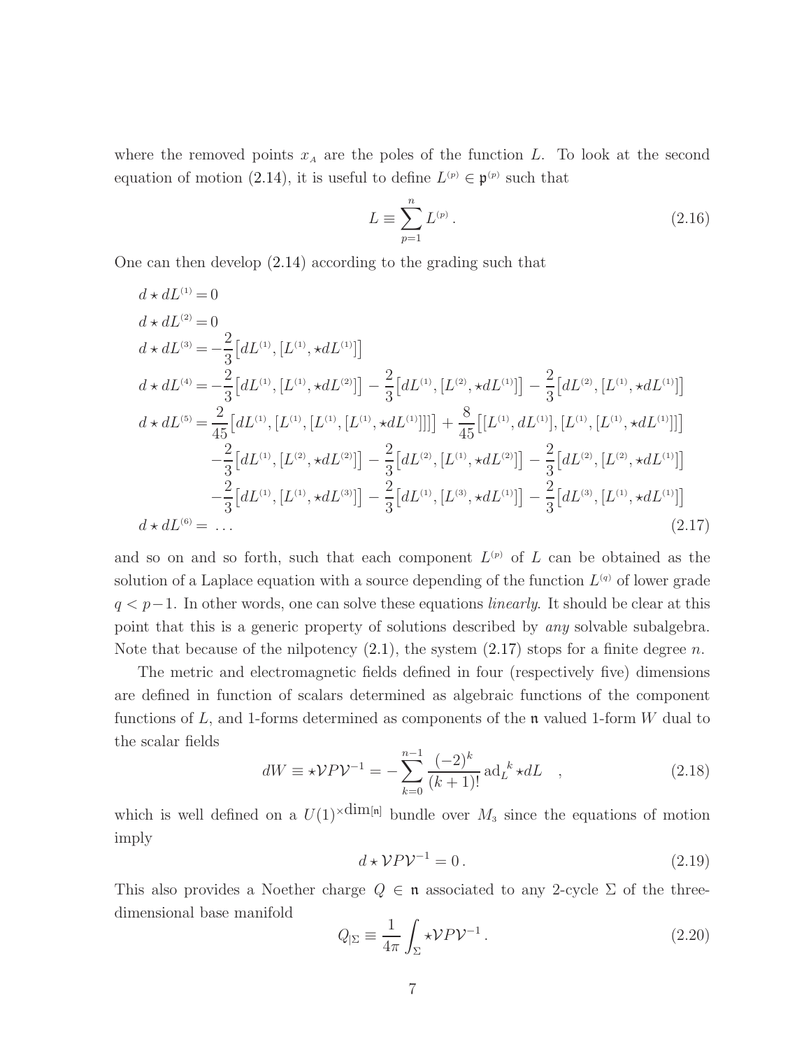where the removed points $x_A$ are the poles of the function $L$. To look at the second equation of motion (2.14), it is useful to define $L^{(p)} \in \mathfrak{p}^{(p)}$ such that

$$L \equiv \sum_{p=1}^{n} L^{(p)} \, . \tag{2.16}$$

One can then develop (2.14) according to the grading such that

$$\begin{aligned}
d \star dL^{(1)} &= 0 \\
d \star dL^{(2)} &= 0 \\
d \star dL^{(3)} &= -\frac{2}{3}\big[dL^{(1)}, [L^{(1)}, \star dL^{(1)}]\big] \\
d \star dL^{(4)} &= -\frac{2}{3}\big[dL^{(1)}, [L^{(1)}, \star dL^{(2)}]\big] - \frac{2}{3}\big[dL^{(1)}, [L^{(2)}, \star dL^{(1)}]\big] - \frac{2}{3}\big[dL^{(2)}, [L^{(1)}, \star dL^{(1)}]\big] \\
d \star dL^{(5)} &= \frac{2}{45}\big[dL^{(1)}, [L^{(1)}, [L^{(1)}, [L^{(1)}, \star dL^{(1)}]]]\big] + \frac{8}{45}\big[[L^{(1)}, dL^{(1)}], [L^{(1)}, [L^{(1)}, \star dL^{(1)}]]\big] \\
&\quad -\frac{2}{3}\big[dL^{(1)}, [L^{(2)}, \star dL^{(2)}]\big] - \frac{2}{3}\big[dL^{(2)}, [L^{(1)}, \star dL^{(2)}]\big] - \frac{2}{3}\big[dL^{(2)}, [L^{(2)}, \star dL^{(1)}]\big] \\
&\quad -\frac{2}{3}\big[dL^{(1)}, [L^{(1)}, \star dL^{(3)}]\big] - \frac{2}{3}\big[dL^{(1)}, [L^{(3)}, \star dL^{(1)}]\big] - \frac{2}{3}\big[dL^{(3)}, [L^{(1)}, \star dL^{(1)}]\big] \\
d \star dL^{(6)} &= \ \dots
\end{aligned} \tag{2.17}$$

and so on and so forth, such that each component $L^{(p)}$ of $L$ can be obtained as the solution of a Laplace equation with a source depending of the function $L^{(q)}$ of lower grade $q < p-1$. In other words, one can solve these equations *linearly*. It should be clear at this point that this is a generic property of solutions described by *any* solvable subalgebra. Note that because of the nilpotency (2.1), the system (2.17) stops for a finite degree $n$.

The metric and electromagnetic fields defined in four (respectively five) dimensions are defined in function of scalars determined as algebraic functions of the component functions of $L$, and 1-forms determined as components of the $\mathfrak{n}$ valued 1-form $W$ dual to the scalar fields

$$dW \equiv \star \mathcal{V} P \mathcal{V}^{-1} = -\sum_{k=0}^{n-1} \frac{(-2)^k}{(k+1)!} \, \mathrm{ad}_L{}^k \star dL \quad , \tag{2.18}$$

which is well defined on a $U(1)^{\times \dim[\mathfrak{n}]}$ bundle over $M_3$ since the equations of motion imply

$$d \star \mathcal{V} P \mathcal{V}^{-1} = 0 \, . \tag{2.19}$$

This also provides a Noether charge $Q \in \mathfrak{n}$ associated to any 2-cycle $\Sigma$ of the three-dimensional base manifold

$$Q_{|\Sigma} \equiv \frac{1}{4\pi} \int_\Sigma \star \mathcal{V} P \mathcal{V}^{-1} \, . \tag{2.20}$$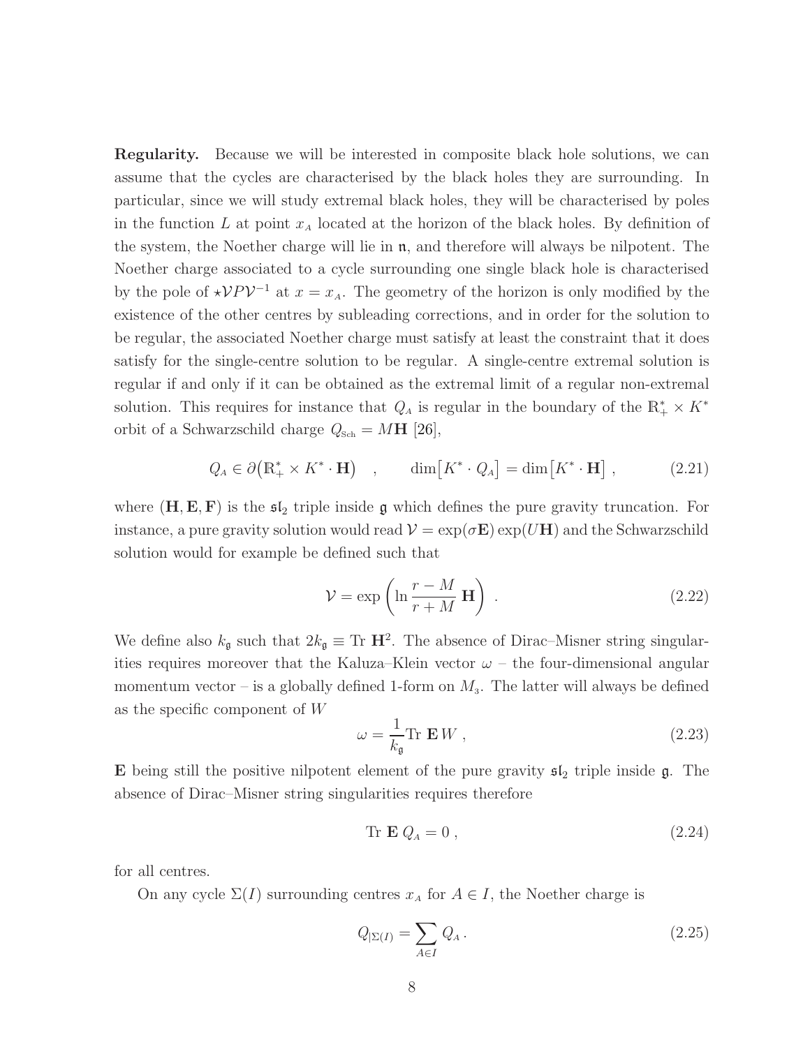**Regularity.** Because we will be interested in composite black hole solutions, we can assume that the cycles are characterised by the black holes they are surrounding. In particular, since we will study extremal black holes, they will be characterised by poles in the function $L$ at point $x_A$ located at the horizon of the black holes. By definition of the system, the Noether charge will lie in $\mathfrak{n}$, and therefore will always be nilpotent. The Noether charge associated to a cycle surrounding one single black hole is characterised by the pole of $\star \mathcal{V} P \mathcal{V}^{-1}$ at $x = x_A$. The geometry of the horizon is only modified by the existence of the other centres by subleading corrections, and in order for the solution to be regular, the associated Noether charge must satisfy at least the constraint that it does satisfy for the single-centre solution to be regular. A single-centre extremal solution is regular if and only if it can be obtained as the extremal limit of a regular non-extremal solution. This requires for instance that $Q_A$ is regular in the boundary of the $\mathbb{R}_+^* \times K^*$ orbit of a Schwarzschild charge $Q_{\text{Sch}} = M\mathbf{H}$ [26],

$$Q_A \in \partial\big(\mathbb{R}_+^* \times K^* \cdot \mathbf{H}\big) \quad , \qquad \dim\big[K^* \cdot Q_A\big] = \dim\big[K^* \cdot \mathbf{H}\big] \,, \tag{2.21}$$

where $(\mathbf{H}, \mathbf{E}, \mathbf{F})$ is the $\mathfrak{sl}_2$ triple inside $\mathfrak{g}$ which defines the pure gravity truncation. For instance, a pure gravity solution would read $\mathcal{V} = \exp(\sigma\mathbf{E})\exp(U\mathbf{H})$ and the Schwarzschild solution would for example be defined such that

$$\mathcal{V} = \exp\left(\ln \frac{r - M}{r + M}\, \mathbf{H}\right) \,. \tag{2.22}$$

We define also $k_{\mathfrak{g}}$ such that $2k_{\mathfrak{g}} \equiv \text{Tr}\, \mathbf{H}^2$. The absence of Dirac–Misner string singularities requires moreover that the Kaluza–Klein vector $\omega$ – the four-dimensional angular momentum vector – is a globally defined 1-form on $M_3$. The latter will always be defined as the specific component of $W$

$$\omega = \frac{1}{k_{\mathfrak{g}}} \text{Tr}\, \mathbf{E}\, W \,, \tag{2.23}$$

$\mathbf{E}$ being still the positive nilpotent element of the pure gravity $\mathfrak{sl}_2$ triple inside $\mathfrak{g}$. The absence of Dirac–Misner string singularities requires therefore

$$\text{Tr}\, \mathbf{E}\, Q_A = 0 \,, \tag{2.24}$$

for all centres.

On any cycle $\Sigma(I)$ surrounding centres $x_A$ for $A \in I$, the Noether charge is

$$Q_{|\Sigma(I)} = \sum_{A \in I} Q_A \,. \tag{2.25}$$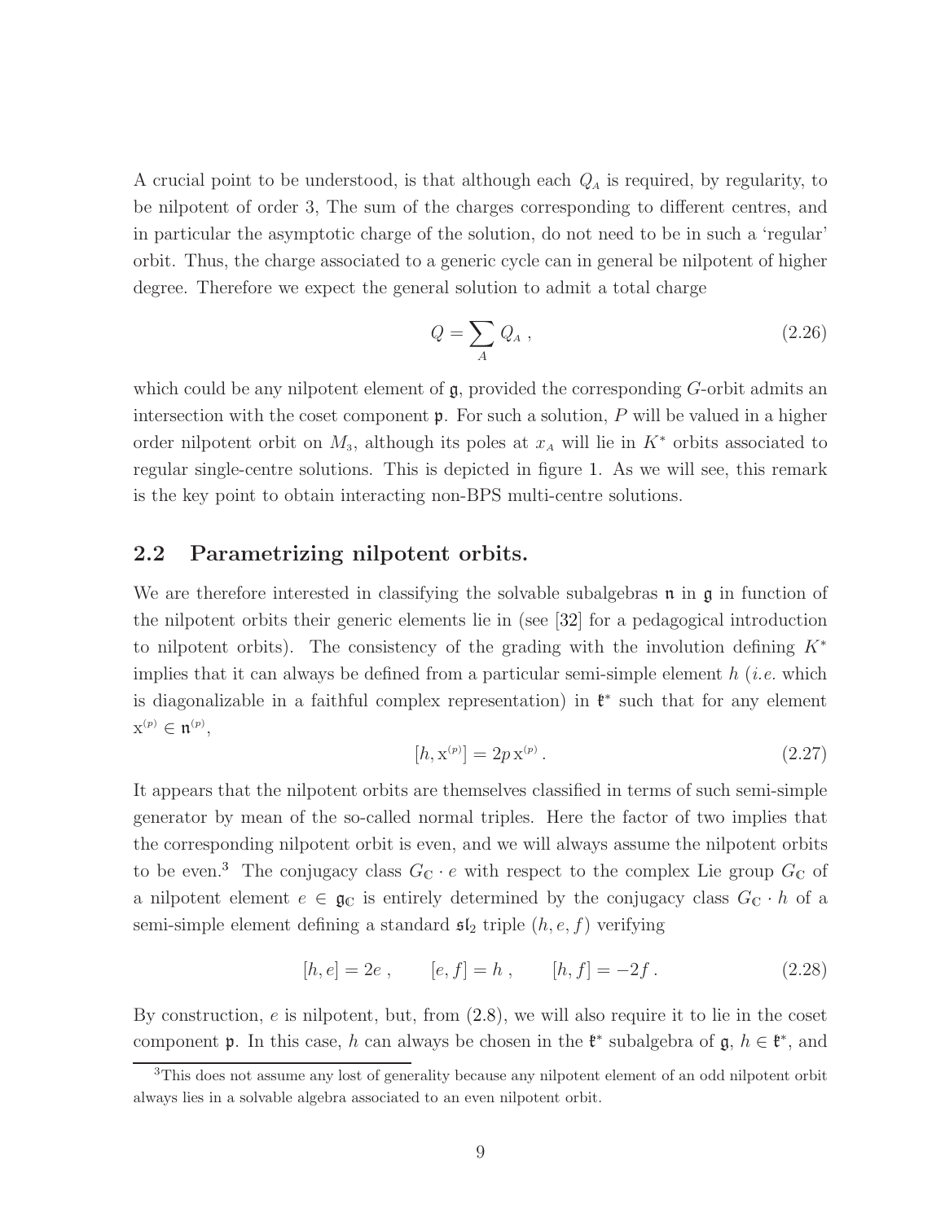A crucial point to be understood, is that although each $Q_A$ is required, by regularity, to be nilpotent of order 3, The sum of the charges corresponding to different centres, and in particular the asymptotic charge of the solution, do not need to be in such a 'regular' orbit. Thus, the charge associated to a generic cycle can in general be nilpotent of higher degree. Therefore we expect the general solution to admit a total charge

$$Q = \sum_A Q_A \ , \tag{2.26}$$

which could be any nilpotent element of $\mathfrak{g}$, provided the corresponding $G$-orbit admits an intersection with the coset component $\mathfrak{p}$. For such a solution, $P$ will be valued in a higher order nilpotent orbit on $M_3$, although its poles at $x_A$ will lie in $K^*$ orbits associated to regular single-centre solutions. This is depicted in figure 1. As we will see, this remark is the key point to obtain interacting non-BPS multi-centre solutions.

## 2.2 Parametrizing nilpotent orbits.

We are therefore interested in classifying the solvable subalgebras $\mathfrak{n}$ in $\mathfrak{g}$ in function of the nilpotent orbits their generic elements lie in (see [32] for a pedagogical introduction to nilpotent orbits). The consistency of the grading with the involution defining $K^*$ implies that it can always be defined from a particular semi-simple element $h$ (*i.e.* which is diagonalizable in a faithful complex representation) in $\mathfrak{k}^*$ such that for any element $\mathrm{x}^{(p)} \in \mathfrak{n}^{(p)}$,

$$[h, \mathrm{x}^{(p)}] = 2p\, \mathrm{x}^{(p)} \,. \tag{2.27}$$

It appears that the nilpotent orbits are themselves classified in terms of such semi-simple generator by mean of the so-called normal triples. Here the factor of two implies that the corresponding nilpotent orbit is even, and we will always assume the nilpotent orbits to be even.[3] The conjugacy class $G_{\mathbb{C}} \cdot e$ with respect to the complex Lie group $G_{\mathbb{C}}$ of a nilpotent element $e \in \mathfrak{g}_{\mathbb{C}}$ is entirely determined by the conjugacy class $G_{\mathbb{C}} \cdot h$ of a semi-simple element defining a standard $\mathfrak{sl}_2$ triple $(h, e, f)$ verifying

$$[h, e] = 2e \ , \qquad [e, f] = h \ , \qquad [h, f] = -2f \,. \tag{2.28}$$

By construction, $e$ is nilpotent, but, from (2.8), we will also require it to lie in the coset component $\mathfrak{p}$. In this case, $h$ can always be chosen in the $\mathfrak{k}^*$ subalgebra of $\mathfrak{g}$, $h \in \mathfrak{k}^*$, and

[3] This does not assume any lost of generality because any nilpotent element of an odd nilpotent orbit always lies in a solvable algebra associated to an even nilpotent orbit.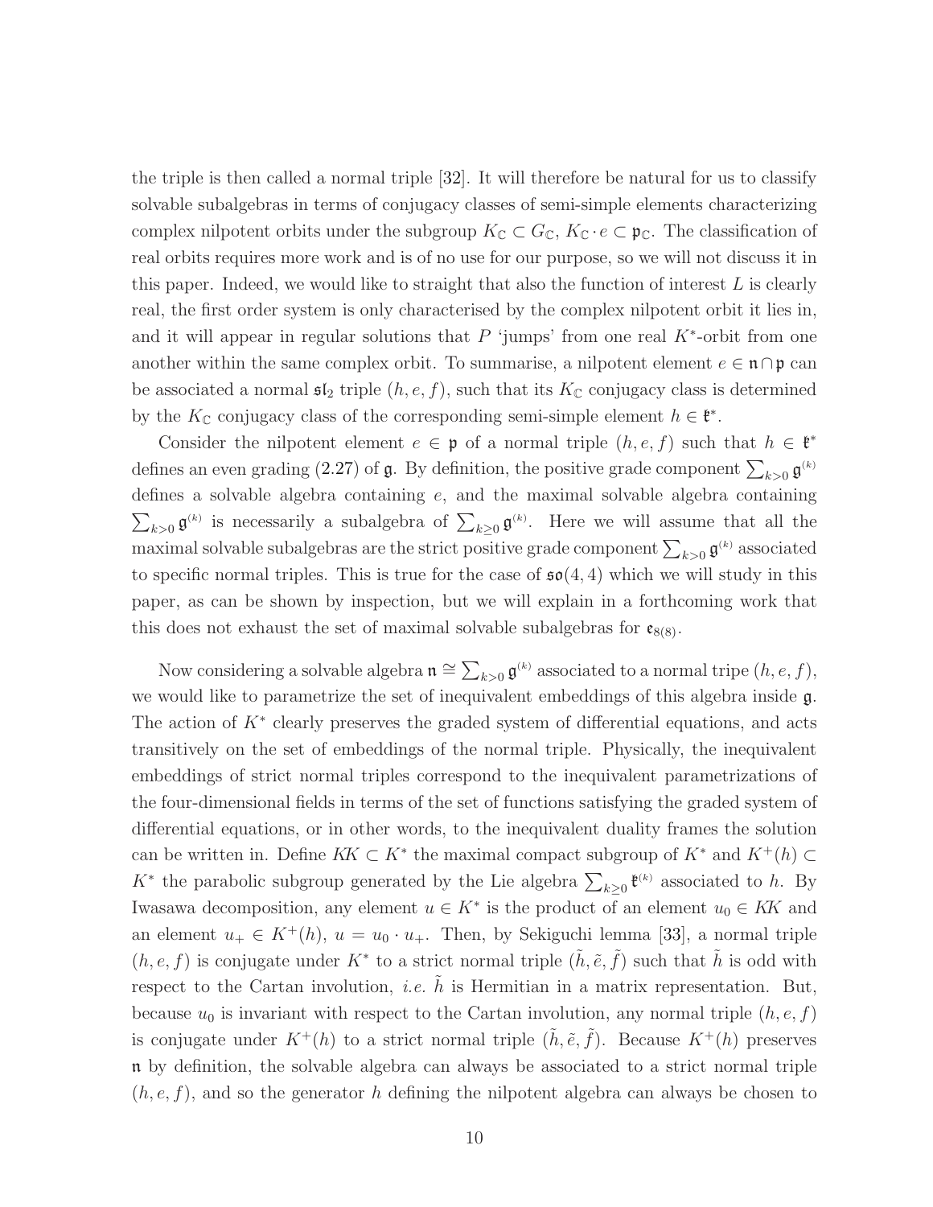the triple is then called a normal triple [32]. It will therefore be natural for us to classify solvable subalgebras in terms of conjugacy classes of semi-simple elements characterizing complex nilpotent orbits under the subgroup $K_{\mathbb{C}} \subset G_{\mathbb{C}}$, $K_{\mathbb{C}} \cdot e \subset \mathfrak{p}_{\mathbb{C}}$. The classification of real orbits requires more work and is of no use for our purpose, so we will not discuss it in this paper. Indeed, we would like to straight that also the function of interest $L$ is clearly real, the first order system is only characterised by the complex nilpotent orbit it lies in, and it will appear in regular solutions that $P$ 'jumps' from one real $K^*$-orbit from one another within the same complex orbit. To summarise, a nilpotent element $e \in \mathfrak{n} \cap \mathfrak{p}$ can be associated a normal $\mathfrak{sl}_2$ triple $(h, e, f)$, such that its $K_{\mathbb{C}}$ conjugacy class is determined by the $K_{\mathbb{C}}$ conjugacy class of the corresponding semi-simple element $h \in \mathfrak{k}^*$.

Consider the nilpotent element $e \in \mathfrak{p}$ of a normal triple $(h, e, f)$ such that $h \in \mathfrak{k}^*$ defines an even grading (2.27) of $\mathfrak{g}$. By definition, the positive grade component $\sum_{k>0} \mathfrak{g}^{(k)}$ defines a solvable algebra containing $e$, and the maximal solvable algebra containing $\sum_{k>0} \mathfrak{g}^{(k)}$ is necessarily a subalgebra of $\sum_{k\geq 0} \mathfrak{g}^{(k)}$. Here we will assume that all the maximal solvable subalgebras are the strict positive grade component $\sum_{k>0} \mathfrak{g}^{(k)}$ associated to specific normal triples. This is true for the case of $\mathfrak{so}(4, 4)$ which we will study in this paper, as can be shown by inspection, but we will explain in a forthcoming work that this does not exhaust the set of maximal solvable subalgebras for $\mathfrak{e}_{8(8)}$.

Now considering a solvable algebra $\mathfrak{n} \cong \sum_{k>0} \mathfrak{g}^{(k)}$ associated to a normal tripe $(h, e, f)$, we would like to parametrize the set of inequivalent embeddings of this algebra inside $\mathfrak{g}$. The action of $K^*$ clearly preserves the graded system of differential equations, and acts transitively on the set of embeddings of the normal triple. Physically, the inequivalent embeddings of strict normal triples correspond to the inequivalent parametrizations of the four-dimensional fields in terms of the set of functions satisfying the graded system of differential equations, or in other words, to the inequivalent duality frames the solution can be written in. Define $KK \subset K^*$ the maximal compact subgroup of $K^*$ and $K^+(h) \subset K^*$ the parabolic subgroup generated by the Lie algebra $\sum_{k\geq 0} \mathfrak{k}^{(k)}$ associated to $h$. By Iwasawa decomposition, any element $u \in K^*$ is the product of an element $u_0 \in KK$ and an element $u_+ \in K^+(h)$, $u = u_0 \cdot u_+$. Then, by Sekiguchi lemma [33], a normal triple $(h, e, f)$ is conjugate under $K^*$ to a strict normal triple $(\tilde{h}, \tilde{e}, \tilde{f})$ such that $\tilde{h}$ is odd with respect to the Cartan involution, *i.e.* $\tilde{h}$ is Hermitian in a matrix representation. But, because $u_0$ is invariant with respect to the Cartan involution, any normal triple $(h, e, f)$ is conjugate under $K^+(h)$ to a strict normal triple $(\tilde{h}, \tilde{e}, \tilde{f})$. Because $K^+(h)$ preserves $\mathfrak{n}$ by definition, the solvable algebra can always be associated to a strict normal triple $(h, e, f)$, and so the generator $h$ defining the nilpotent algebra can always be chosen to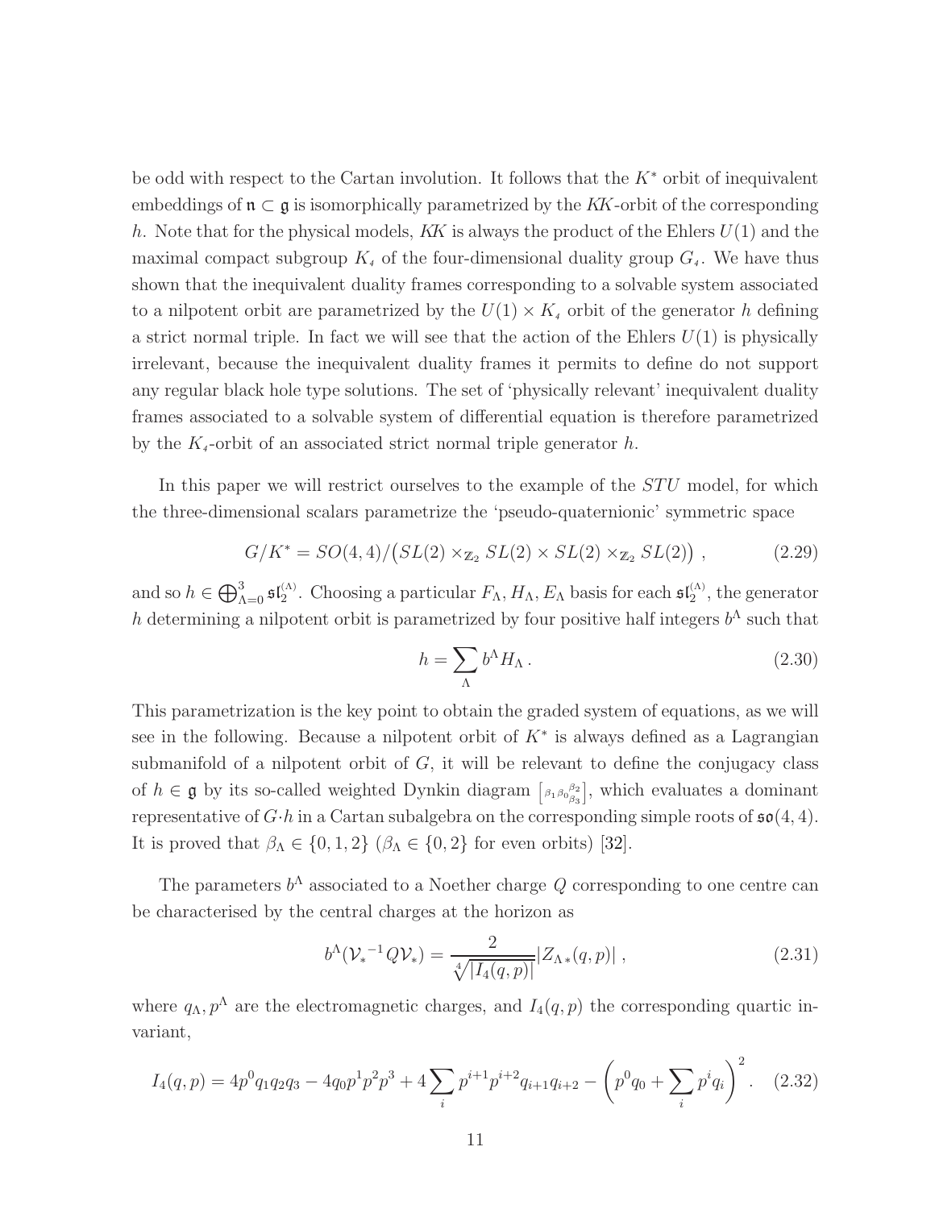be odd with respect to the Cartan involution. It follows that the $K^*$ orbit of inequivalent embeddings of $\mathfrak{n} \subset \mathfrak{g}$ is isomorphically parametrized by the *KK*-orbit of the corresponding $h$. Note that for the physical models, *KK* is always the product of the Ehlers $U(1)$ and the maximal compact subgroup $K_4$ of the four-dimensional duality group $G_4$. We have thus shown that the inequivalent duality frames corresponding to a solvable system associated to a nilpotent orbit are parametrized by the $U(1) \times K_4$ orbit of the generator $h$ defining a strict normal triple. In fact we will see that the action of the Ehlers $U(1)$ is physically irrelevant, because the inequivalent duality frames it permits to define do not support any regular black hole type solutions. The set of 'physically relevant' inequivalent duality frames associated to a solvable system of differential equation is therefore parametrized by the $K_4$-orbit of an associated strict normal triple generator $h$.

In this paper we will restrict ourselves to the example of the *STU* model, for which the three-dimensional scalars parametrize the 'pseudo-quaternionic' symmetric space

$$G/K^* = SO(4,4)/\big(SL(2) \times_{\mathbb{Z}_2} SL(2) \times SL(2) \times_{\mathbb{Z}_2} SL(2)\big) \,, \tag{2.29}$$

and so $h \in \bigoplus_{\Lambda=0}^{3} \mathfrak{sl}_2^{(\Lambda)}$. Choosing a particular $F_\Lambda, H_\Lambda, E_\Lambda$ basis for each $\mathfrak{sl}_2^{(\Lambda)}$, the generator $h$ determining a nilpotent orbit is parametrized by four positive half integers $b^\Lambda$ such that

$$h = \sum_\Lambda b^\Lambda H_\Lambda \,. \tag{2.30}$$

This parametrization is the key point to obtain the graded system of equations, as we will see in the following. Because a nilpotent orbit of $K^*$ is always defined as a Lagrangian submanifold of a nilpotent orbit of $G$, it will be relevant to define the conjugacy class of $h \in \mathfrak{g}$ by its so-called weighted Dynkin diagram $\left[ {}_{\beta_1 \beta_0 {}^{\beta_2}_{\beta_3}} \right]$, which evaluates a dominant representative of $G{\cdot}h$ in a Cartan subalgebra on the corresponding simple roots of $\mathfrak{so}(4,4)$. It is proved that $\beta_\Lambda \in \{0,1,2\}$ ($\beta_\Lambda \in \{0,2\}$ for even orbits) [32].

The parameters $b^\Lambda$ associated to a Noether charge $Q$ corresponding to one centre can be characterised by the central charges at the horizon as

$$b^\Lambda({\mathcal{V}_*}^{-1} Q \mathcal{V}_*) = \frac{2}{\sqrt[4]{|I_4(q,p)|}} |Z_{\Lambda\,*}(q,p)| \,, \tag{2.31}$$

where $q_\Lambda, p^\Lambda$ are the electromagnetic charges, and $I_4(q,p)$ the corresponding quartic invariant,

$$I_4(q,p) = 4p^0 q_1 q_2 q_3 - 4q_0 p^1 p^2 p^3 + 4\sum_i p^{i+1} p^{i+2} q_{i+1} q_{i+2} - \left( p^0 q_0 + \sum_i p^i q_i \right)^2 . \tag{2.32}$$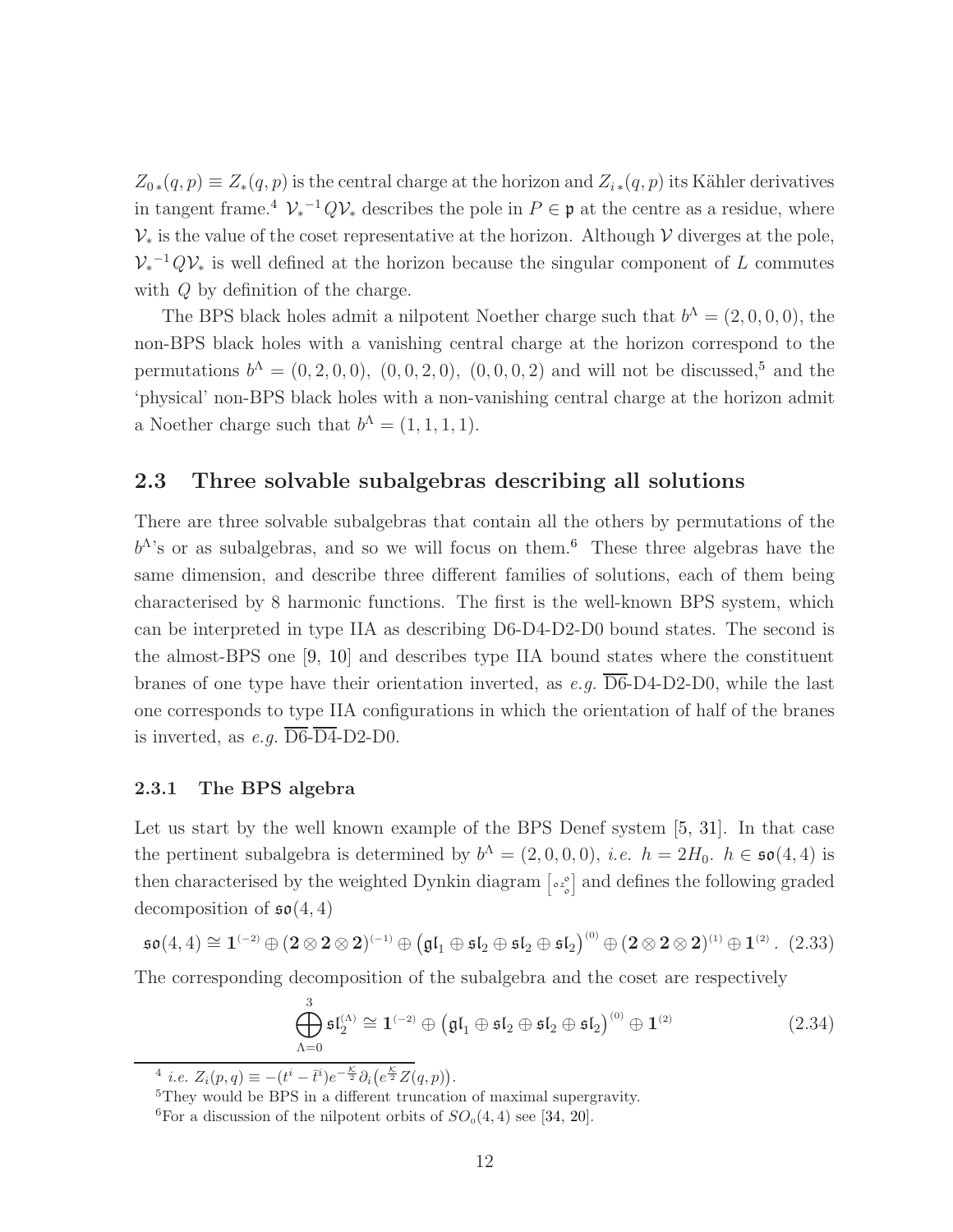$Z_{0\,*}(q,p) \equiv Z_*(q,p)$ is the central charge at the horizon and $Z_{i\,*}(q,p)$ its Kähler derivatives in tangent frame.[4] ${\mathcal{V}_*}^{-1} Q \mathcal{V}_*$ describes the pole in $P \in \mathfrak{p}$ at the centre as a residue, where $\mathcal{V}_*$ is the value of the coset representative at the horizon. Although $\mathcal{V}$ diverges at the pole, ${\mathcal{V}_*}^{-1} Q \mathcal{V}_*$ is well defined at the horizon because the singular component of $L$ commutes with $Q$ by definition of the charge.

The BPS black holes admit a nilpotent Noether charge such that $b^\Lambda = (2,0,0,0)$, the non-BPS black holes with a vanishing central charge at the horizon correspond to the permutations $b^\Lambda = (0,2,0,0)$, $(0,0,2,0)$, $(0,0,0,2)$ and will not be discussed,[5] and the 'physical' non-BPS black holes with a non-vanishing central charge at the horizon admit a Noether charge such that $b^\Lambda = (1,1,1,1)$.

## 2.3 Three solvable subalgebras describing all solutions

There are three solvable subalgebras that contain all the others by permutations of the $b^\Lambda$'s or as subalgebras, and so we will focus on them.[6] These three algebras have the same dimension, and describe three different families of solutions, each of them being characterised by 8 harmonic functions. The first is the well-known BPS system, which can be interpreted in type IIA as describing D6-D4-D2-D0 bound states. The second is the almost-BPS one [9, 10] and describes type IIA bound states where the constituent branes of one type have their orientation inverted, as *e.g.* $\overline{\text{D6}}$-D4-D2-D0, while the last one corresponds to type IIA configurations in which the orientation of half of the branes is inverted, as *e.g.* $\overline{\text{D6}}$-$\overline{\text{D4}}$-D2-D0.

### 2.3.1 The BPS algebra

Let us start by the well known example of the BPS Denef system [5, 31]. In that case the pertinent subalgebra is determined by $b^\Lambda = (2,0,0,0)$, *i.e.* $h = 2H_0$. $h \in \mathfrak{so}(4,4)$ is then characterised by the weighted Dynkin diagram $\left[\begin{smallmatrix} & & 0 \\ 0 & 2 & \\ & & 0\end{smallmatrix}\right]$ and defines the following graded decomposition of $\mathfrak{so}(4,4)$

$$\mathfrak{so}(4,4) \cong \mathbf{1}^{(-2)} \oplus (\mathbf{2}\otimes\mathbf{2}\otimes\mathbf{2})^{(-1)} \oplus \big(\mathfrak{gl}_1 \oplus \mathfrak{sl}_2 \oplus \mathfrak{sl}_2 \oplus \mathfrak{sl}_2\big)^{(0)} \oplus (\mathbf{2}\otimes\mathbf{2}\otimes\mathbf{2})^{(1)} \oplus \mathbf{1}^{(2)}\,. \quad (2.33)$$

The corresponding decomposition of the subalgebra and the coset are respectively

$$\bigoplus_{\Lambda=0}^{3} \mathfrak{sl}_2^{(\Lambda)} \cong \mathbf{1}^{(-2)} \oplus \big(\mathfrak{gl}_1 \oplus \mathfrak{sl}_2 \oplus \mathfrak{sl}_2 \oplus \mathfrak{sl}_2\big)^{(0)} \oplus \mathbf{1}^{(2)} \quad (2.34)$$

[4] *i.e.* $Z_i(p,q) \equiv -(t^i - \bar{t}^i) e^{-\frac{\mathcal{K}}{2}} \partial_i \big(e^{\frac{\mathcal{K}}{2}} Z(q,p)\big)$.

[5] They would be BPS in a different truncation of maximal supergravity.

[6] For a discussion of the nilpotent orbits of $SO_0(4,4)$ see [34, 20].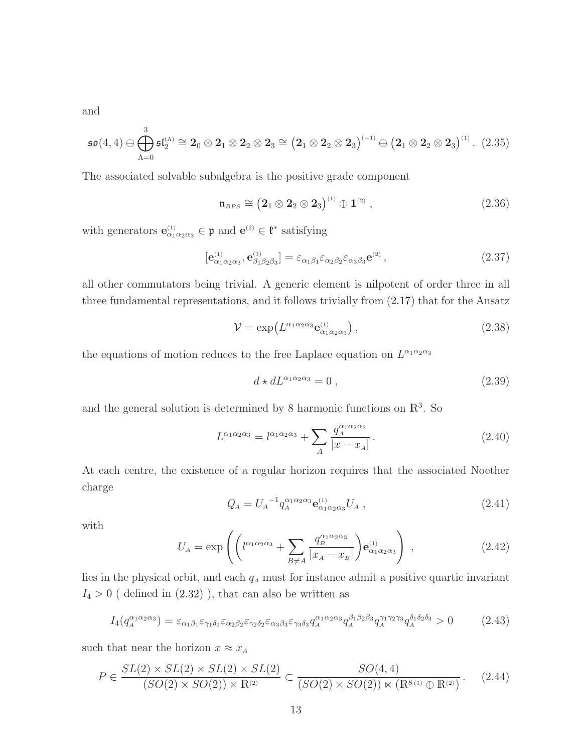and

$$\mathfrak{so}(4,4) \ominus \bigoplus_{\Lambda=0}^{3} \mathfrak{sl}_2^{(\Lambda)} \cong \mathbf{2}_0 \otimes \mathbf{2}_1 \otimes \mathbf{2}_2 \otimes \mathbf{2}_3 \cong \big(\mathbf{2}_1 \otimes \mathbf{2}_2 \otimes \mathbf{2}_3\big)^{(-1)} \oplus \big(\mathbf{2}_1 \otimes \mathbf{2}_2 \otimes \mathbf{2}_3\big)^{(1)} . \quad (2.35)$$

The associated solvable subalgebra is the positive grade component

$$\mathfrak{n}_{BPS} \cong \big(\mathbf{2}_1 \otimes \mathbf{2}_2 \otimes \mathbf{2}_3\big)^{(1)} \oplus \mathbf{1}^{(2)} , \quad (2.36)$$

with generators $\mathbf{e}^{(1)}_{\alpha_1\alpha_2\alpha_3} \in \mathfrak{p}$ and $\mathbf{e}^{(2)} \in \mathfrak{k}^*$ satisfying

$$[\mathbf{e}^{(1)}_{\alpha_1\alpha_2\alpha_3}, \mathbf{e}^{(1)}_{\beta_1\beta_2\beta_3}] = \varepsilon_{\alpha_1\beta_1}\varepsilon_{\alpha_2\beta_2}\varepsilon_{\alpha_3\beta_3}\mathbf{e}^{(2)} , \quad (2.37)$$

all other commutators being trivial. A generic element is nilpotent of order three in all three fundamental representations, and it follows trivially from (2.17) that for the Ansatz

$$\mathcal{V} = \exp\big(L^{\alpha_1\alpha_2\alpha_3}\mathbf{e}^{(1)}_{\alpha_1\alpha_2\alpha_3}\big) , \quad (2.38)$$

the equations of motion reduces to the free Laplace equation on $L^{\alpha_1\alpha_2\alpha_3}$

$$d \star dL^{\alpha_1\alpha_2\alpha_3} = 0 , \quad (2.39)$$

and the general solution is determined by 8 harmonic functions on $\mathbb{R}^3$. So

$$L^{\alpha_1\alpha_2\alpha_3} = l^{\alpha_1\alpha_2\alpha_3} + \sum_A \frac{q_A^{\alpha_1\alpha_2\alpha_3}}{|x - x_A|} . \quad (2.40)$$

At each centre, the existence of a regular horizon requires that the associated Noether charge

$$Q_A = U_A{}^{-1} q_A^{\alpha_1\alpha_2\alpha_3}\mathbf{e}^{(1)}_{\alpha_1\alpha_2\alpha_3} U_A , \quad (2.41)$$

with

$$U_A = \exp\left(\left(l^{\alpha_1\alpha_2\alpha_3} + \sum_{B\neq A}\frac{q_B^{\alpha_1\alpha_2\alpha_3}}{|x_A - x_B|}\right)\mathbf{e}^{(1)}_{\alpha_1\alpha_2\alpha_3}\right) , \quad (2.42)$$

lies in the physical orbit, and each $q_A$ must for instance admit a positive quartic invariant $I_4 > 0$ ( defined in (2.32) ), that can also be written as

$$I_4(q_A^{\alpha_1\alpha_2\alpha_3}) = \varepsilon_{\alpha_1\beta_1}\varepsilon_{\gamma_1\delta_1}\varepsilon_{\alpha_2\beta_2}\varepsilon_{\gamma_2\delta_2}\varepsilon_{\alpha_3\beta_3}\varepsilon_{\gamma_3\delta_3} q_A^{\alpha_1\alpha_2\alpha_3} q_A^{\beta_1\beta_2\beta_3} q_A^{\gamma_1\gamma_2\gamma_3} q_A^{\delta_1\delta_2\delta_3} > 0 \quad (2.43)$$

such that near the horizon $x \approx x_A$

$$P \in \frac{SL(2)\times SL(2)\times SL(2)\times SL(2)}{(SO(2)\times SO(2))\ltimes \mathbb{R}^{(2)}} \subset \frac{SO(4,4)}{(SO(2)\times SO(2))\ltimes(\mathbb{R}^{8\,(1)}\oplus\mathbb{R}^{(2)})} . \quad (2.44)$$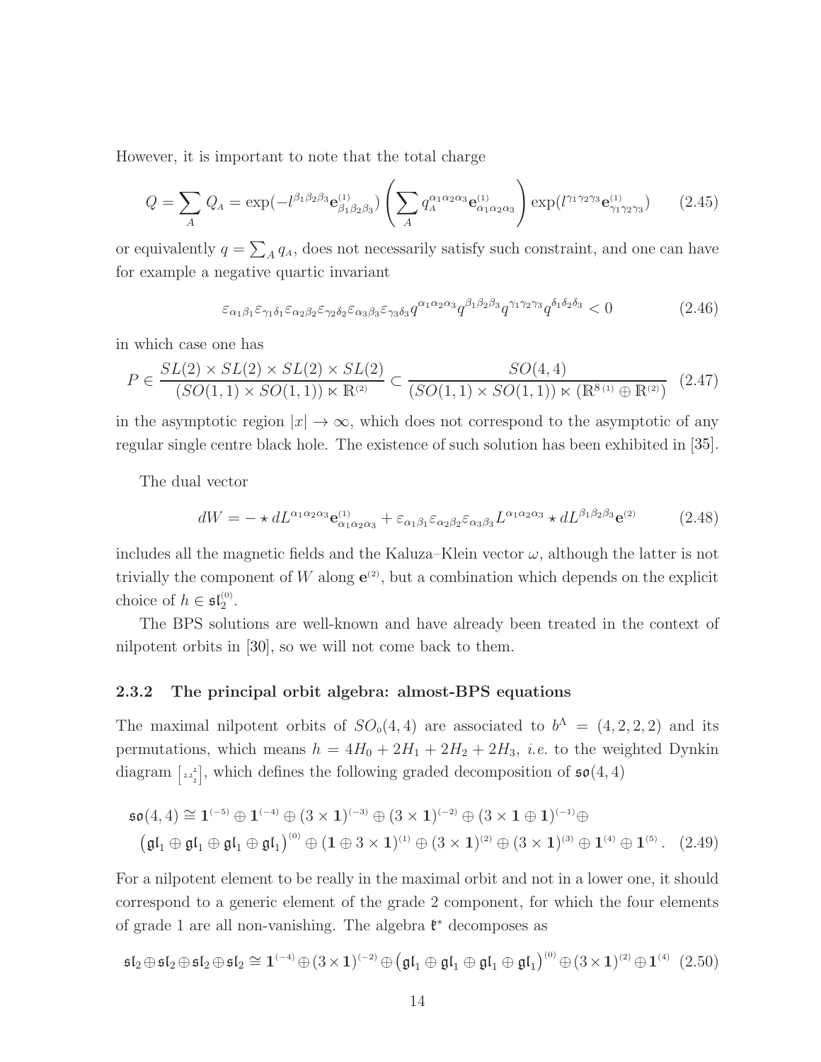However, it is important to note that the total charge

$$
Q = \sum_A Q_A = \exp(-l^{\beta_1\beta_2\beta_3}\mathbf{e}^{(1)}_{\beta_1\beta_2\beta_3}) \left( \sum_A q_A^{\alpha_1\alpha_2\alpha_3}\mathbf{e}^{(1)}_{\alpha_1\alpha_2\alpha_3} \right) \exp(l^{\gamma_1\gamma_2\gamma_3}\mathbf{e}^{(1)}_{\gamma_1\gamma_2\gamma_3}) \tag{2.45}
$$

or equivalently $q = \sum_A q_A$, does not necessarily satisfy such constraint, and one can have for example a negative quartic invariant

$$
\varepsilon_{\alpha_1\beta_1}\varepsilon_{\gamma_1\delta_1}\varepsilon_{\alpha_2\beta_2}\varepsilon_{\gamma_2\delta_2}\varepsilon_{\alpha_3\beta_3}\varepsilon_{\gamma_3\delta_3} q^{\alpha_1\alpha_2\alpha_3} q^{\beta_1\beta_2\beta_3} q^{\gamma_1\gamma_2\gamma_3} q^{\delta_1\delta_2\delta_3} < 0 \tag{2.46}
$$

in which case one has

$$
P \in \frac{SL(2)\times SL(2)\times SL(2)\times SL(2)}{(SO(1,1)\times SO(1,1))\ltimes \mathbb{R}^{(2)}} \subset \frac{SO(4,4)}{(SO(1,1)\times SO(1,1))\ltimes (\mathbb{R}^{8\,(1)}\oplus \mathbb{R}^{(2)})} \tag{2.47}
$$

in the asymptotic region $|x| \to \infty$, which does not correspond to the asymptotic of any regular single centre black hole. The existence of such solution has been exhibited in [35].

The dual vector

$$
dW = -\star dL^{\alpha_1\alpha_2\alpha_3}\mathbf{e}^{(1)}_{\alpha_1\alpha_2\alpha_3} + \varepsilon_{\alpha_1\beta_1}\varepsilon_{\alpha_2\beta_2}\varepsilon_{\alpha_3\beta_3} L^{\alpha_1\alpha_2\alpha_3} \star dL^{\beta_1\beta_2\beta_3}\mathbf{e}^{(2)} \tag{2.48}
$$

includes all the magnetic fields and the Kaluza–Klein vector $\omega$, although the latter is not trivially the component of $W$ along $\mathbf{e}^{(2)}$, but a combination which depends on the explicit choice of $h \in \mathfrak{sl}_2^{(0)}$.

The BPS solutions are well-known and have already been treated in the context of nilpotent orbits in [30], so we will not come back to them.

### 2.3.2 The principal orbit algebra: almost-BPS equations

The maximal nilpotent orbits of $SO_0(4,4)$ are associated to $b^\Lambda = (4,2,2,2)$ and its permutations, which means $h = 4H_0 + 2H_1 + 2H_2 + 2H_3$, *i.e.* to the weighted Dynkin diagram $\left[{}_{2\,2\,{}^2_2}\right]$, which defines the following graded decomposition of $\mathfrak{so}(4,4)$

$$
\begin{aligned}
\mathfrak{so}(4,4) \cong\ & \mathbf{1}^{(-5)} \oplus \mathbf{1}^{(-4)} \oplus (3\times\mathbf{1})^{(-3)} \oplus (3\times\mathbf{1})^{(-2)} \oplus (3\times\mathbf{1}\oplus\mathbf{1})^{(-1)} \oplus \\
& \left(\mathfrak{gl}_1\oplus\mathfrak{gl}_1\oplus\mathfrak{gl}_1\oplus\mathfrak{gl}_1\right)^{(0)} \oplus (\mathbf{1}\oplus 3\times\mathbf{1})^{(1)} \oplus (3\times\mathbf{1})^{(2)} \oplus (3\times\mathbf{1})^{(3)} \oplus \mathbf{1}^{(4)} \oplus \mathbf{1}^{(5)} .
\end{aligned} \tag{2.49}
$$

For a nilpotent element to be really in the maximal orbit and not in a lower one, it should correspond to a generic element of the grade 2 component, for which the four elements of grade 1 are all non-vanishing. The algebra $\mathfrak{k}^*$ decomposes as

$$
\mathfrak{sl}_2\oplus\mathfrak{sl}_2\oplus\mathfrak{sl}_2\oplus\mathfrak{sl}_2 \cong \mathbf{1}^{(-4)} \oplus (3\times\mathbf{1})^{(-2)} \oplus \left(\mathfrak{gl}_1\oplus\mathfrak{gl}_1\oplus\mathfrak{gl}_1\oplus\mathfrak{gl}_1\right)^{(0)} \oplus (3\times\mathbf{1})^{(2)} \oplus \mathbf{1}^{(4)} \tag{2.50}
$$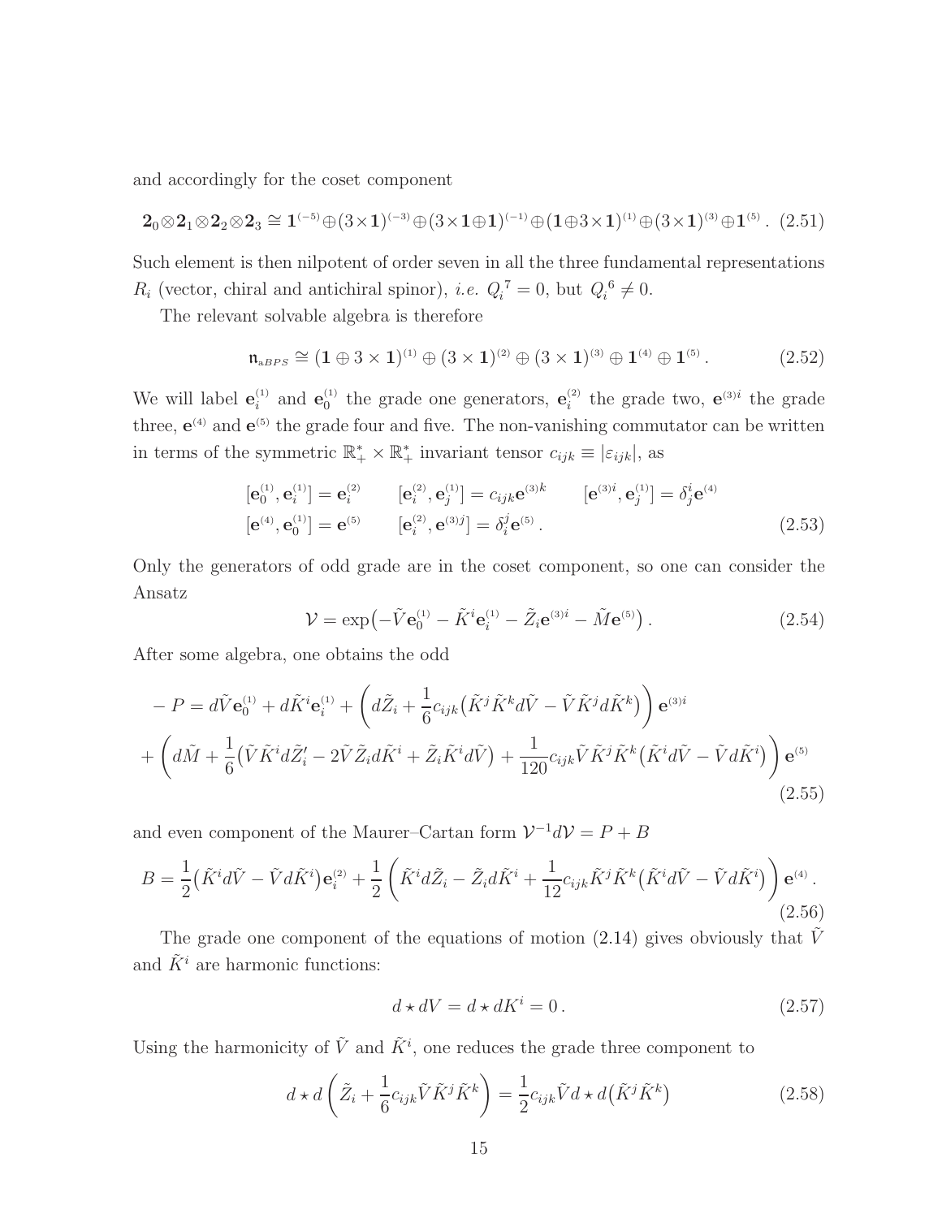and accordingly for the coset component

$$\mathbf{2}_0\otimes\mathbf{2}_1\otimes\mathbf{2}_2\otimes\mathbf{2}_3 \cong \mathbf{1}^{(-5)}\oplus(3\times\mathbf{1})^{(-3)}\oplus(3\times\mathbf{1}\oplus\mathbf{1})^{(-1)}\oplus(\mathbf{1}\oplus3\times\mathbf{1})^{(1)}\oplus(3\times\mathbf{1})^{(3)}\oplus\mathbf{1}^{(5)}\,. \quad (2.51)$$

Such element is then nilpotent of order seven in all the three fundamental representations $R_i$ (vector, chiral and antichiral spinor), *i.e.* ${Q_i}^7 = 0$, but ${Q_i}^6 \neq 0$.

The relevant solvable algebra is therefore

$$\mathfrak{n}_{aBPS} \cong (\mathbf{1}\oplus 3\times\mathbf{1})^{(1)}\oplus(3\times\mathbf{1})^{(2)}\oplus(3\times\mathbf{1})^{(3)}\oplus\mathbf{1}^{(4)}\oplus\mathbf{1}^{(5)}\,. \quad (2.52)$$

We will label $\mathbf{e}^{(1)}_i$ and $\mathbf{e}^{(1)}_0$ the grade one generators, $\mathbf{e}^{(2)}_i$ the grade two, $\mathbf{e}^{(3)i}$ the grade three, $\mathbf{e}^{(4)}$ and $\mathbf{e}^{(5)}$ the grade four and five. The non-vanishing commutator can be written in terms of the symmetric $\mathbb{R}^*_+\times\mathbb{R}^*_+$ invariant tensor $c_{ijk}\equiv|\varepsilon_{ijk}|$, as

$$\begin{aligned}
&[\mathbf{e}^{(1)}_0,\mathbf{e}^{(1)}_i] = \mathbf{e}^{(2)}_i \qquad [\mathbf{e}^{(2)}_i,\mathbf{e}^{(1)}_j] = c_{ijk}\mathbf{e}^{(3)k} \qquad [\mathbf{e}^{(3)i},\mathbf{e}^{(1)}_j] = \delta^i_j\mathbf{e}^{(4)} \\
&[\mathbf{e}^{(4)},\mathbf{e}^{(1)}_0] = \mathbf{e}^{(5)} \qquad [\mathbf{e}^{(2)}_i,\mathbf{e}^{(3)j}] = \delta^j_i\mathbf{e}^{(5)}\,.
\end{aligned} \quad (2.53)$$

Only the generators of odd grade are in the coset component, so one can consider the Ansatz

$$\mathcal{V} = \exp\bigl(-\tilde{V}\mathbf{e}^{(1)}_0 - \tilde{K}^i\mathbf{e}^{(1)}_i - \tilde{Z}_i\mathbf{e}^{(3)i} - \tilde{M}\mathbf{e}^{(5)}\bigr)\,. \quad (2.54)$$

After some algebra, one obtains the odd

$$\begin{aligned}
-P =\,& d\tilde{V}\mathbf{e}^{(1)}_0 + d\tilde{K}^i\mathbf{e}^{(1)}_i + \left(d\tilde{Z}_i + \frac{1}{6}c_{ijk}\bigl(\tilde{K}^j\tilde{K}^k d\tilde{V} - \tilde{V}\tilde{K}^j d\tilde{K}^k\bigr)\right)\mathbf{e}^{(3)i} \\
&+\left(d\tilde{M} + \frac{1}{6}\bigl(\tilde{V}\tilde{K}^i d\tilde{Z}^\prime_i - 2\tilde{V}\tilde{Z}_i d\tilde{K}^i + \tilde{Z}_i\tilde{K}^i d\tilde{V}\bigr) + \frac{1}{120}c_{ijk}\tilde{V}\tilde{K}^j\tilde{K}^k\bigl(\tilde{K}^i d\tilde{V} - \tilde{V}d\tilde{K}^i\bigr)\right)\mathbf{e}^{(5)}
\end{aligned} \quad (2.55)$$

and even component of the Maurer–Cartan form $\mathcal{V}^{-1}d\mathcal{V} = P + B$

$$B = \frac{1}{2}\bigl(\tilde{K}^i d\tilde{V} - \tilde{V}d\tilde{K}^i\bigr)\mathbf{e}^{(2)}_i + \frac{1}{2}\left(\tilde{K}^i d\tilde{Z}_i - \tilde{Z}_i d\tilde{K}^i + \frac{1}{12}c_{ijk}\tilde{K}^j\tilde{K}^k\bigl(\tilde{K}^i d\tilde{V} - \tilde{V}d\tilde{K}^i\bigr)\right)\mathbf{e}^{(4)}\,. \quad (2.56)$$

The grade one component of the equations of motion (2.14) gives obviously that $\tilde{V}$ and $\tilde{K}^i$ are harmonic functions:

$$d\star dV = d\star dK^i = 0\,. \quad (2.57)$$

Using the harmonicity of $\tilde{V}$ and $\tilde{K}^i$, one reduces the grade three component to

$$d\star d\left(\tilde{Z}_i + \frac{1}{6}c_{ijk}\tilde{V}\tilde{K}^j\tilde{K}^k\right) = \frac{1}{2}c_{ijk}\tilde{V}d\star d\bigl(\tilde{K}^j\tilde{K}^k\bigr) \quad (2.58)$$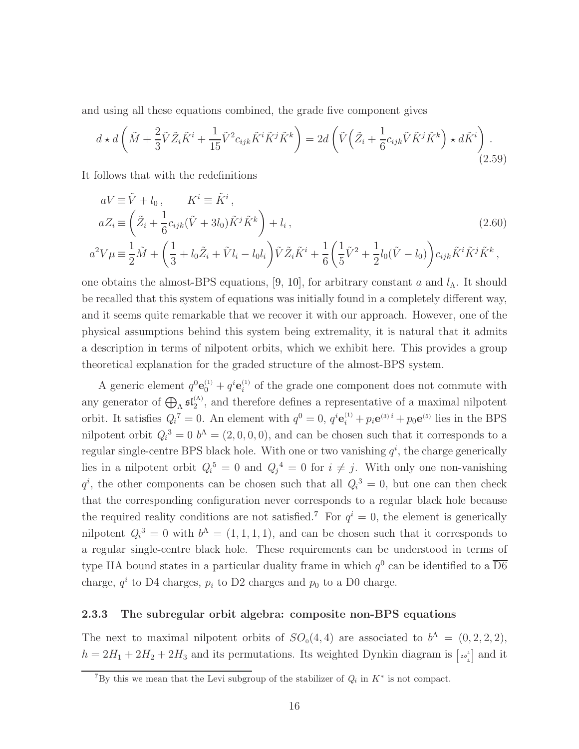and using all these equations combined, the grade five component gives

$$d\star d\left(\tilde{M}+\frac{2}{3}\tilde{V}\tilde{Z}_i\tilde{K}^i+\frac{1}{15}\tilde{V}^2c_{ijk}\tilde{K}^i\tilde{K}^j\tilde{K}^k\right)=2d\left(\tilde{V}\Big(\tilde{Z}_i+\frac{1}{6}c_{ijk}\tilde{V}\tilde{K}^j\tilde{K}^k\Big)\star d\tilde{K}^i\right). \tag{2.59}$$

It follows that with the redefinitions

$$\begin{aligned}
aV &\equiv \tilde{V}+l_0\,, \qquad K^i\equiv\tilde{K}^i\,,\\
aZ_i &\equiv \left(\tilde{Z}_i+\frac{1}{6}c_{ijk}(\tilde{V}+3l_0)\tilde{K}^j\tilde{K}^k\right)+l_i\,,\\
a^2V\mu &\equiv \frac{1}{2}\tilde{M}+\left(\frac{1}{3}+l_0\tilde{Z}_i+\tilde{V}l_i-l_0l_i\right)\tilde{V}\tilde{Z}_i\tilde{K}^i+\frac{1}{6}\left(\frac{1}{5}\tilde{V}^2+\frac{1}{2}l_0(\tilde{V}-l_0)\right)c_{ijk}\tilde{K}^i\tilde{K}^j\tilde{K}^k\,,
\end{aligned} \tag{2.60}$$

one obtains the almost-BPS equations, [9, 10], for arbitrary constant $a$ and $l_\Lambda$. It should be recalled that this system of equations was initially found in a completely different way, and it seems quite remarkable that we recover it with our approach. However, one of the physical assumptions behind this system being extremality, it is natural that it admits a description in terms of nilpotent orbits, which we exhibit here. This provides a group theoretical explanation for the graded structure of the almost-BPS system.

A generic element $q^0\mathbf{e}_0^{(1)}+q^i\mathbf{e}_i^{(1)}$ of the grade one component does not commute with any generator of $\bigoplus_\Lambda\mathfrak{sl}_2^{(\Lambda)}$, and therefore defines a representative of a maximal nilpotent orbit. It satisfies ${Q_i}^7=0$. An element with $q^0=0$, $q^i\mathbf{e}_i^{(1)}+p_i\mathbf{e}^{(3)\,i}+p_0\mathbf{e}^{(5)}$ lies in the BPS nilpotent orbit ${Q_i}^3=0$ $b^\Lambda=(2,0,0,0)$, and can be chosen such that it corresponds to a regular single-centre BPS black hole. With one or two vanishing $q^i$, the charge generically lies in a nilpotent orbit ${Q_i}^5=0$ and ${Q_j}^4=0$ for $i\neq j$. With only one non-vanishing $q^i$, the other components can be chosen such that all ${Q_i}^3=0$, but one can then check that the corresponding configuration never corresponds to a regular black hole because the required reality conditions are not satisfied.[7] For $q^i=0$, the element is generically nilpotent ${Q_i}^3=0$ with $b^\Lambda=(1,1,1,1)$, and can be chosen such that it corresponds to a regular single-centre black hole. These requirements can be understood in terms of type IIA bound states in a particular duality frame in which $q^0$ can be identified to a $\overline{\text{D6}}$ charge, $q^i$ to D4 charges, $p_i$ to D2 charges and $p_0$ to a D0 charge.

### 2.3.3 The subregular orbit algebra: composite non-BPS equations

The next to maximal nilpotent orbits of $SO_0(4,4)$ are associated to $b^\Lambda=(0,2,2,2)$, $h=2H_1+2H_2+2H_3$ and its permutations. Its weighted Dynkin diagram is $\left[{}_{2}\overset{2}{0}{}_{2}\right]$ and it

[7] By this we mean that the Levi subgroup of the stabilizer of $Q_i$ in $K^*$ is not compact.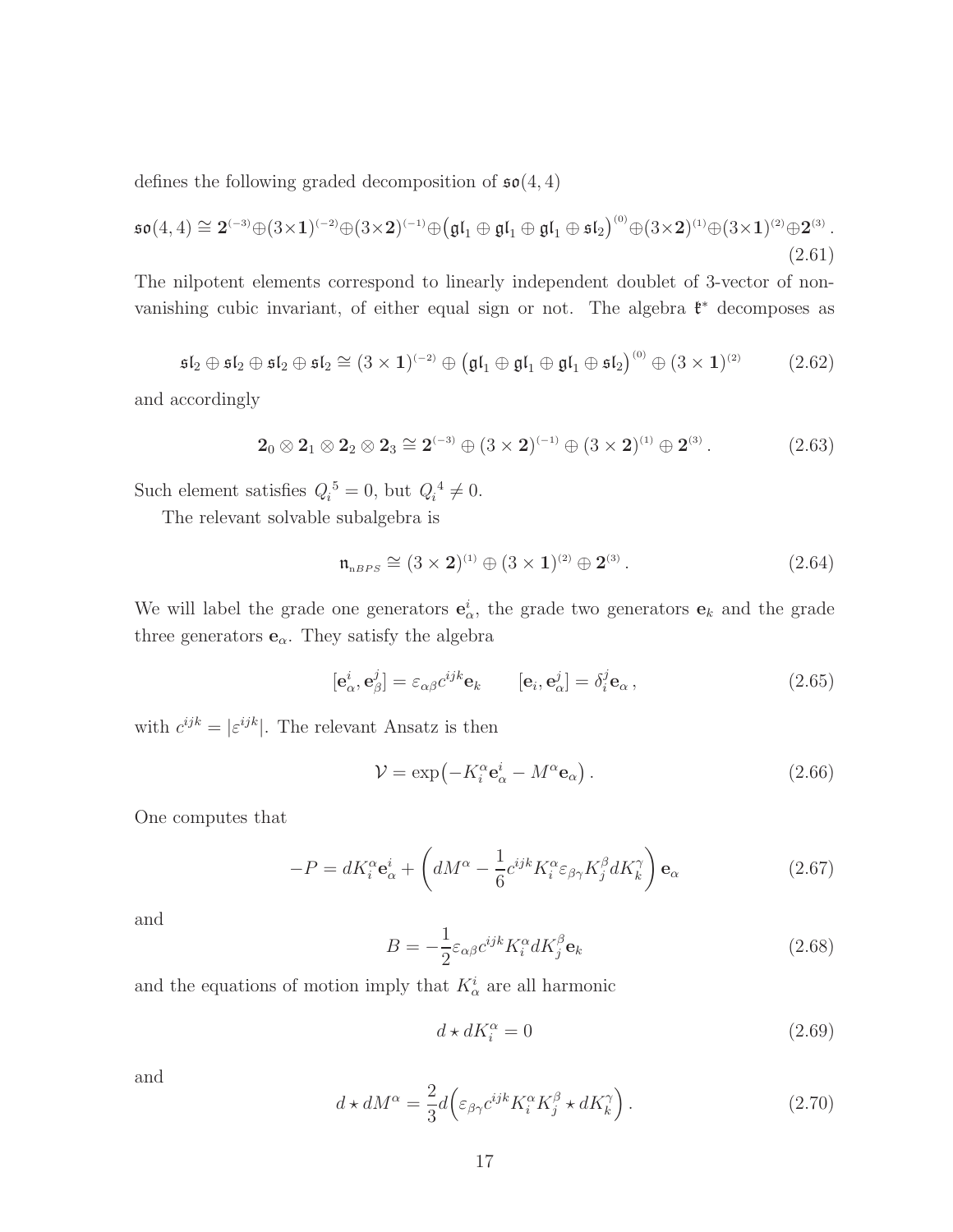defines the following graded decomposition of $\mathfrak{so}(4,4)$

$$\mathfrak{so}(4,4) \cong \mathbf{2}^{(-3)} \oplus (3\times\mathbf{1})^{(-2)} \oplus (3\times\mathbf{2})^{(-1)} \oplus \big(\mathfrak{gl}_1 \oplus \mathfrak{gl}_1 \oplus \mathfrak{gl}_1 \oplus \mathfrak{sl}_2\big)^{(0)} \oplus (3\times\mathbf{2})^{(1)} \oplus (3\times\mathbf{1})^{(2)} \oplus \mathbf{2}^{(3)} \,. \tag{2.61}$$

The nilpotent elements correspond to linearly independent doublet of 3-vector of non-vanishing cubic invariant, of either equal sign or not. The algebra $\mathfrak{k}^*$ decomposes as

$$\mathfrak{sl}_2 \oplus \mathfrak{sl}_2 \oplus \mathfrak{sl}_2 \oplus \mathfrak{sl}_2 \cong (3\times\mathbf{1})^{(-2)} \oplus \big(\mathfrak{gl}_1 \oplus \mathfrak{gl}_1 \oplus \mathfrak{gl}_1 \oplus \mathfrak{sl}_2\big)^{(0)} \oplus (3\times\mathbf{1})^{(2)} \tag{2.62}$$

and accordingly

$$\mathbf{2}_0 \otimes \mathbf{2}_1 \otimes \mathbf{2}_2 \otimes \mathbf{2}_3 \cong \mathbf{2}^{(-3)} \oplus (3\times\mathbf{2})^{(-1)} \oplus (3\times\mathbf{2})^{(1)} \oplus \mathbf{2}^{(3)} \,. \tag{2.63}$$

Such element satisfies ${Q_i}^5 = 0$, but ${Q_i}^4 \neq 0$.

The relevant solvable subalgebra is

$$\mathfrak{n}_{\scriptscriptstyle nBPS} \cong (3\times\mathbf{2})^{(1)} \oplus (3\times\mathbf{1})^{(2)} \oplus \mathbf{2}^{(3)} \,. \tag{2.64}$$

We will label the grade one generators $\mathbf{e}^i_\alpha$, the grade two generators $\mathbf{e}_k$ and the grade three generators $\mathbf{e}_\alpha$. They satisfy the algebra

$$[\mathbf{e}^i_\alpha, \mathbf{e}^j_\beta] = \varepsilon_{\alpha\beta} c^{ijk} \mathbf{e}_k \qquad [\mathbf{e}_i, \mathbf{e}^j_\alpha] = \delta^j_i \mathbf{e}_\alpha \,, \tag{2.65}$$

with $c^{ijk} = |\varepsilon^{ijk}|$. The relevant Ansatz is then

$$\mathcal{V} = \exp\big(-K^\alpha_i \mathbf{e}^i_\alpha - M^\alpha \mathbf{e}_\alpha\big) \,. \tag{2.66}$$

One computes that

$$-P = dK^\alpha_i \mathbf{e}^i_\alpha + \left( dM^\alpha - \frac{1}{6} c^{ijk} K^\alpha_i \varepsilon_{\beta\gamma} K^\beta_j dK^\gamma_k \right) \mathbf{e}_\alpha \tag{2.67}$$

and

$$B = -\frac{1}{2} \varepsilon_{\alpha\beta} c^{ijk} K^\alpha_i dK^\beta_j \mathbf{e}_k \tag{2.68}$$

and the equations of motion imply that $K^i_\alpha$ are all harmonic

$$d \star dK^\alpha_i = 0 \tag{2.69}$$

and

$$d \star dM^\alpha = \frac{2}{3} d\Big( \varepsilon_{\beta\gamma} c^{ijk} K^\alpha_i K^\beta_j \star dK^\gamma_k \Big) \,. \tag{2.70}$$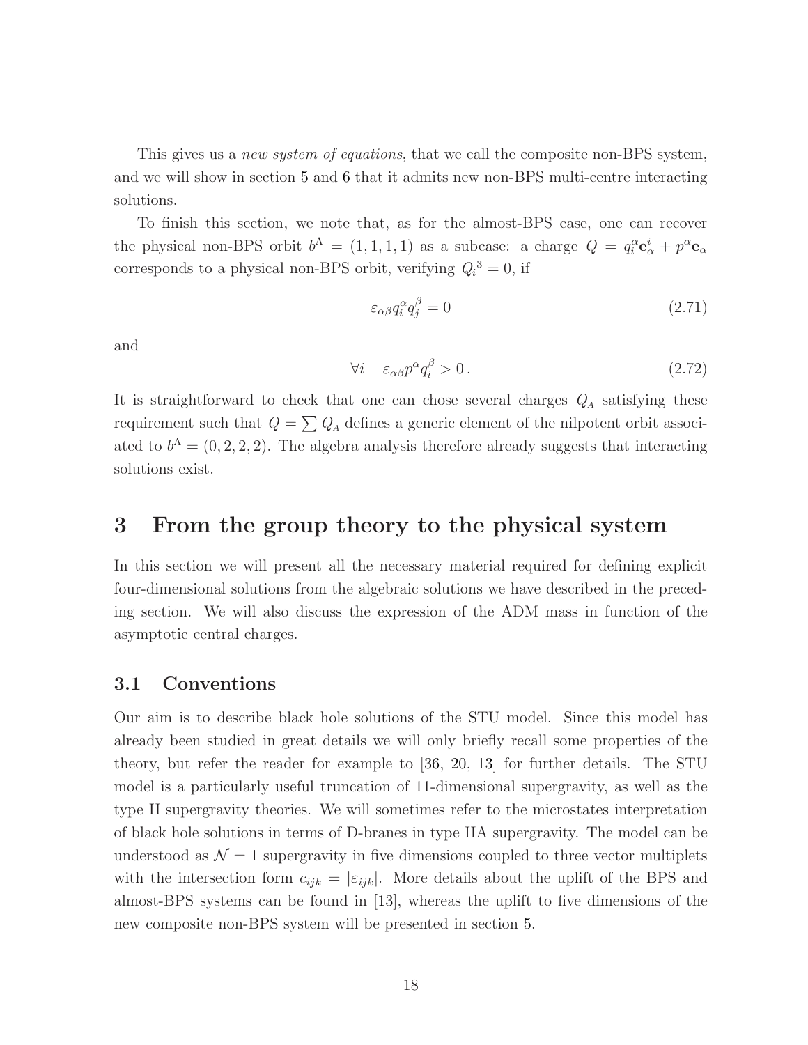This gives us a *new system of equations*, that we call the composite non-BPS system, and we will show in section 5 and 6 that it admits new non-BPS multi-centre interacting solutions.

To finish this section, we note that, as for the almost-BPS case, one can recover the physical non-BPS orbit $b^\Lambda = (1,1,1,1)$ as a subcase: a charge $Q = q_i^\alpha \mathbf{e}_\alpha^i + p^\alpha \mathbf{e}_\alpha$ corresponds to a physical non-BPS orbit, verifying ${Q_i}^3 = 0$, if

$$\varepsilon_{\alpha\beta} q_i^\alpha q_j^\beta = 0 \tag{2.71}$$

and

$$\forall i \quad \varepsilon_{\alpha\beta} p^\alpha q_i^\beta > 0\,. \tag{2.72}$$

It is straightforward to check that one can chose several charges $Q_A$ satisfying these requirement such that $Q = \sum Q_A$ defines a generic element of the nilpotent orbit associated to $b^\Lambda = (0,2,2,2)$. The algebra analysis therefore already suggests that interacting solutions exist.

# 3 From the group theory to the physical system

In this section we will present all the necessary material required for defining explicit four-dimensional solutions from the algebraic solutions we have described in the preceding section. We will also discuss the expression of the ADM mass in function of the asymptotic central charges.

## 3.1 Conventions

Our aim is to describe black hole solutions of the STU model. Since this model has already been studied in great details we will only briefly recall some properties of the theory, but refer the reader for example to [36, 20, 13] for further details. The STU model is a particularly useful truncation of 11-dimensional supergravity, as well as the type II supergravity theories. We will sometimes refer to the microstates interpretation of black hole solutions in terms of D-branes in type IIA supergravity. The model can be understood as $\mathcal{N} = 1$ supergravity in five dimensions coupled to three vector multiplets with the intersection form $c_{ijk} = |\varepsilon_{ijk}|$. More details about the uplift of the BPS and almost-BPS systems can be found in [13], whereas the uplift to five dimensions of the new composite non-BPS system will be presented in section 5.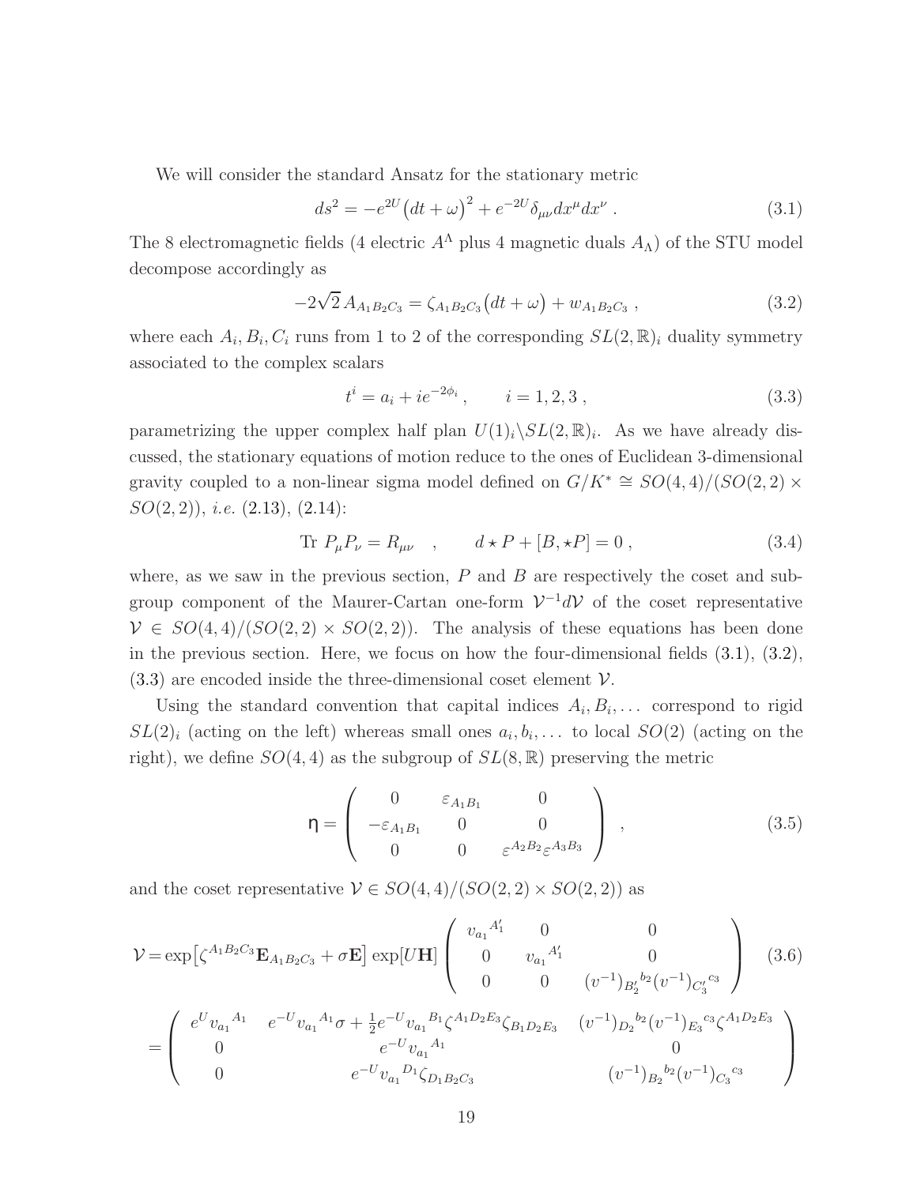We will consider the standard Ansatz for the stationary metric

$$ds^2 = -e^{2U}\big(dt + \omega\big)^2 + e^{-2U}\delta_{\mu\nu}dx^\mu dx^\nu \ . \tag{3.1}$$

The 8 electromagnetic fields (4 electric $A^\Lambda$ plus 4 magnetic duals $A_\Lambda$) of the STU model decompose accordingly as

$$-2\sqrt{2}\, A_{A_1B_2C_3} = \zeta_{A_1B_2C_3}\big(dt + \omega\big) + w_{A_1B_2C_3} \ , \tag{3.2}$$

where each $A_i, B_i, C_i$ runs from 1 to 2 of the corresponding $SL(2,\mathbb{R})_i$ duality symmetry associated to the complex scalars

$$t^i = a_i + ie^{-2\phi_i}\ , \qquad i = 1,2,3\ , \tag{3.3}$$

parametrizing the upper complex half plan $U(1)_i\backslash SL(2,\mathbb{R})_i$. As we have already discussed, the stationary equations of motion reduce to the ones of Euclidean 3-dimensional gravity coupled to a non-linear sigma model defined on $G/K^* \cong SO(4,4)/(SO(2,2)\times SO(2,2))$, *i.e.* (2.13), (2.14):

$$\text{Tr}\ P_\mu P_\nu = R_{\mu\nu} \quad , \qquad d\star P + [B, \star P] = 0\ , \tag{3.4}$$

where, as we saw in the previous section, $P$ and $B$ are respectively the coset and subgroup component of the Maurer-Cartan one-form $\mathcal{V}^{-1}d\mathcal{V}$ of the coset representative $\mathcal{V} \in SO(4,4)/(SO(2,2)\times SO(2,2))$. The analysis of these equations has been done in the previous section. Here, we focus on how the four-dimensional fields (3.1), (3.2), (3.3) are encoded inside the three-dimensional coset element $\mathcal{V}$.

Using the standard convention that capital indices $A_i, B_i, \dots$ correspond to rigid $SL(2)_i$ (acting on the left) whereas small ones $a_i, b_i, \dots$ to local $SO(2)$ (acting on the right), we define $SO(4,4)$ as the subgroup of $SL(8,\mathbb{R})$ preserving the metric

$$\mathsf{\eta} = \begin{pmatrix} 0 & \varepsilon_{A_1B_1} & 0 \\ -\varepsilon_{A_1B_1} & 0 & 0 \\ 0 & 0 & \varepsilon^{A_2B_2}\varepsilon^{A_3B_3} \end{pmatrix} \ , \tag{3.5}$$

and the coset representative $\mathcal{V} \in SO(4,4)/(SO(2,2)\times SO(2,2))$ as

$$\mathcal{V} = \exp\big[\zeta^{A_1B_2C_3}\mathbf{E}_{A_1B_2C_3} + \sigma\mathbf{E}\big]\exp[U\mathbf{H}] \begin{pmatrix} v_{a_1}{}^{A_1'} & 0 & 0 \\ 0 & v_{a_1}{}^{A_1'} & 0 \\ 0 & 0 & (v^{-1})_{B_2'}{}^{b_2}(v^{-1})_{C_3'}{}^{c_3} \end{pmatrix} \tag{3.6}$$

$$= \begin{pmatrix} e^U v_{a_1}{}^{A_1} & e^{-U}v_{a_1}{}^{A_1}\sigma + \frac{1}{2}e^{-U}v_{a_1}{}^{B_1}\zeta^{A_1D_2E_3}\zeta_{B_1D_2E_3} & (v^{-1})_{D_2}{}^{b_2}(v^{-1})_{E_3}{}^{c_3}\zeta^{A_1D_2E_3} \\ 0 & e^{-U}v_{a_1}{}^{A_1} & 0 \\ 0 & e^{-U}v_{a_1}{}^{D_1}\zeta_{D_1B_2C_3} & (v^{-1})_{B_2}{}^{b_2}(v^{-1})_{C_3}{}^{c_3} \end{pmatrix}$$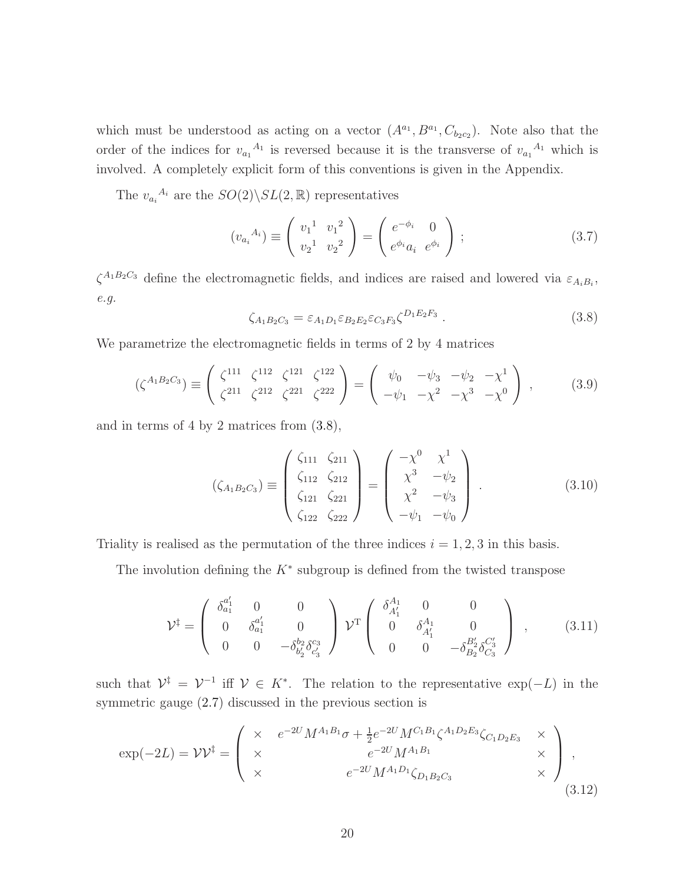which must be understood as acting on a vector $(A^{a_1}, B^{a_1}, C_{b_2c_2})$. Note also that the order of the indices for ${v_{a_1}}^{A_1}$ is reversed because it is the transverse of ${v_{a_1}}^{A_1}$ which is involved. A completely explicit form of this conventions is given in the Appendix.

The ${v_{a_i}}^{A_i}$ are the $SO(2)\backslash SL(2,\mathbb{R})$ representatives

$$
({v_{a_i}}^{A_i}) \equiv \begin{pmatrix} {v_1}^1 & {v_1}^2 \\ {v_2}^1 & {v_2}^2 \end{pmatrix} = \begin{pmatrix} e^{-\phi_i} & 0 \\ e^{\phi_i} a_i & e^{\phi_i} \end{pmatrix} ; \tag{3.7}
$$

$\zeta^{A_1B_2C_3}$ define the electromagnetic fields, and indices are raised and lowered via $\varepsilon_{A_iB_i}$, *e.g.*

$$
\zeta_{A_1B_2C_3} = \varepsilon_{A_1D_1}\varepsilon_{B_2E_2}\varepsilon_{C_3F_3}\zeta^{D_1E_2F_3} . \tag{3.8}
$$

We parametrize the electromagnetic fields in terms of 2 by 4 matrices

$$
(\zeta^{A_1B_2C_3}) \equiv \begin{pmatrix} \zeta^{111} & \zeta^{112} & \zeta^{121} & \zeta^{122} \\ \zeta^{211} & \zeta^{212} & \zeta^{221} & \zeta^{222} \end{pmatrix} = \begin{pmatrix} \psi_0 & -\psi_3 & -\psi_2 & -\chi^1 \\ -\psi_1 & -\chi^2 & -\chi^3 & -\chi^0 \end{pmatrix} , \tag{3.9}
$$

and in terms of 4 by 2 matrices from (3.8),

$$
(\zeta_{A_1B_2C_3}) \equiv \begin{pmatrix} \zeta_{111} & \zeta_{211} \\ \zeta_{112} & \zeta_{212} \\ \zeta_{121} & \zeta_{221} \\ \zeta_{122} & \zeta_{222} \end{pmatrix} = \begin{pmatrix} -\chi^0 & \chi^1 \\ \chi^3 & -\psi_2 \\ \chi^2 & -\psi_3 \\ -\psi_1 & -\psi_0 \end{pmatrix} . \tag{3.10}
$$

Triality is realised as the permutation of the three indices $i = 1, 2, 3$ in this basis.

The involution defining the $K^*$ subgroup is defined from the twisted transpose

$$
\mathcal{V}^\ddagger = \begin{pmatrix} \delta_{a_1}^{a_1'} & 0 & 0 \\ 0 & \delta_{a_1}^{a_1'} & 0 \\ 0 & 0 & -\delta_{b_2'}^{b_2}\delta_{c_3'}^{c_3} \end{pmatrix} \mathcal{V}^{\mathrm{T}} \begin{pmatrix} \delta_{A_1'}^{A_1} & 0 & 0 \\ 0 & \delta_{A_1'}^{A_1} & 0 \\ 0 & 0 & -\delta_{B_2}^{B_2'}\delta_{C_3}^{C_3'} \end{pmatrix} , \tag{3.11}
$$

such that $\mathcal{V}^\ddagger = \mathcal{V}^{-1}$ iff $\mathcal{V} \in K^*$. The relation to the representative $\exp(-L)$ in the symmetric gauge (2.7) discussed in the previous section is

$$
\exp(-2L) = \mathcal{V}\mathcal{V}^\ddagger = \begin{pmatrix} \times & e^{-2U}M^{A_1B_1}\sigma + \frac{1}{2}e^{-2U}M^{C_1B_1}\zeta^{A_1D_2E_3}\zeta_{C_1D_2E_3} & \times \\ \times & e^{-2U}M^{A_1B_1} & \times \\ \times & e^{-2U}M^{A_1D_1}\zeta_{D_1B_2C_3} & \times \end{pmatrix} , \tag{3.12}
$$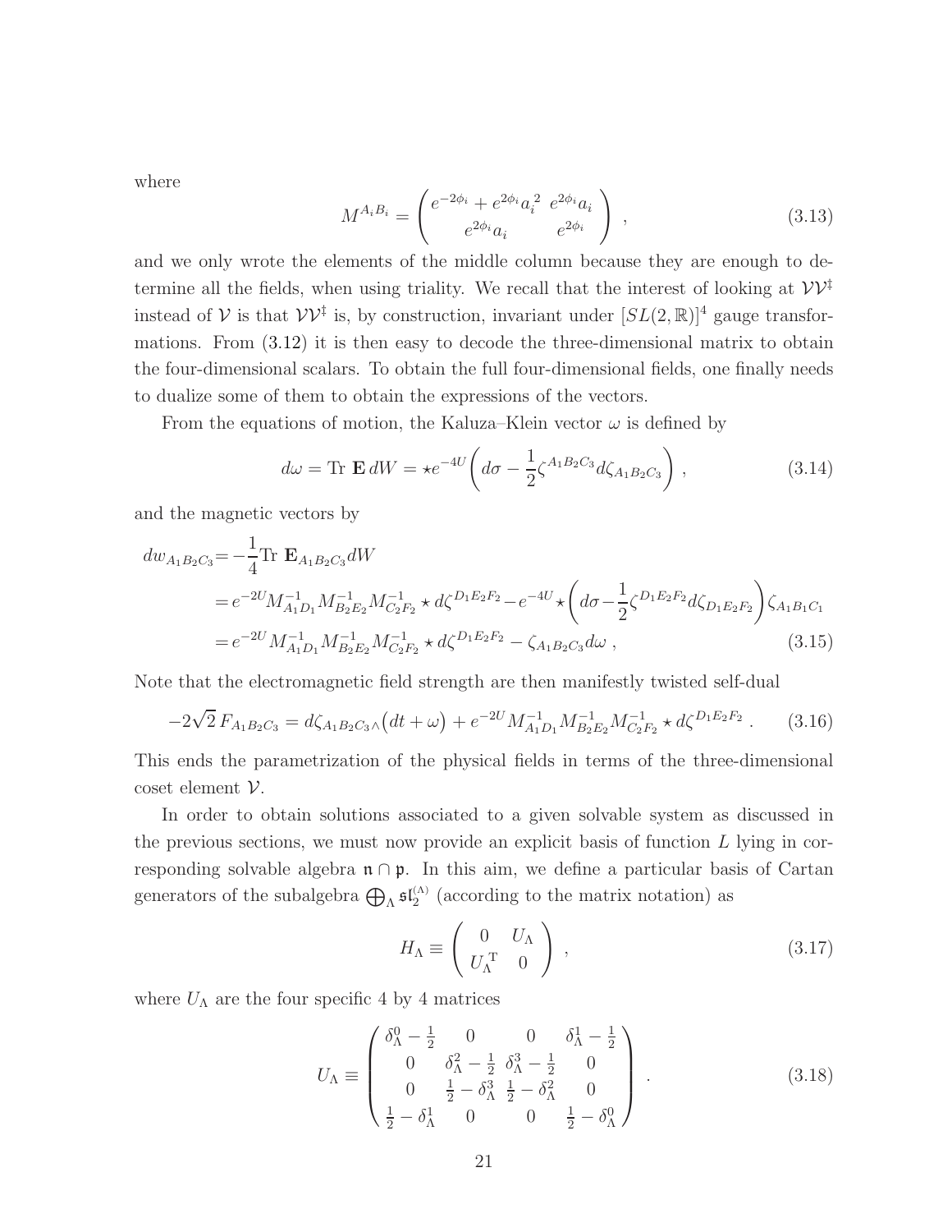where

$$M^{A_iB_i} = \begin{pmatrix} e^{-2\phi_i} + e^{2\phi_i}a_i^{\,2} & e^{2\phi_i}a_i \\ e^{2\phi_i}a_i & e^{2\phi_i} \end{pmatrix} \,, \tag{3.13}$$

and we only wrote the elements of the middle column because they are enough to determine all the fields, when using triality. We recall that the interest of looking at $\mathcal{V}\mathcal{V}^\ddagger$ instead of $\mathcal{V}$ is that $\mathcal{V}\mathcal{V}^\ddagger$ is, by construction, invariant under $[SL(2,\mathbb{R})]^4$ gauge transformations. From (3.12) it is then easy to decode the three-dimensional matrix to obtain the four-dimensional scalars. To obtain the full four-dimensional fields, one finally needs to dualize some of them to obtain the expressions of the vectors.

From the equations of motion, the Kaluza–Klein vector $\omega$ is defined by

$$d\omega = \operatorname{Tr}\, \mathbf{E}\, dW = \star e^{-4U}\left(d\sigma - \frac{1}{2}\zeta^{A_1B_2C_3}d\zeta_{A_1B_2C_3}\right) \,, \tag{3.14}$$

and the magnetic vectors by

$$\begin{aligned} dw_{A_1B_2C_3} &= -\frac{1}{4}\operatorname{Tr}\, \mathbf{E}_{A_1B_2C_3}dW \\ &= e^{-2U}M^{-1}_{A_1D_1}M^{-1}_{B_2E_2}M^{-1}_{C_2F_2}\star d\zeta^{D_1E_2F_2} - e^{-4U}\star\left(d\sigma - \frac{1}{2}\zeta^{D_1E_2F_2}d\zeta_{D_1E_2F_2}\right)\zeta_{A_1B_1C_1} \\ &= e^{-2U}M^{-1}_{A_1D_1}M^{-1}_{B_2E_2}M^{-1}_{C_2F_2}\star d\zeta^{D_1E_2F_2} - \zeta_{A_1B_2C_3}d\omega \,, \end{aligned} \tag{3.15}$$

Note that the electromagnetic field strength are then manifestly twisted self-dual

$$-2\sqrt{2}\,F_{A_1B_2C_3} = d\zeta_{A_1B_2C_3}\wedge\big(dt + \omega\big) + e^{-2U}M^{-1}_{A_1D_1}M^{-1}_{B_2E_2}M^{-1}_{C_2F_2}\star d\zeta^{D_1E_2F_2} \,. \tag{3.16}$$

This ends the parametrization of the physical fields in terms of the three-dimensional coset element $\mathcal{V}$.

In order to obtain solutions associated to a given solvable system as discussed in the previous sections, we must now provide an explicit basis of function $L$ lying in corresponding solvable algebra $\mathfrak{n}\cap\mathfrak{p}$. In this aim, we define a particular basis of Cartan generators of the subalgebra $\bigoplus_\Lambda \mathfrak{sl}_2^{(\Lambda)}$ (according to the matrix notation) as

$$H_\Lambda \equiv \begin{pmatrix} 0 & U_\Lambda \\ U_\Lambda^{\mathrm{T}} & 0 \end{pmatrix} \,, \tag{3.17}$$

where $U_\Lambda$ are the four specific 4 by 4 matrices

$$U_\Lambda \equiv \begin{pmatrix} \delta^0_\Lambda - \frac{1}{2} & 0 & 0 & \delta^1_\Lambda - \frac{1}{2} \\ 0 & \delta^2_\Lambda - \frac{1}{2} & \delta^3_\Lambda - \frac{1}{2} & 0 \\ 0 & \frac{1}{2} - \delta^3_\Lambda & \frac{1}{2} - \delta^2_\Lambda & 0 \\ \frac{1}{2} - \delta^1_\Lambda & 0 & 0 & \frac{1}{2} - \delta^0_\Lambda \end{pmatrix} \,. \tag{3.18}$$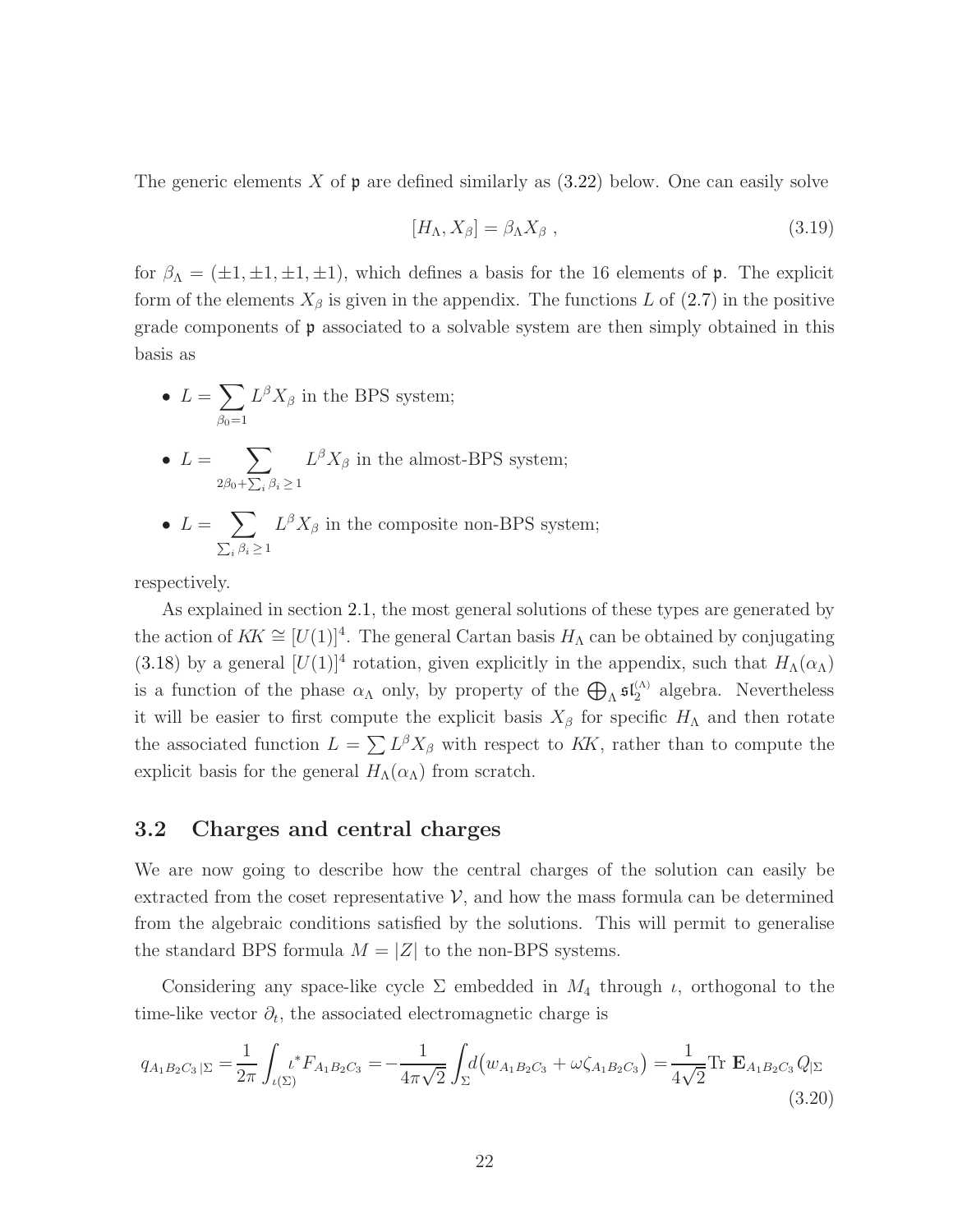The generic elements $X$ of $\mathfrak{p}$ are defined similarly as (3.22) below. One can easily solve

$$[H_\Lambda, X_\beta] = \beta_\Lambda X_\beta \ , \tag{3.19}$$

for $\beta_\Lambda = (\pm 1, \pm 1, \pm 1, \pm 1)$, which defines a basis for the 16 elements of $\mathfrak{p}$. The explicit form of the elements $X_\beta$ is given in the appendix. The functions $L$ of (2.7) in the positive grade components of $\mathfrak{p}$ associated to a solvable system are then simply obtained in this basis as

- $L = \sum_{\beta_0 = 1} L^\beta X_\beta$ in the BPS system;
- $L = \sum_{2\beta_0 + \sum_i \beta_i \geq 1} L^\beta X_\beta$ in the almost-BPS system;
- $L = \sum_{\sum_i \beta_i \geq 1} L^\beta X_\beta$ in the composite non-BPS system;

respectively.

As explained in section 2.1, the most general solutions of these types are generated by the action of $KK \cong [U(1)]^4$. The general Cartan basis $H_\Lambda$ can be obtained by conjugating (3.18) by a general $[U(1)]^4$ rotation, given explicitly in the appendix, such that $H_\Lambda(\alpha_\Lambda)$ is a function of the phase $\alpha_\Lambda$ only, by property of the $\bigoplus_\Lambda \mathfrak{sl}_2^{(\Lambda)}$ algebra. Nevertheless it will be easier to first compute the explicit basis $X_\beta$ for specific $H_\Lambda$ and then rotate the associated function $L = \sum L^\beta X_\beta$ with respect to $KK$, rather than to compute the explicit basis for the general $H_\Lambda(\alpha_\Lambda)$ from scratch.

## 3.2 Charges and central charges

We are now going to describe how the central charges of the solution can easily be extracted from the coset representative $\mathcal{V}$, and how the mass formula can be determined from the algebraic conditions satisfied by the solutions. This will permit to generalise the standard BPS formula $M = |Z|$ to the non-BPS systems.

Considering any space-like cycle $\Sigma$ embedded in $M_4$ through $\iota$, orthogonal to the time-like vector $\partial_t$, the associated electromagnetic charge is

$$q_{A_1B_2C_3\,|\Sigma} = \frac{1}{2\pi} \int_{\iota(\Sigma)} \iota^* F_{A_1B_2C_3} = -\frac{1}{4\pi\sqrt{2}} \int_\Sigma d\big(w_{A_1B_2C_3} + \omega \zeta_{A_1B_2C_3}\big) = \frac{1}{4\sqrt{2}} \text{Tr } \mathbf{E}_{A_1B_2C_3} Q_{|\Sigma} \tag{3.20}$$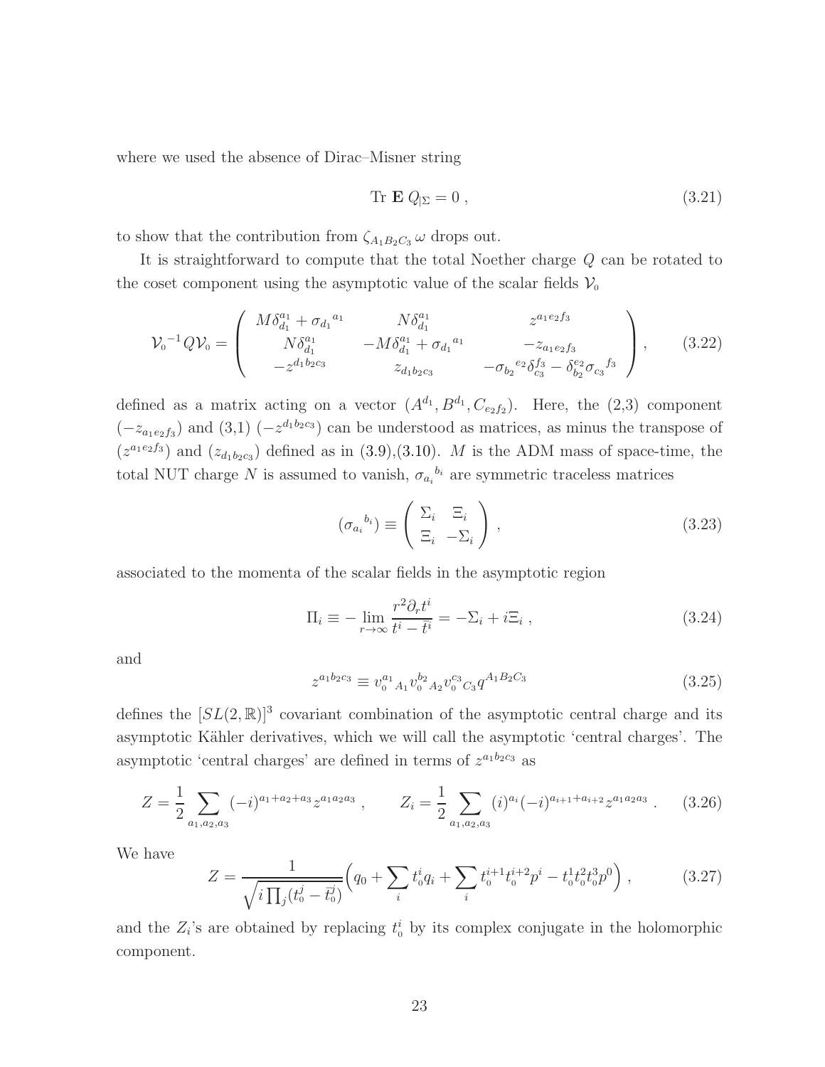where we used the absence of Dirac–Misner string

$$\text{Tr}\,\mathbf{E}\,Q_{|\Sigma} = 0\,, \tag{3.21}$$

to show that the contribution from $\zeta_{A_1B_2C_3}\,\omega$ drops out.

It is straightforward to compute that the total Noether charge $Q$ can be rotated to the coset component using the asymptotic value of the scalar fields $\mathcal{V}_0$

$$\mathcal{V}_0{}^{-1} Q \mathcal{V}_0 = \left( \begin{array}{ccc} M\delta^{a_1}_{d_1} + \sigma_{d_1}{}^{a_1} & N\delta^{a_1}_{d_1} & z^{a_1 e_2 f_3} \\ N\delta^{a_1}_{d_1} & -M\delta^{a_1}_{d_1} + \sigma_{d_1}{}^{a_1} & -z_{a_1 e_2 f_3} \\ -z^{d_1 b_2 c_3} & z_{d_1 b_2 c_3} & -\sigma_{b_2}{}^{e_2}\delta^{f_3}_{c_3} - \delta^{e_2}_{b_2}\sigma_{c_3}{}^{f_3} \end{array}\right)\,, \tag{3.22}$$

defined as a matrix acting on a vector $(A^{d_1}, B^{d_1}, C_{e_2 f_2})$. Here, the (2,3) component $(-z_{a_1 e_2 f_3})$ and (3,1) $(-z^{d_1 b_2 c_3})$ can be understood as matrices, as minus the transpose of $(z^{a_1 e_2 f_3})$ and $(z_{d_1 b_2 c_3})$ defined as in (3.9),(3.10). $M$ is the ADM mass of space-time, the total NUT charge $N$ is assumed to vanish, $\sigma_{a_i}{}^{b_i}$ are symmetric traceless matrices

$$(\sigma_{a_i}{}^{b_i}) \equiv \left( \begin{array}{cc} \Sigma_i & \Xi_i \\ \Xi_i & -\Sigma_i \end{array}\right)\,, \tag{3.23}$$

associated to the momenta of the scalar fields in the asymptotic region

$$\Pi_i \equiv -\lim_{r\to\infty} \frac{r^2 \partial_r t^i}{t^i - \bar{t}^i} = -\Sigma_i + i\Xi_i\,, \tag{3.24}$$

and

$$z^{a_1 b_2 c_3} \equiv v_0^{a_1}{}_{A_1} v_0^{b_2}{}_{A_2} v_0^{c_3}{}_{C_3} q^{A_1 B_2 C_3} \tag{3.25}$$

defines the $[SL(2,\mathbb{R})]^3$ covariant combination of the asymptotic central charge and its asymptotic Kähler derivatives, which we will call the asymptotic 'central charges'. The asymptotic 'central charges' are defined in terms of $z^{a_1 b_2 c_3}$ as

$$Z = \frac{1}{2}\sum_{a_1,a_2,a_3} (-i)^{a_1+a_2+a_3} z^{a_1 a_2 a_3}\,, \qquad Z_i = \frac{1}{2}\sum_{a_1,a_2,a_3} (i)^{a_i}(-i)^{a_{i+1}+a_{i+2}} z^{a_1 a_2 a_3}\,. \tag{3.26}$$

We have

$$Z = \frac{1}{\sqrt{i\prod_j (t_0^j - \bar{t}_0^j)}}\Big( q_0 + \sum_i t_0^i q_i + \sum_i t_0^{i+1} t_0^{i+2} p^i - t_0^1 t_0^2 t_0^3 p^0 \Big)\,, \tag{3.27}$$

and the $Z_i$'s are obtained by replacing $t_0^i$ by its complex conjugate in the holomorphic component.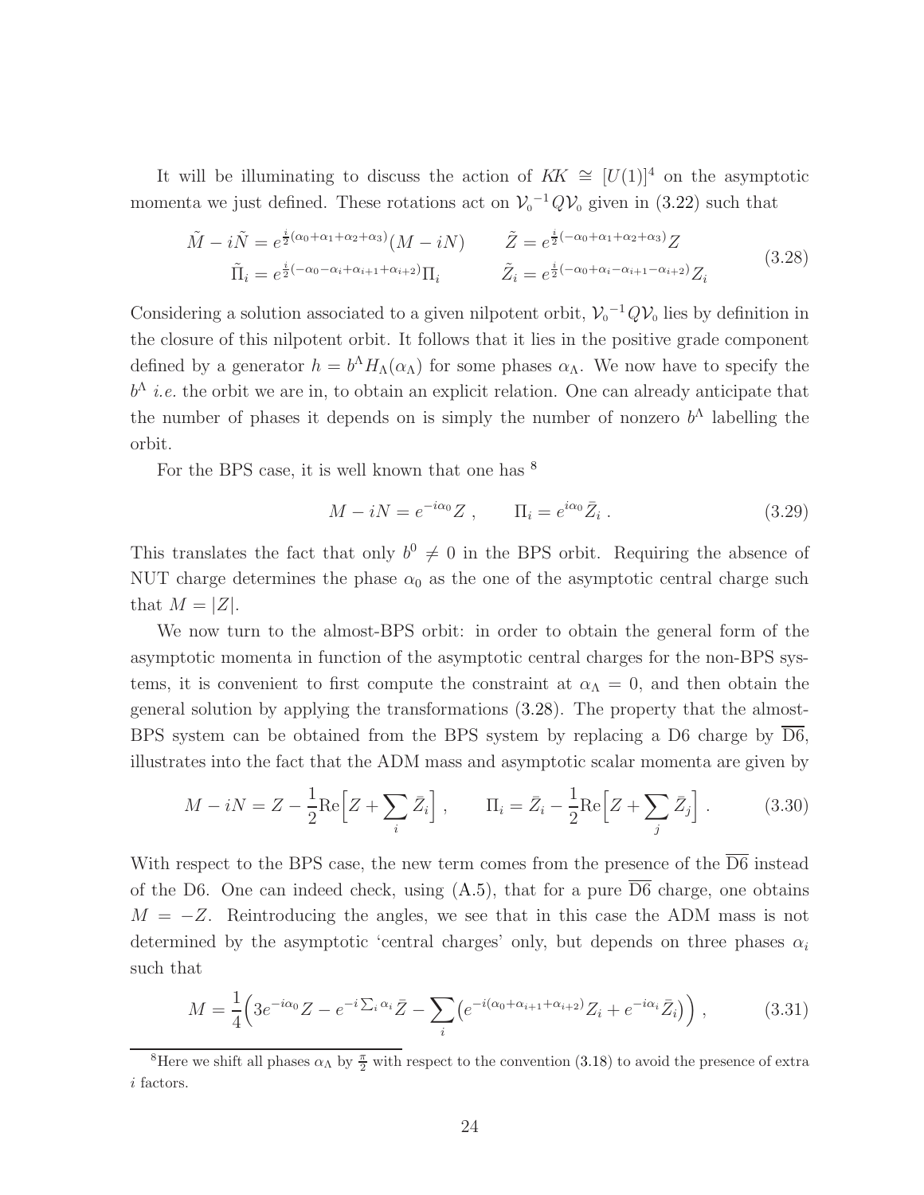It will be illuminating to discuss the action of $KK \cong [U(1)]^4$ on the asymptotic momenta we just defined. These rotations act on ${\mathcal{V}_0}^{-1} Q \mathcal{V}_0$ given in (3.22) such that

$$
\begin{aligned}
\tilde{M} - i\tilde{N} &= e^{\frac{i}{2}(\alpha_0+\alpha_1+\alpha_2+\alpha_3)}(M - iN) \qquad & \tilde{Z} &= e^{\frac{i}{2}(-\alpha_0+\alpha_1+\alpha_2+\alpha_3)} Z \\
\tilde{\Pi}_i &= e^{\frac{i}{2}(-\alpha_0-\alpha_i+\alpha_{i+1}+\alpha_{i+2})}\Pi_i & \tilde{Z}_i &= e^{\frac{i}{2}(-\alpha_0+\alpha_i-\alpha_{i+1}-\alpha_{i+2})} Z_i
\end{aligned}
\tag{3.28}
$$

Considering a solution associated to a given nilpotent orbit, ${\mathcal{V}_0}^{-1} Q \mathcal{V}_0$ lies by definition in the closure of this nilpotent orbit. It follows that it lies in the positive grade component defined by a generator $h = b^\Lambda H_\Lambda(\alpha_\Lambda)$ for some phases $\alpha_\Lambda$. We now have to specify the $b^\Lambda$ *i.e.* the orbit we are in, to obtain an explicit relation. One can already anticipate that the number of phases it depends on is simply the number of nonzero $b^\Lambda$ labelling the orbit.

For the BPS case, it is well known that one has [8]

$$
M - iN = e^{-i\alpha_0} Z \ , \qquad \Pi_i = e^{i\alpha_0} \bar{Z}_i \ . \tag{3.29}
$$

This translates the fact that only $b^0 \neq 0$ in the BPS orbit. Requiring the absence of NUT charge determines the phase $\alpha_0$ as the one of the asymptotic central charge such that $M = |Z|$.

We now turn to the almost-BPS orbit: in order to obtain the general form of the asymptotic momenta in function of the asymptotic central charges for the non-BPS systems, it is convenient to first compute the constraint at $\alpha_\Lambda = 0$, and then obtain the general solution by applying the transformations (3.28). The property that the almost-BPS system can be obtained from the BPS system by replacing a D6 charge by $\overline{\text{D6}}$, illustrates into the fact that the ADM mass and asymptotic scalar momenta are given by

$$
M - iN = Z - \frac{1}{2}\text{Re}\Big[Z + \sum_i \bar{Z}_i\Big] \ , \qquad \Pi_i = \bar{Z}_i - \frac{1}{2}\text{Re}\Big[Z + \sum_j \bar{Z}_j\Big] \ . \tag{3.30}
$$

With respect to the BPS case, the new term comes from the presence of the $\overline{\text{D6}}$ instead of the D6. One can indeed check, using (A.5), that for a pure $\overline{\text{D6}}$ charge, one obtains $M = -Z$. Reintroducing the angles, we see that in this case the ADM mass is not determined by the asymptotic 'central charges' only, but depends on three phases $\alpha_i$ such that

$$
M = \frac{1}{4}\Big(3e^{-i\alpha_0} Z - e^{-i\sum_i \alpha_i}\bar{Z} - \sum_i \big(e^{-i(\alpha_0+\alpha_{i+1}+\alpha_{i+2})} Z_i + e^{-i\alpha_i}\bar{Z}_i\big)\Big) \ , \tag{3.31}
$$

[8] Here we shift all phases $\alpha_\Lambda$ by $\frac{\pi}{2}$ with respect to the convention (3.18) to avoid the presence of extra $i$ factors.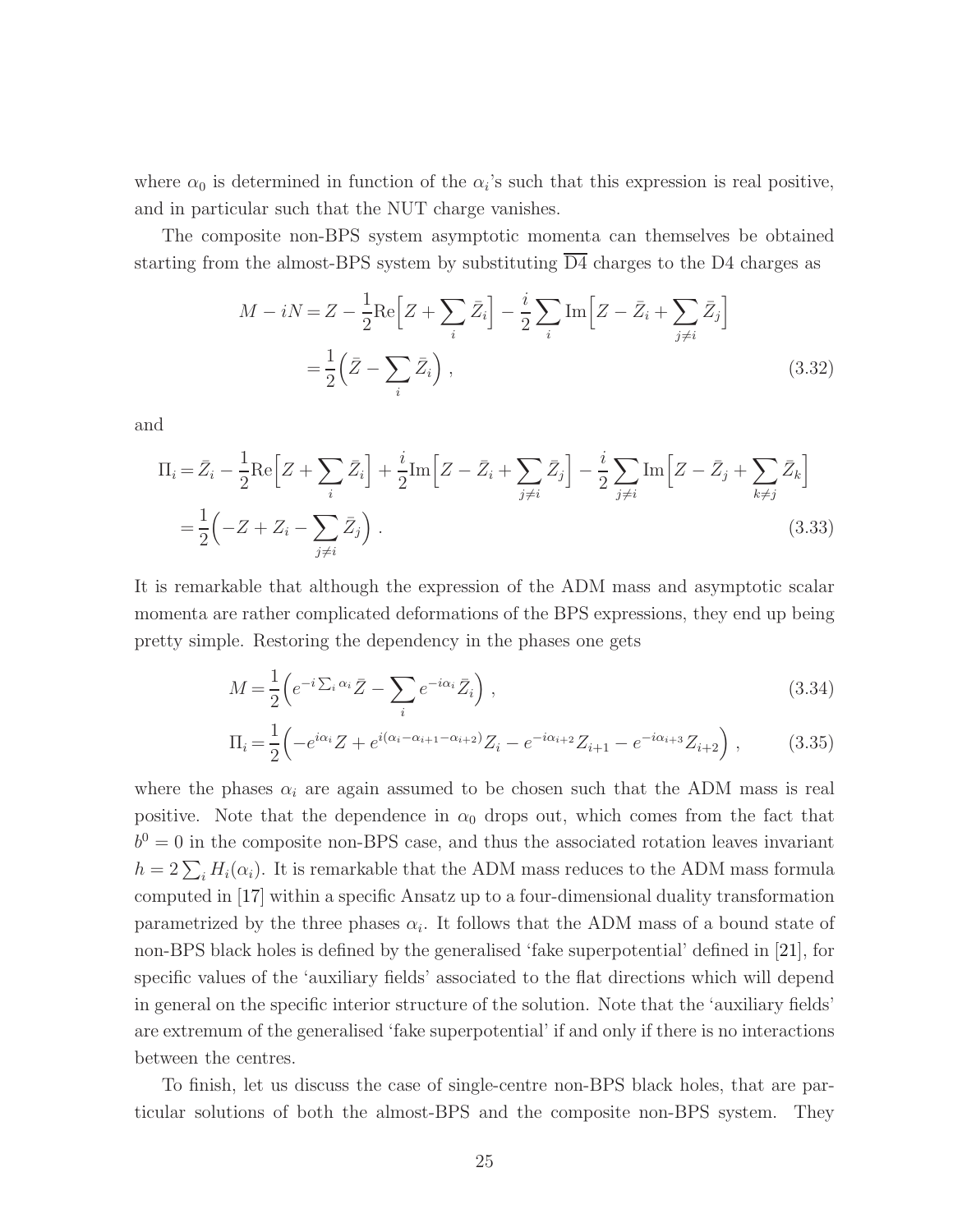where $\alpha_0$ is determined in function of the $\alpha_i$'s such that this expression is real positive, and in particular such that the NUT charge vanishes.

The composite non-BPS system asymptotic momenta can themselves be obtained starting from the almost-BPS system by substituting $\overline{\text{D4}}$ charges to the D4 charges as

$$
\begin{aligned}
M - iN &= Z - \frac{1}{2}\text{Re}\Big[Z + \sum_i \bar{Z}_i\Big] - \frac{i}{2}\sum_i \text{Im}\Big[Z - \bar{Z}_i + \sum_{j\neq i}\bar{Z}_j\Big] \\
&= \frac{1}{2}\Big(\bar{Z} - \sum_i \bar{Z}_i\Big) \, ,
\end{aligned}
\tag{3.32}
$$

and

$$
\begin{aligned}
\Pi_i &= \bar{Z}_i - \frac{1}{2}\text{Re}\Big[Z + \sum_i \bar{Z}_i\Big] + \frac{i}{2}\text{Im}\Big[Z - \bar{Z}_i + \sum_{j\neq i}\bar{Z}_j\Big] - \frac{i}{2}\sum_{j\neq i}\text{Im}\Big[Z - \bar{Z}_j + \sum_{k\neq j}\bar{Z}_k\Big] \\
&= \frac{1}{2}\Big(-Z + Z_i - \sum_{j\neq i}\bar{Z}_j\Big) \, .
\end{aligned}
\tag{3.33}
$$

It is remarkable that although the expression of the ADM mass and asymptotic scalar momenta are rather complicated deformations of the BPS expressions, they end up being pretty simple. Restoring the dependency in the phases one gets

$$
M = \frac{1}{2}\Big(e^{-i\sum_i \alpha_i}\bar{Z} - \sum_i e^{-i\alpha_i}\bar{Z}_i\Big) \, , \tag{3.34}
$$

$$
\Pi_i = \frac{1}{2}\Big(-e^{i\alpha_i}Z + e^{i(\alpha_i - \alpha_{i+1} - \alpha_{i+2})}Z_i - e^{-i\alpha_{i+2}}Z_{i+1} - e^{-i\alpha_{i+3}}Z_{i+2}\Big) \, , \tag{3.35}
$$

where the phases $\alpha_i$ are again assumed to be chosen such that the ADM mass is real positive. Note that the dependence in $\alpha_0$ drops out, which comes from the fact that $b^0 = 0$ in the composite non-BPS case, and thus the associated rotation leaves invariant $h = 2\sum_i H_i(\alpha_i)$. It is remarkable that the ADM mass reduces to the ADM mass formula computed in [17] within a specific Ansatz up to a four-dimensional duality transformation parametrized by the three phases $\alpha_i$. It follows that the ADM mass of a bound state of non-BPS black holes is defined by the generalised 'fake superpotential' defined in [21], for specific values of the 'auxiliary fields' associated to the flat directions which will depend in general on the specific interior structure of the solution. Note that the 'auxiliary fields' are extremum of the generalised 'fake superpotential' if and only if there is no interactions between the centres.

To finish, let us discuss the case of single-centre non-BPS black holes, that are particular solutions of both the almost-BPS and the composite non-BPS system. They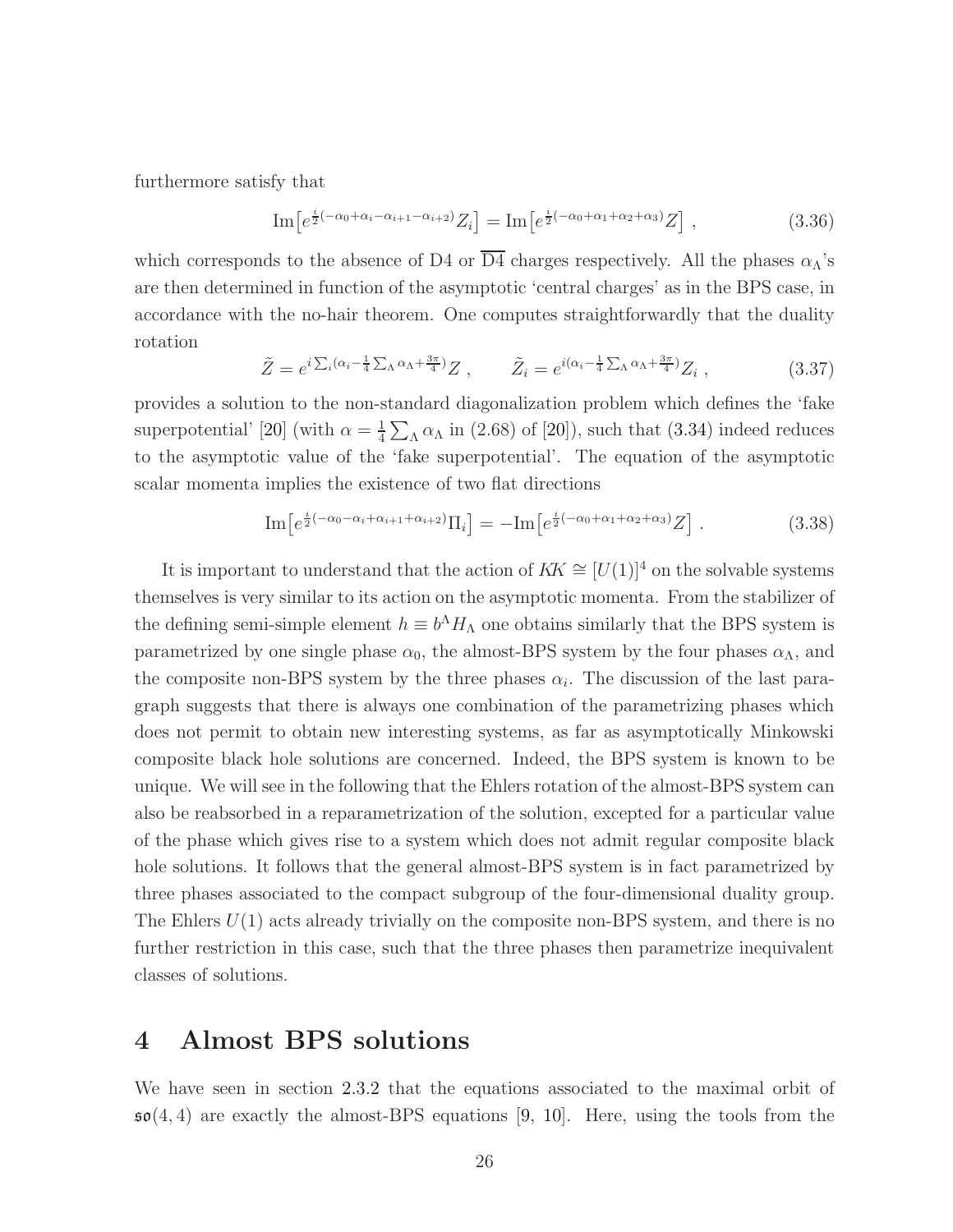furthermore satisfy that

$$\mathrm{Im}\big[e^{\frac{i}{2}(-\alpha_0+\alpha_i-\alpha_{i+1}-\alpha_{i+2})}Z_i\big] = \mathrm{Im}\big[e^{\frac{i}{2}(-\alpha_0+\alpha_1+\alpha_2+\alpha_3)}Z\big] \ , \tag{3.36}$$

which corresponds to the absence of D4 or $\overline{\text{D4}}$ charges respectively. All the phases $\alpha_\Lambda$'s are then determined in function of the asymptotic 'central charges' as in the BPS case, in accordance with the no-hair theorem. One computes straightforwardly that the duality rotation

$$\tilde{Z} = e^{i\sum_i(\alpha_i-\frac{1}{4}\sum_\Lambda\alpha_\Lambda+\frac{3\pi}{4})}Z \ , \qquad \tilde{Z}_i = e^{i(\alpha_i-\frac{1}{4}\sum_\Lambda\alpha_\Lambda+\frac{3\pi}{4})}Z_i \ , \tag{3.37}$$

provides a solution to the non-standard diagonalization problem which defines the 'fake superpotential' [20] (with $\alpha = \frac{1}{4}\sum_\Lambda\alpha_\Lambda$ in (2.68) of [20]), such that (3.34) indeed reduces to the asymptotic value of the 'fake superpotential'. The equation of the asymptotic scalar momenta implies the existence of two flat directions

$$\mathrm{Im}\big[e^{\frac{i}{2}(-\alpha_0-\alpha_i+\alpha_{i+1}+\alpha_{i+2})}\Pi_i\big] = -\mathrm{Im}\big[e^{\frac{i}{2}(-\alpha_0+\alpha_1+\alpha_2+\alpha_3)}Z\big] \ . \tag{3.38}$$

It is important to understand that the action of $K\!K \cong [U(1)]^4$ on the solvable systems themselves is very similar to its action on the asymptotic momenta. From the stabilizer of the defining semi-simple element $h \equiv b^\Lambda H_\Lambda$ one obtains similarly that the BPS system is parametrized by one single phase $\alpha_0$, the almost-BPS system by the four phases $\alpha_\Lambda$, and the composite non-BPS system by the three phases $\alpha_i$. The discussion of the last paragraph suggests that there is always one combination of the parametrizing phases which does not permit to obtain new interesting systems, as far as asymptotically Minkowski composite black hole solutions are concerned. Indeed, the BPS system is known to be unique. We will see in the following that the Ehlers rotation of the almost-BPS system can also be reabsorbed in a reparametrization of the solution, excepted for a particular value of the phase which gives rise to a system which does not admit regular composite black hole solutions. It follows that the general almost-BPS system is in fact parametrized by three phases associated to the compact subgroup of the four-dimensional duality group. The Ehlers $U(1)$ acts already trivially on the composite non-BPS system, and there is no further restriction in this case, such that the three phases then parametrize inequivalent classes of solutions.

# 4 Almost BPS solutions

We have seen in section 2.3.2 that the equations associated to the maximal orbit of $\mathfrak{so}(4,4)$ are exactly the almost-BPS equations [9, 10]. Here, using the tools from the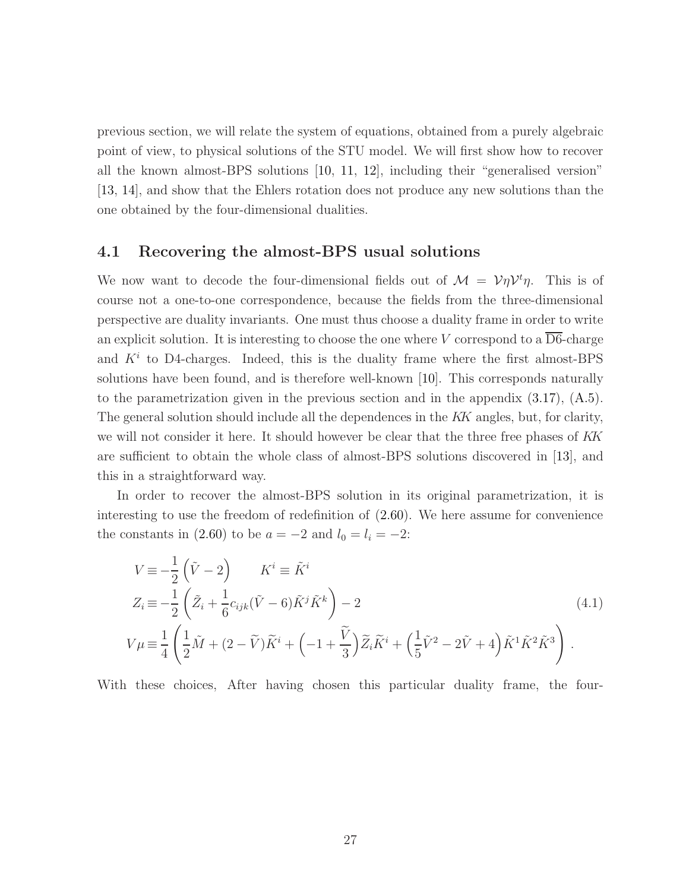previous section, we will relate the system of equations, obtained from a purely algebraic point of view, to physical solutions of the STU model. We will first show how to recover all the known almost-BPS solutions [10, 11, 12], including their "generalised version" [13, 14], and show that the Ehlers rotation does not produce any new solutions than the one obtained by the four-dimensional dualities.

### 4.1 Recovering the almost-BPS usual solutions

We now want to decode the four-dimensional fields out of $\mathcal{M} = \mathcal{V}\eta\mathcal{V}^t\eta$. This is of course not a one-to-one correspondence, because the fields from the three-dimensional perspective are duality invariants. One must thus choose a duality frame in order to write an explicit solution. It is interesting to choose the one where $V$ correspond to a $\overline{\text{D6}}$-charge and $K^i$ to D4-charges. Indeed, this is the duality frame where the first almost-BPS solutions have been found, and is therefore well-known [10]. This corresponds naturally to the parametrization given in the previous section and in the appendix (3.17), (A.5). The general solution should include all the dependences in the *KK* angles, but, for clarity, we will not consider it here. It should however be clear that the three free phases of *KK* are sufficient to obtain the whole class of almost-BPS solutions discovered in [13], and this in a straightforward way.

In order to recover the almost-BPS solution in its original parametrization, it is interesting to use the freedom of redefinition of (2.60). We here assume for convenience the constants in (2.60) to be $a = -2$ and $l_0 = l_i = -2$:

$$
\begin{aligned}
V &\equiv -\frac{1}{2}\left(\tilde{V} - 2\right) \qquad K^i \equiv \tilde{K}^i \\
Z_i &\equiv -\frac{1}{2}\left(\tilde{Z}_i + \frac{1}{6}c_{ijk}(\tilde{V} - 6)\tilde{K}^j\tilde{K}^k\right) - 2 \\
V\mu &\equiv \frac{1}{4}\left(\frac{1}{2}\tilde{M} + (2 - \widetilde{V})\widetilde{K}^i + \left(-1 + \frac{\widetilde{V}}{3}\right)\widetilde{Z}_i\widetilde{K}^i + \left(\frac{1}{5}\tilde{V}^2 - 2\tilde{V} + 4\right)\tilde{K}^1\tilde{K}^2\tilde{K}^3\right) .
\end{aligned}
\tag{4.1}
$$

With these choices, After having chosen this particular duality frame, the four-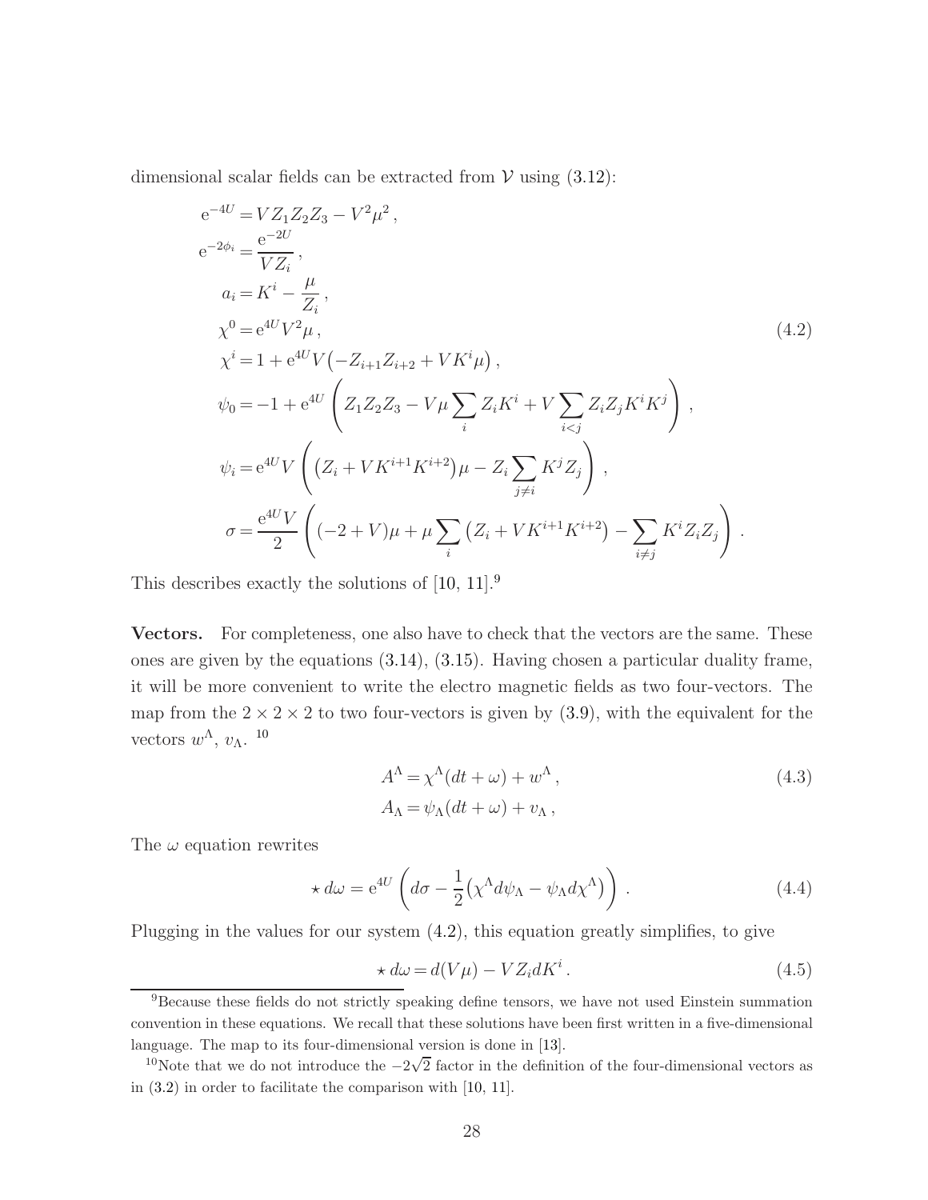dimensional scalar fields can be extracted from $\mathcal{V}$ using (3.12):

$$
\begin{aligned}
\mathrm{e}^{-4U} &= V Z_1 Z_2 Z_3 - V^2 \mu^2 \,, \\
\mathrm{e}^{-2\phi_i} &= \frac{\mathrm{e}^{-2U}}{V Z_i} \,, \\
a_i &= K^i - \frac{\mu}{Z_i} \,, \\
\chi^0 &= \mathrm{e}^{4U} V^2 \mu \,, \\
\chi^i &= 1 + \mathrm{e}^{4U} V \big( -Z_{i+1} Z_{i+2} + V K^i \mu \big) \,, \\
\psi_0 &= -1 + \mathrm{e}^{4U} \left( Z_1 Z_2 Z_3 - V \mu \sum_i Z_i K^i + V \sum_{i<j} Z_i Z_j K^i K^j \right) \,, \\
\psi_i &= \mathrm{e}^{4U} V \left( \big( Z_i + V K^{i+1} K^{i+2} \big) \mu - Z_i \sum_{j \neq i} K^j Z_j \right) \,, \\
\sigma &= \frac{\mathrm{e}^{4U} V}{2} \left( (-2 + V) \mu + \mu \sum_i \big( Z_i + V K^{i+1} K^{i+2} \big) - \sum_{i \neq j} K^i Z_i Z_j \right) \,.
\end{aligned}
\tag{4.2}
$$

This describes exactly the solutions of [10, 11].[9]

**Vectors.** For completeness, one also have to check that the vectors are the same. These ones are given by the equations (3.14), (3.15). Having chosen a particular duality frame, it will be more convenient to write the electro magnetic fields as two four-vectors. The map from the $2 \times 2 \times 2$ to two four-vectors is given by (3.9), with the equivalent for the vectors $w^\Lambda$, $v_\Lambda$. [10]

$$
\begin{aligned}
A^\Lambda &= \chi^\Lambda (dt + \omega) + w^\Lambda \,, \\
A_\Lambda &= \psi_\Lambda (dt + \omega) + v_\Lambda \,,
\end{aligned}
\tag{4.3}
$$

The $\omega$ equation rewrites

$$
\star\, d\omega = \mathrm{e}^{4U} \left( d\sigma - \frac{1}{2} \big( \chi^\Lambda d\psi_\Lambda - \psi_\Lambda d\chi^\Lambda \big) \right) \,. \tag{4.4}
$$

Plugging in the values for our system (4.2), this equation greatly simplifies, to give

$$
\star\, d\omega = d(V\mu) - V Z_i dK^i \,. \tag{4.5}
$$

[9] Because these fields do not strictly speaking define tensors, we have not used Einstein summation convention in these equations. We recall that these solutions have been first written in a five-dimensional language. The map to its four-dimensional version is done in [13].

[10] Note that we do not introduce the $-2\sqrt{2}$ factor in the definition of the four-dimensional vectors as in (3.2) in order to facilitate the comparison with [10, 11].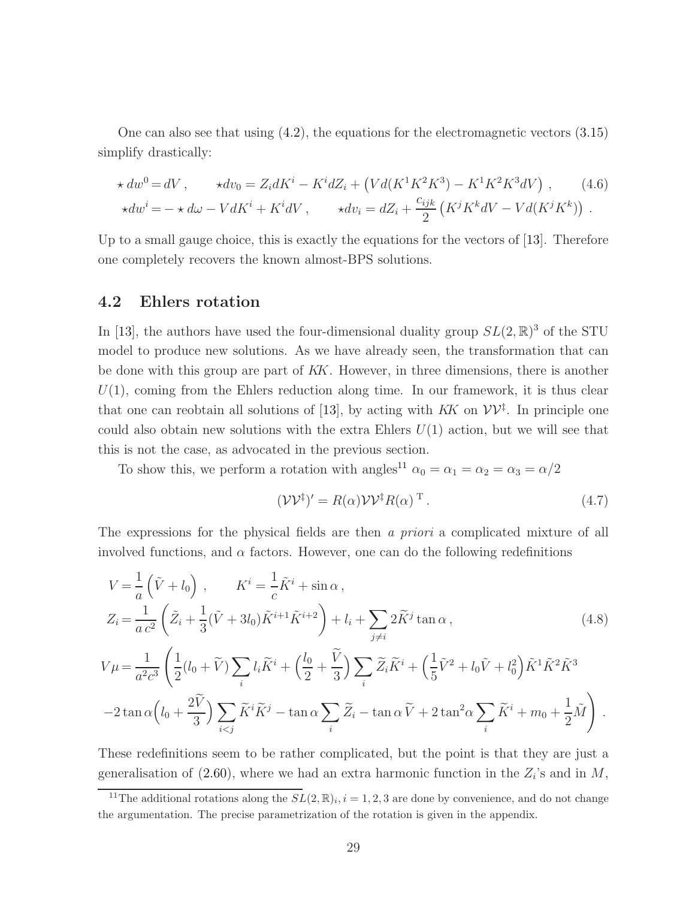One can also see that using (4.2), the equations for the electromagnetic vectors (3.15) simplify drastically:

$$
\begin{aligned}
\star\, dw^0 &= dV\,, \qquad \star dv_0 = Z_i dK^i - K^i dZ_i + \left(V d(K^1K^2K^3) - K^1K^2K^3 dV\right)\,, \qquad (4.6)\\
\star dw^i &= -\star\, d\omega - V dK^i + K^i dV\,, \qquad \star dv_i = dZ_i + \frac{c_{ijk}}{2}\left(K^jK^k dV - V d(K^jK^k)\right)\,.
\end{aligned}
$$

Up to a small gauge choice, this is exactly the equations for the vectors of [13]. Therefore one completely recovers the known almost-BPS solutions.

## 4.2 Ehlers rotation

In [13], the authors have used the four-dimensional duality group $SL(2,\mathbb{R})^3$ of the STU model to produce new solutions. As we have already seen, the transformation that can be done with this group are part of *KK*. However, in three dimensions, there is another $U(1)$, coming from the Ehlers reduction along time. In our framework, it is thus clear that one can reobtain all solutions of [13], by acting with *KK* on $\mathcal{V}\mathcal{V}^\ddagger$. In principle one could also obtain new solutions with the extra Ehlers $U(1)$ action, but we will see that this is not the case, as advocated in the previous section.

To show this, we perform a rotation with angles[11] $\alpha_0 = \alpha_1 = \alpha_2 = \alpha_3 = \alpha/2$

$$
(\mathcal{V}\mathcal{V}^\ddagger)' = R(\alpha)\mathcal{V}\mathcal{V}^\ddagger R(\alpha)^{\,\mathrm{T}}\,. \qquad (4.7)
$$

The expressions for the physical fields are then *a priori* a complicated mixture of all involved functions, and $\alpha$ factors. However, one can do the following redefinitions

$$
\begin{aligned}
V &= \frac{1}{a}\left(\tilde{V} + l_0\right)\,, \qquad K^i = \frac{1}{c}\tilde{K}^i + \sin\alpha\,,\\
Z_i &= \frac{1}{a\,c^2}\left(\tilde{Z}_i + \frac{1}{3}(\tilde{V} + 3l_0)\tilde{K}^{i+1}\tilde{K}^{i+2}\right) + l_i + \sum_{j\neq i} 2\widetilde{K}^j\tan\alpha\,, \qquad (4.8)\\
V\mu &= \frac{1}{a^2c^3}\Bigg(\frac{1}{2}(l_0+\widetilde{V})\sum_i l_i\widetilde{K}^i + \left(\frac{l_0}{2}+\frac{\widetilde{V}}{3}\right)\sum_i \widetilde{Z}_i\widetilde{K}^i + \left(\frac{1}{5}\tilde{V}^2 + l_0\tilde{V} + l_0^2\right)\tilde{K}^1\tilde{K}^2\tilde{K}^3\\
&\quad -2\tan\alpha\left(l_0 + \frac{2\widetilde{V}}{3}\right)\sum_{i<j}\widetilde{K}^i\widetilde{K}^j - \tan\alpha\sum_i\widetilde{Z}_i - \tan\alpha\,\widetilde{V} + 2\tan^2\!\alpha\sum_i\widetilde{K}^i + m_0 + \frac{1}{2}\tilde{M}\Bigg)\,.
\end{aligned}
$$

These redefinitions seem to be rather complicated, but the point is that they are just a generalisation of (2.60), where we had an extra harmonic function in the $Z_i$'s and in $M$,

[11] The additional rotations along the $SL(2,\mathbb{R})_i, i = 1,2,3$ are done by convenience, and do not change the argumentation. The precise parametrization of the rotation is given in the appendix.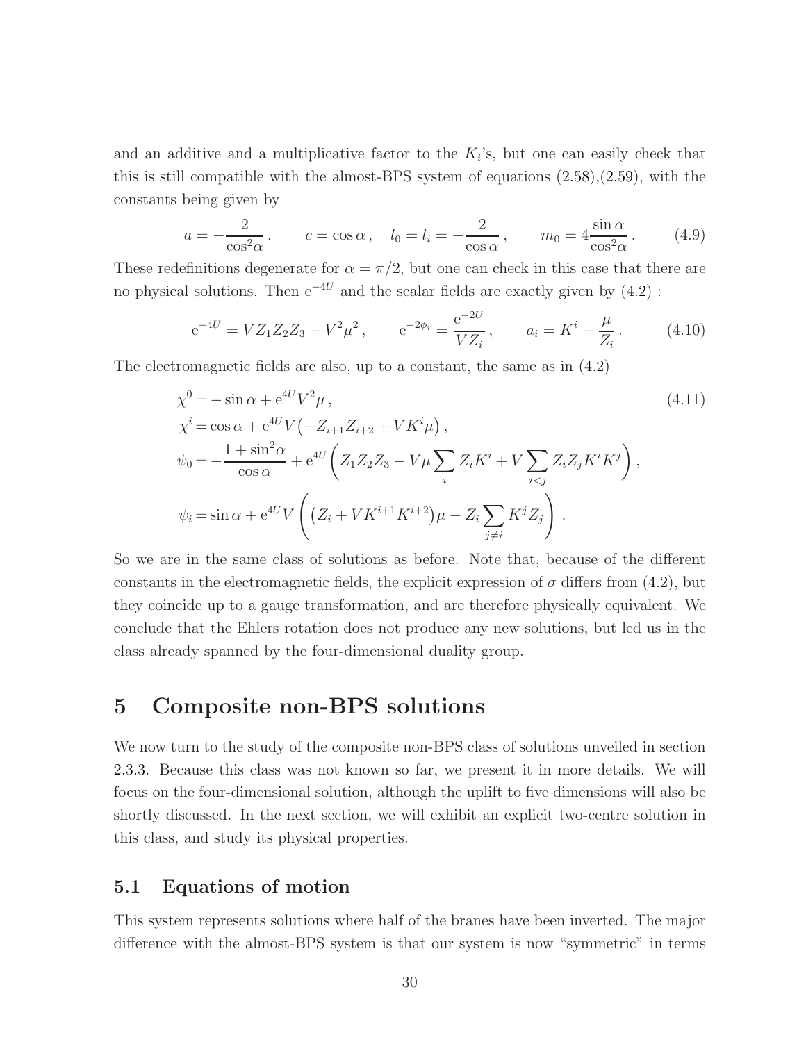and an additive and a multiplicative factor to the $K_i$'s, but one can easily check that this is still compatible with the almost-BPS system of equations (2.58),(2.59), with the constants being given by

$$a = -\frac{2}{\cos^2\alpha}\,, \qquad c = \cos\alpha\,, \quad l_0 = l_i = -\frac{2}{\cos\alpha}\,, \qquad m_0 = 4\frac{\sin\alpha}{\cos^2\alpha}\,. \tag{4.9}$$

These redefinitions degenerate for $\alpha = \pi/2$, but one can check in this case that there are no physical solutions. Then $\mathrm{e}^{-4U}$ and the scalar fields are exactly given by (4.2) :

$$\mathrm{e}^{-4U} = V Z_1 Z_2 Z_3 - V^2 \mu^2\,, \qquad \mathrm{e}^{-2\phi_i} = \frac{\mathrm{e}^{-2U}}{V Z_i}\,, \qquad a_i = K^i - \frac{\mu}{Z_i}\,. \tag{4.10}$$

The electromagnetic fields are also, up to a constant, the same as in (4.2)

$$\begin{aligned}
\chi^0 &= -\sin\alpha + \mathrm{e}^{4U} V^2 \mu\,, \\
\chi^i &= \cos\alpha + \mathrm{e}^{4U} V\big(-Z_{i+1}Z_{i+2} + V K^i \mu\big)\,, \\
\psi_0 &= -\frac{1+\sin^2\alpha}{\cos\alpha} + \mathrm{e}^{4U}\left(Z_1Z_2Z_3 - V\mu\sum_i Z_i K^i + V\sum_{i<j} Z_i Z_j K^i K^j\right), \\
\psi_i &= \sin\alpha + \mathrm{e}^{4U} V\left(\big(Z_i + V K^{i+1}K^{i+2}\big)\mu - Z_i \sum_{j\neq i} K^j Z_j\right).
\end{aligned} \tag{4.11}$$

So we are in the same class of solutions as before. Note that, because of the different constants in the electromagnetic fields, the explicit expression of $\sigma$ differs from (4.2), but they coincide up to a gauge transformation, and are therefore physically equivalent. We conclude that the Ehlers rotation does not produce any new solutions, but led us in the class already spanned by the four-dimensional duality group.

# 5 Composite non-BPS solutions

We now turn to the study of the composite non-BPS class of solutions unveiled in section 2.3.3. Because this class was not known so far, we present it in more details. We will focus on the four-dimensional solution, although the uplift to five dimensions will also be shortly discussed. In the next section, we will exhibit an explicit two-centre solution in this class, and study its physical properties.

## 5.1 Equations of motion

This system represents solutions where half of the branes have been inverted. The major difference with the almost-BPS system is that our system is now "symmetric" in terms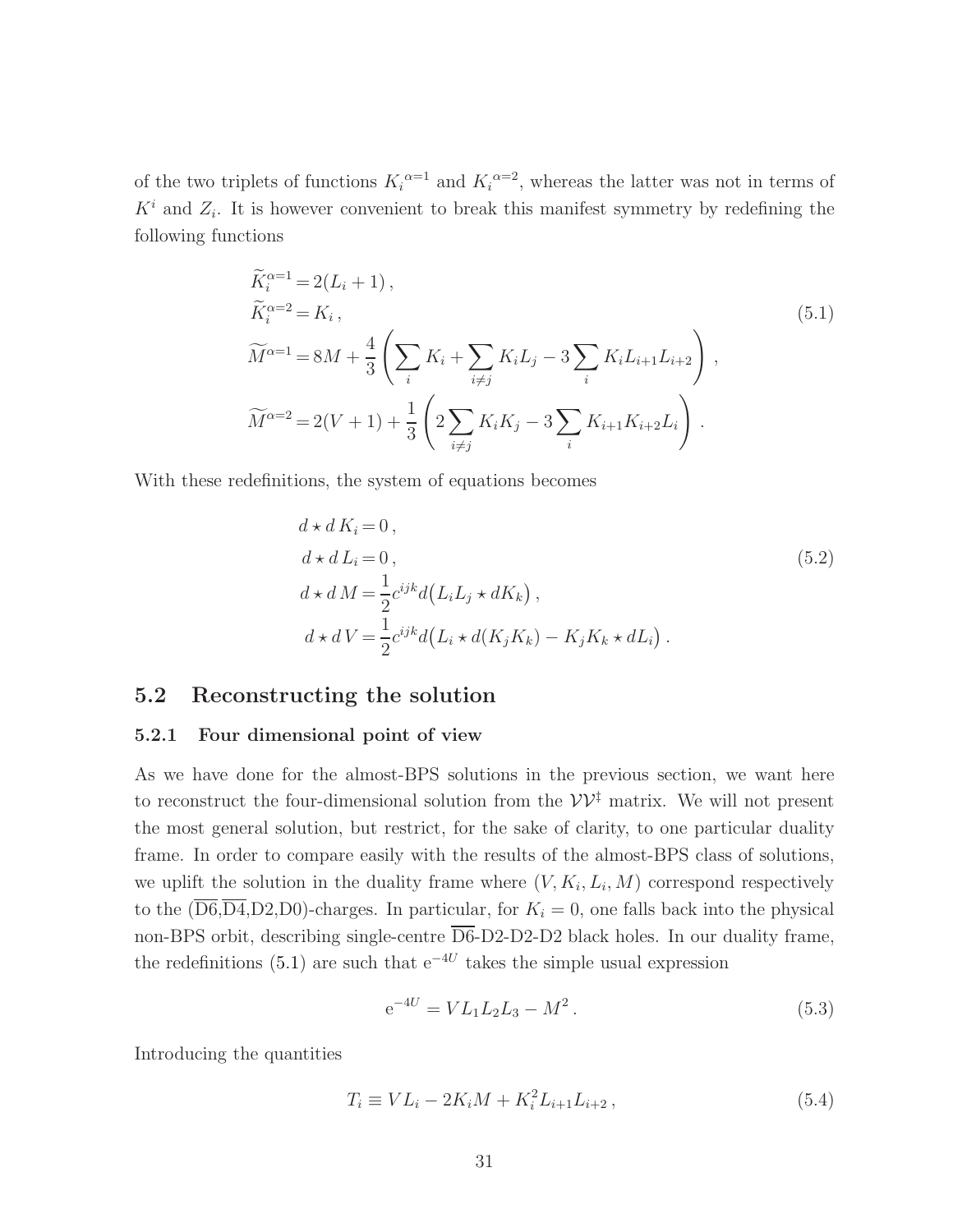of the two triplets of functions ${K_i}^{\alpha=1}$ and ${K_i}^{\alpha=2}$, whereas the latter was not in terms of $K^i$ and $Z_i$. It is however convenient to break this manifest symmetry by redefining the following functions

$$
\begin{aligned}
\widetilde{K}_i^{\alpha=1} &= 2(L_i+1)\,, \\
\widetilde{K}_i^{\alpha=2} &= K_i\,, \\
\widetilde{M}^{\alpha=1} &= 8M + \frac{4}{3}\left(\sum_i K_i + \sum_{i\neq j} K_i L_j - 3\sum_i K_i L_{i+1}L_{i+2}\right)\,, \\
\widetilde{M}^{\alpha=2} &= 2(V+1) + \frac{1}{3}\left(2\sum_{i\neq j} K_i K_j - 3\sum_i K_{i+1}K_{i+2}L_i\right)\,.
\end{aligned}
\tag{5.1}
$$

With these redefinitions, the system of equations becomes

$$
\begin{aligned}
d\star d\, K_i &= 0\,, \\
d\star d\, L_i &= 0\,, \\
d\star d\, M &= \frac{1}{2}c^{ijk} d\big(L_i L_j \star dK_k\big)\,, \\
d\star d\, V &= \frac{1}{2}c^{ijk} d\big(L_i \star d(K_j K_k) - K_j K_k \star dL_i\big)\,.
\end{aligned}
\tag{5.2}
$$

## 5.2 Reconstructing the solution

### 5.2.1 Four dimensional point of view

As we have done for the almost-BPS solutions in the previous section, we want here to reconstruct the four-dimensional solution from the $\mathcal{V}\mathcal{V}^\ddagger$ matrix. We will not present the most general solution, but restrict, for the sake of clarity, to one particular duality frame. In order to compare easily with the results of the almost-BPS class of solutions, we uplift the solution in the duality frame where $(V, K_i, L_i, M)$ correspond respectively to the ($\overline{\text{D6}}$,$\overline{\text{D4}}$,D2,D0)-charges. In particular, for $K_i = 0$, one falls back into the physical non-BPS orbit, describing single-centre $\overline{\text{D6}}$-D2-D2-D2 black holes. In our duality frame, the redefinitions (5.1) are such that $e^{-4U}$ takes the simple usual expression

$$
e^{-4U} = V L_1 L_2 L_3 - M^2\,.
\tag{5.3}
$$

Introducing the quantities

$$
T_i \equiv V L_i - 2K_i M + K_i^2 L_{i+1}L_{i+2}\,,
\tag{5.4}
$$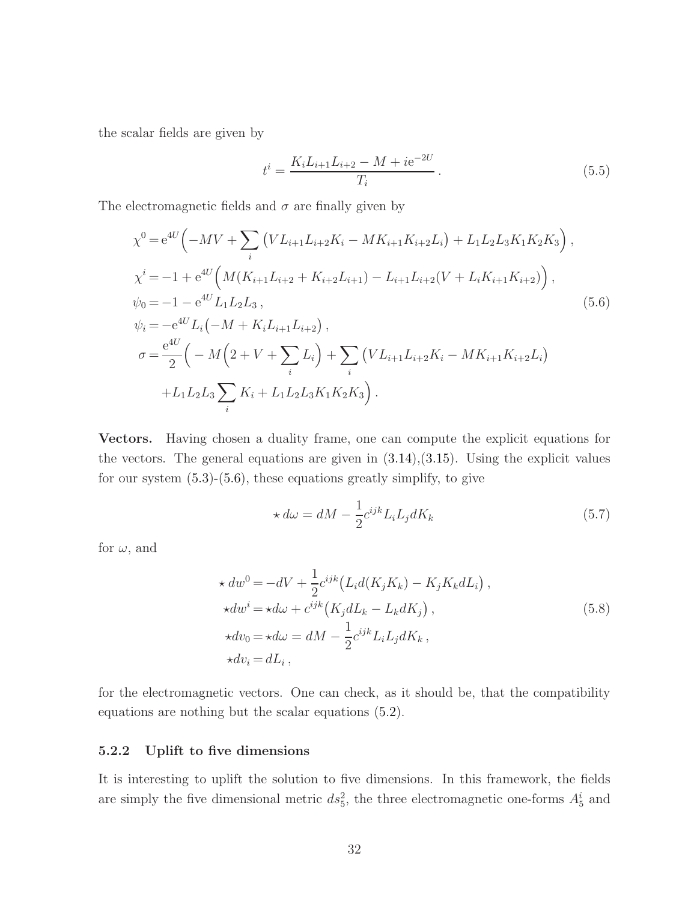the scalar fields are given by

$$t^i = \frac{K_i L_{i+1} L_{i+2} - M + i\mathrm{e}^{-2U}}{T_i}\,. \tag{5.5}$$

The electromagnetic fields and $\sigma$ are finally given by

$$\begin{aligned}
\chi^0 &= \mathrm{e}^{4U}\Big(-MV + \sum_i \big(V L_{i+1} L_{i+2} K_i - M K_{i+1} K_{i+2} L_i\big) + L_1 L_2 L_3 K_1 K_2 K_3\Big)\,,\\
\chi^i &= -1 + \mathrm{e}^{4U}\Big(M(K_{i+1} L_{i+2} + K_{i+2} L_{i+1}) - L_{i+1} L_{i+2}(V + L_i K_{i+1} K_{i+2})\Big)\,,\\
\psi_0 &= -1 - \mathrm{e}^{4U} L_1 L_2 L_3\,,\\
\psi_i &= -\mathrm{e}^{4U} L_i\big(-M + K_i L_{i+1} L_{i+2}\big)\,,\\
\sigma &= \frac{\mathrm{e}^{4U}}{2}\Big(-M\Big(2 + V + \sum_i L_i\Big) + \sum_i \big(V L_{i+1} L_{i+2} K_i - M K_{i+1} K_{i+2} L_i\big)\\
&\quad + L_1 L_2 L_3 \sum_i K_i + L_1 L_2 L_3 K_1 K_2 K_3\Big)\,.
\end{aligned} \tag{5.6}$$

**Vectors.** Having chosen a duality frame, one can compute the explicit equations for the vectors. The general equations are given in (3.14),(3.15). Using the explicit values for our system (5.3)-(5.6), these equations greatly simplify, to give

$$\star\, d\omega = dM - \frac{1}{2} c^{ijk} L_i L_j dK_k \tag{5.7}$$

for $\omega$, and

$$\begin{aligned}
\star\, dw^0 &= -dV + \frac{1}{2} c^{ijk}\big(L_i d(K_j K_k) - K_j K_k dL_i\big)\,,\\
\star dw^i &= \star d\omega + c^{ijk}\big(K_j dL_k - L_k dK_j\big)\,,\\
\star dv_0 &= \star d\omega = dM - \frac{1}{2} c^{ijk} L_i L_j dK_k\,,\\
\star dv_i &= dL_i\,,
\end{aligned} \tag{5.8}$$

for the electromagnetic vectors. One can check, as it should be, that the compatibility equations are nothing but the scalar equations (5.2).

### 5.2.2 Uplift to five dimensions

It is interesting to uplift the solution to five dimensions. In this framework, the fields are simply the five dimensional metric $ds_5^2$, the three electromagnetic one-forms $A_5^i$ and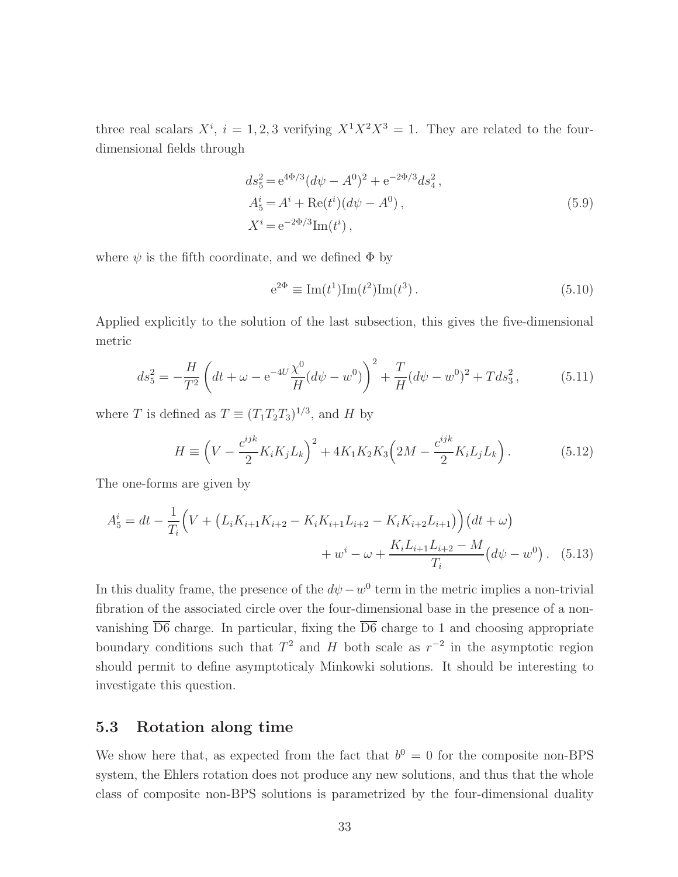three real scalars $X^i$, $i = 1, 2, 3$ verifying $X^1X^2X^3 = 1$. They are related to the four-dimensional fields through

$$
\begin{aligned}
ds_5^2 &= \mathrm{e}^{4\Phi/3}(d\psi - A^0)^2 + \mathrm{e}^{-2\Phi/3} ds_4^2\,, \\
A_5^i &= A^i + \mathrm{Re}(t^i)(d\psi - A^0)\,, \\
X^i &= \mathrm{e}^{-2\Phi/3}\mathrm{Im}(t^i)\,,
\end{aligned}
\tag{5.9}
$$

where $\psi$ is the fifth coordinate, and we defined $\Phi$ by

$$
\mathrm{e}^{2\Phi} \equiv \mathrm{Im}(t^1)\mathrm{Im}(t^2)\mathrm{Im}(t^3)\,. \tag{5.10}
$$

Applied explicitly to the solution of the last subsection, this gives the five-dimensional metric

$$
ds_5^2 = -\frac{H}{T^2}\left(dt + \omega - \mathrm{e}^{-4U}\frac{\chi^0}{H}(d\psi - w^0)\right)^2 + \frac{T}{H}(d\psi - w^0)^2 + T ds_3^2\,, \tag{5.11}
$$

where $T$ is defined as $T \equiv (T_1T_2T_3)^{1/3}$, and $H$ by

$$
H \equiv \Bigl(V - \frac{c^{ijk}}{2}K_iK_jL_k\Bigr)^2 + 4K_1K_2K_3\Bigl(2M - \frac{c^{ijk}}{2}K_iL_jL_k\Bigr)\,. \tag{5.12}
$$

The one-forms are given by

$$
\begin{aligned}
A_5^i = dt - \frac{1}{T_i}\Bigl(V + \bigl(L_iK_{i+1}K_{i+2} - K_iK_{i+1}L_{i+2} - K_iK_{i+2}L_{i+1}\bigr)\Bigr)\bigl(dt + \omega\bigr) \\
+ w^i - \omega + \frac{K_iL_{i+1}L_{i+2} - M}{T_i}\bigl(d\psi - w^0\bigr)\,.
\end{aligned}
\tag{5.13}
$$

In this duality frame, the presence of the $d\psi - w^0$ term in the metric implies a non-trivial fibration of the associated circle over the four-dimensional base in the presence of a non-vanishing $\overline{\mathrm{D6}}$ charge. In particular, fixing the $\overline{\mathrm{D6}}$ charge to 1 and choosing appropriate boundary conditions such that $T^2$ and $H$ both scale as $r^{-2}$ in the asymptotic region should permit to define asymptoticaly Minkowski solutions. It should be interesting to investigate this question.

### 5.3 Rotation along time

We show here that, as expected from the fact that $b^0 = 0$ for the composite non-BPS system, the Ehlers rotation does not produce any new solutions, and thus that the whole class of composite non-BPS solutions is parametrized by the four-dimensional duality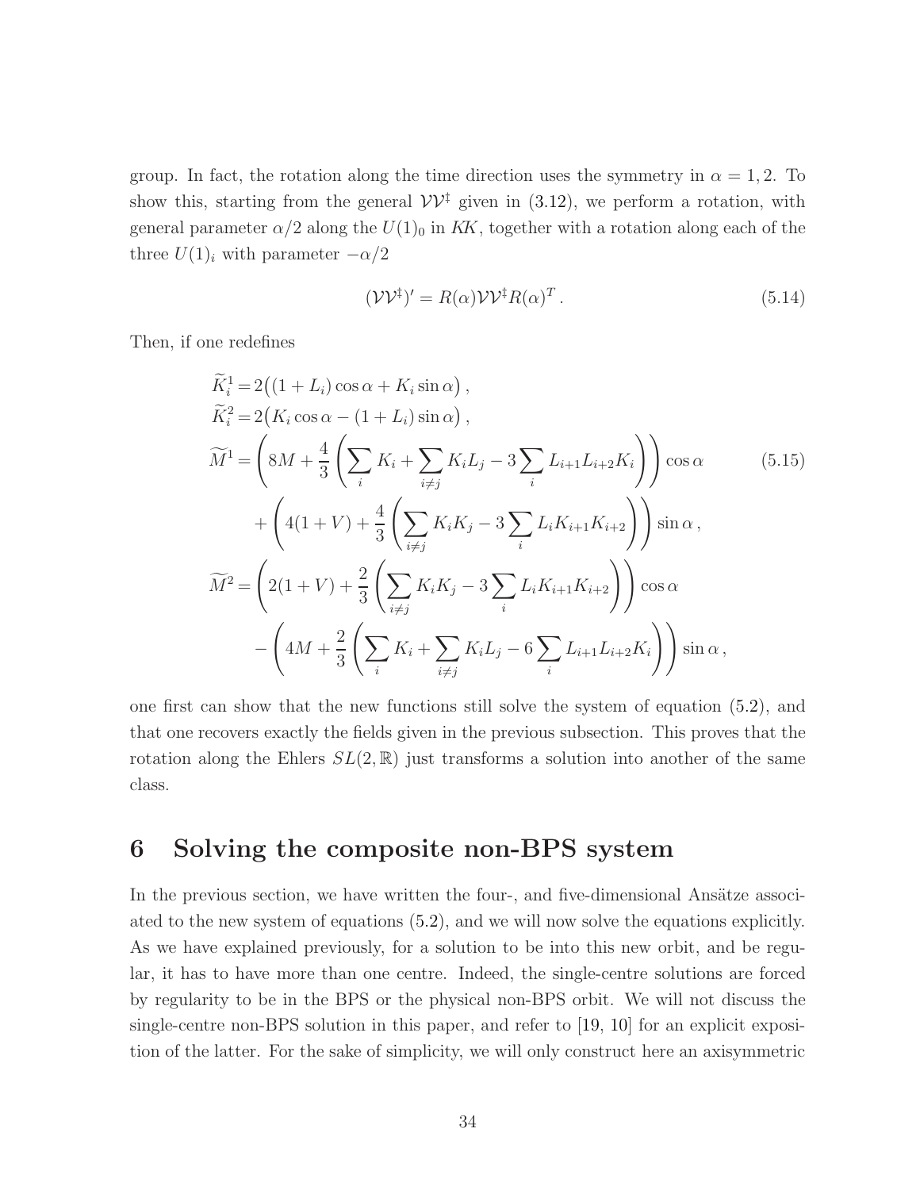group. In fact, the rotation along the time direction uses the symmetry in $\alpha = 1, 2$. To show this, starting from the general $\mathcal{V}\mathcal{V}^\ddagger$ given in (3.12), we perform a rotation, with general parameter $\alpha/2$ along the $U(1)_0$ in *KK*, together with a rotation along each of the three $U(1)_i$ with parameter $-\alpha/2$

$$(\mathcal{V}\mathcal{V}^\ddagger)' = R(\alpha)\mathcal{V}\mathcal{V}^\ddagger R(\alpha)^T \,. \tag{5.14}$$

Then, if one redefines

$$\begin{aligned}
\widetilde{K}_i^1 &= 2\big((1+L_i)\cos\alpha + K_i \sin\alpha\big)\,, \\
\widetilde{K}_i^2 &= 2\big(K_i\cos\alpha - (1+L_i)\sin\alpha\big)\,, \\
\widetilde{M}^1 &= \left(8M + \frac{4}{3}\left(\sum_i K_i + \sum_{i\neq j} K_i L_j - 3\sum_i L_{i+1}L_{i+2}K_i\right)\right)\cos\alpha \\
&\quad + \left(4(1+V) + \frac{4}{3}\left(\sum_{i\neq j} K_i K_j - 3\sum_i L_i K_{i+1}K_{i+2}\right)\right)\sin\alpha\,, \\
\widetilde{M}^2 &= \left(2(1+V) + \frac{2}{3}\left(\sum_{i\neq j} K_i K_j - 3\sum_i L_i K_{i+1}K_{i+2}\right)\right)\cos\alpha \\
&\quad - \left(4M + \frac{2}{3}\left(\sum_i K_i + \sum_{i\neq j} K_i L_j - 6\sum_i L_{i+1}L_{i+2}K_i\right)\right)\sin\alpha\,,
\end{aligned} \tag{5.15}$$

one first can show that the new functions still solve the system of equation (5.2), and that one recovers exactly the fields given in the previous subsection. This proves that the rotation along the Ehlers $SL(2,\mathbb{R})$ just transforms a solution into another of the same class.

# 6 Solving the composite non-BPS system

In the previous section, we have written the four-, and five-dimensional Ansätze associated to the new system of equations (5.2), and we will now solve the equations explicitly. As we have explained previously, for a solution to be into this new orbit, and be regular, it has to have more than one centre. Indeed, the single-centre solutions are forced by regularity to be in the BPS or the physical non-BPS orbit. We will not discuss the single-centre non-BPS solution in this paper, and refer to [19, 10] for an explicit exposition of the latter. For the sake of simplicity, we will only construct here an axisymmetric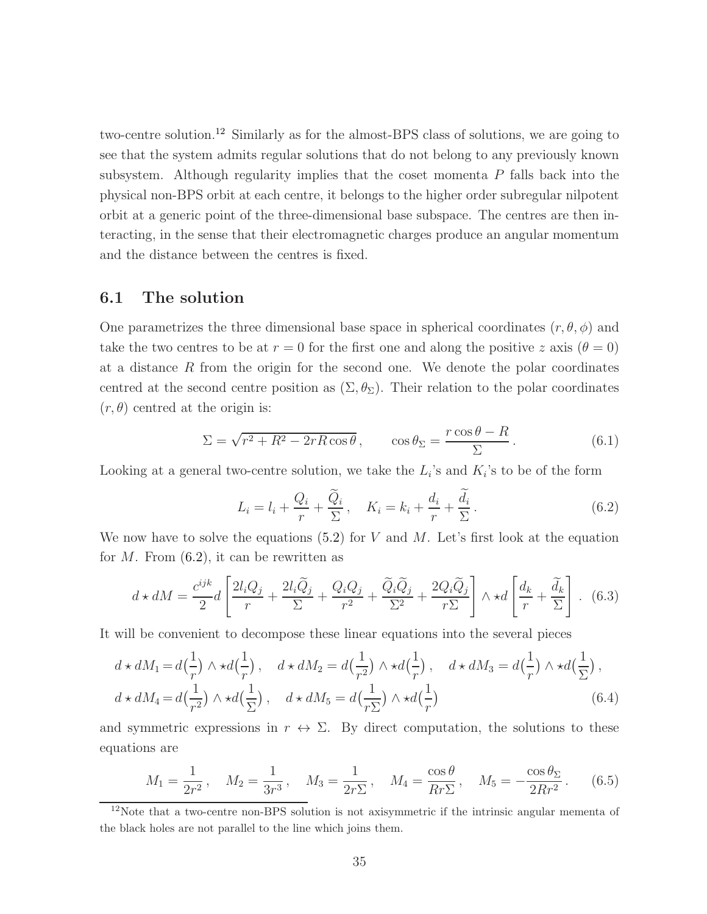two-centre solution.[12] Similarly as for the almost-BPS class of solutions, we are going to see that the system admits regular solutions that do not belong to any previously known subsystem. Although regularity implies that the coset momenta $P$ falls back into the physical non-BPS orbit at each centre, it belongs to the higher order subregular nilpotent orbit at a generic point of the three-dimensional base subspace. The centres are then interacting, in the sense that their electromagnetic charges produce an angular momentum and the distance between the centres is fixed.

### 6.1 The solution

One parametrizes the three dimensional base space in spherical coordinates $(r, \theta, \phi)$ and take the two centres to be at $r = 0$ for the first one and along the positive $z$ axis ($\theta = 0$) at a distance $R$ from the origin for the second one. We denote the polar coordinates centred at the second centre position as $(\Sigma, \theta_\Sigma)$. Their relation to the polar coordinates $(r, \theta)$ centred at the origin is:

$$\Sigma = \sqrt{r^2 + R^2 - 2rR\cos\theta}\,, \qquad \cos\theta_\Sigma = \frac{r\cos\theta - R}{\Sigma}\,. \tag{6.1}$$

Looking at a general two-centre solution, we take the $L_i$'s and $K_i$'s to be of the form

$$L_i = l_i + \frac{Q_i}{r} + \frac{\widetilde{Q}_i}{\Sigma}\,, \quad K_i = k_i + \frac{d_i}{r} + \frac{\widetilde{d}_i}{\Sigma}\,. \tag{6.2}$$

We now have to solve the equations (5.2) for $V$ and $M$. Let's first look at the equation for $M$. From (6.2), it can be rewritten as

$$d \star dM = \frac{c^{ijk}}{2} d\left[\frac{2l_iQ_j}{r} + \frac{2l_i\widetilde{Q}_j}{\Sigma} + \frac{Q_iQ_j}{r^2} + \frac{\widetilde{Q}_i\widetilde{Q}_j}{\Sigma^2} + \frac{2Q_i\widetilde{Q}_j}{r\Sigma}\right] \wedge \star d\left[\frac{d_k}{r} + \frac{\widetilde{d}_k}{\Sigma}\right]\,. \tag{6.3}$$

It will be convenient to decompose these linear equations into the several pieces

$$\begin{aligned}
d \star dM_1 &= d\big(\frac{1}{r}\big) \wedge \star d\big(\frac{1}{r}\big)\,, \quad d \star dM_2 = d\big(\frac{1}{r^2}\big) \wedge \star d\big(\frac{1}{r}\big)\,, \quad d \star dM_3 = d\big(\frac{1}{r}\big) \wedge \star d\big(\frac{1}{\Sigma}\big)\,, \\
d \star dM_4 &= d\big(\frac{1}{r^2}\big) \wedge \star d\big(\frac{1}{\Sigma}\big)\,, \quad d \star dM_5 = d\big(\frac{1}{r\Sigma}\big) \wedge \star d\big(\frac{1}{r}\big)
\end{aligned} \tag{6.4}$$

and symmetric expressions in $r \leftrightarrow \Sigma$. By direct computation, the solutions to these equations are

$$M_1 = \frac{1}{2r^2}\,, \quad M_2 = \frac{1}{3r^3}\,, \quad M_3 = \frac{1}{2r\Sigma}\,, \quad M_4 = \frac{\cos\theta}{Rr\Sigma}\,, \quad M_5 = -\frac{\cos\theta_\Sigma}{2Rr^2}\,. \tag{6.5}$$

[12] Note that a two-centre non-BPS solution is not axisymmetric if the intrinsic angular mementa of the black holes are not parallel to the line which joins them.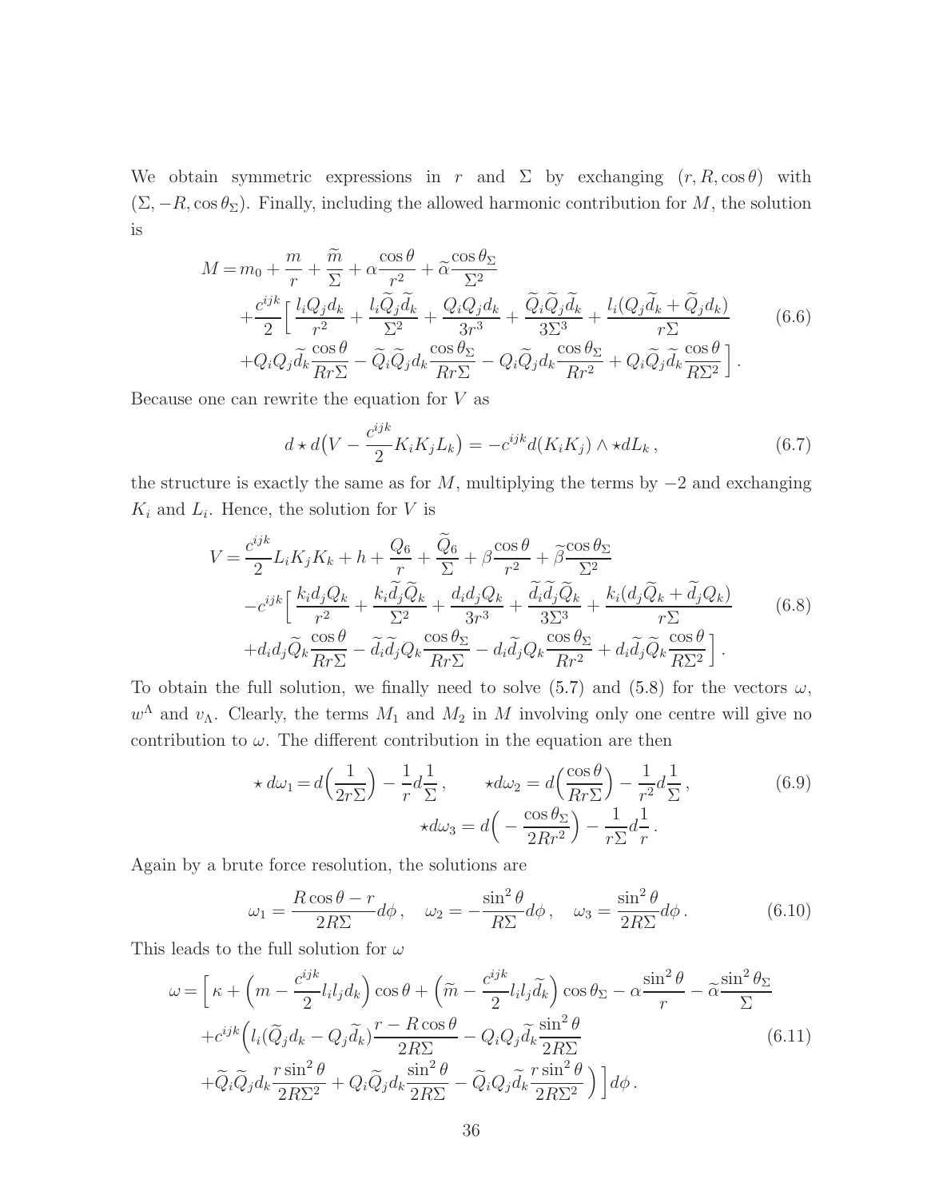We obtain symmetric expressions in $r$ and $\Sigma$ by exchanging $(r, R, \cos\theta)$ with $(\Sigma, -R, \cos\theta_\Sigma)$. Finally, including the allowed harmonic contribution for $M$, the solution is

$$
\begin{aligned}
M = {} & m_0 + \frac{m}{r} + \frac{\widetilde{m}}{\Sigma} + \alpha\frac{\cos\theta}{r^2} + \widetilde{\alpha}\frac{\cos\theta_\Sigma}{\Sigma^2} \\
& + \frac{c^{ijk}}{2}\Big[\, \frac{l_i Q_j d_k}{r^2} + \frac{l_i \widetilde{Q}_j \widetilde{d}_k}{\Sigma^2} + \frac{Q_i Q_j d_k}{3r^3} + \frac{\widetilde{Q}_i \widetilde{Q}_j \widetilde{d}_k}{3\Sigma^3} + \frac{l_i(Q_j \widetilde{d}_k + \widetilde{Q}_j d_k)}{r\Sigma} \\
& + Q_i Q_j \widetilde{d}_k \frac{\cos\theta}{Rr\Sigma} - \widetilde{Q}_i \widetilde{Q}_j d_k \frac{\cos\theta_\Sigma}{Rr\Sigma} - Q_i \widetilde{Q}_j d_k \frac{\cos\theta_\Sigma}{Rr^2} + Q_i \widetilde{Q}_j \widetilde{d}_k \frac{\cos\theta}{R\Sigma^2} \Big] .
\end{aligned}
\tag{6.6}
$$

Because one can rewrite the equation for $V$ as

$$
d\star d\big(V - \frac{c^{ijk}}{2} K_i K_j L_k\big) = -c^{ijk} d(K_i K_j) \wedge \star dL_k \,, \tag{6.7}
$$

the structure is exactly the same as for $M$, multiplying the terms by $-2$ and exchanging $K_i$ and $L_i$. Hence, the solution for $V$ is

$$
\begin{aligned}
V = {} & \frac{c^{ijk}}{2} L_i K_j K_k + h + \frac{Q_6}{r} + \frac{\widetilde{Q}_6}{\Sigma} + \beta\frac{\cos\theta}{r^2} + \widetilde{\beta}\frac{\cos\theta_\Sigma}{\Sigma^2} \\
& - c^{ijk}\Big[\, \frac{k_i d_j Q_k}{r^2} + \frac{k_i \widetilde{d}_j \widetilde{Q}_k}{\Sigma^2} + \frac{d_i d_j Q_k}{3r^3} + \frac{\widetilde{d}_i \widetilde{d}_j \widetilde{Q}_k}{3\Sigma^3} + \frac{k_i(d_j \widetilde{Q}_k + \widetilde{d}_j Q_k)}{r\Sigma} \\
& + d_i d_j \widetilde{Q}_k \frac{\cos\theta}{Rr\Sigma} - \widetilde{d}_i \widetilde{d}_j Q_k \frac{\cos\theta_\Sigma}{Rr\Sigma} - d_i \widetilde{d}_j Q_k \frac{\cos\theta_\Sigma}{Rr^2} + d_i \widetilde{d}_j \widetilde{Q}_k \frac{\cos\theta}{R\Sigma^2} \Big] .
\end{aligned}
\tag{6.8}
$$

To obtain the full solution, we finally need to solve (5.7) and (5.8) for the vectors $\omega$, $w^\Lambda$ and $v_\Lambda$. Clearly, the terms $M_1$ and $M_2$ in $M$ involving only one centre will give no contribution to $\omega$. The different contribution in the equation are then

$$
\star\, d\omega_1 = d\Big(\frac{1}{2r\Sigma}\Big) - \frac{1}{r} d\frac{1}{\Sigma} \,, \qquad \star d\omega_2 = d\Big(\frac{\cos\theta}{Rr\Sigma}\Big) - \frac{1}{r^2} d\frac{1}{\Sigma} \,, \qquad \star d\omega_3 = d\Big(-\frac{\cos\theta_\Sigma}{2Rr^2}\Big) - \frac{1}{r\Sigma} d\frac{1}{r} \,. \tag{6.9}
$$

Again by a brute force resolution, the solutions are

$$
\omega_1 = \frac{R\cos\theta - r}{2R\Sigma} d\phi \,, \quad \omega_2 = -\frac{\sin^2\theta}{R\Sigma} d\phi \,, \quad \omega_3 = \frac{\sin^2\theta}{2R\Sigma} d\phi \,. \tag{6.10}
$$

This leads to the full solution for $\omega$

$$
\begin{aligned}
\omega = {} & \Big[\, \kappa + \Big(m - \frac{c^{ijk}}{2} l_i l_j d_k\Big)\cos\theta + \Big(\widetilde{m} - \frac{c^{ijk}}{2} l_i l_j \widetilde{d}_k\Big)\cos\theta_\Sigma - \alpha\frac{\sin^2\theta}{r} - \widetilde{\alpha}\frac{\sin^2\theta_\Sigma}{\Sigma} \\
& + c^{ijk}\Big( l_i(\widetilde{Q}_j d_k - Q_j \widetilde{d}_k)\frac{r - R\cos\theta}{2R\Sigma} - Q_i Q_j \widetilde{d}_k \frac{\sin^2\theta}{2R\Sigma} \\
& + \widetilde{Q}_i \widetilde{Q}_j d_k \frac{r\sin^2\theta}{2R\Sigma^2} + Q_i \widetilde{Q}_j d_k \frac{\sin^2\theta}{2R\Sigma} - \widetilde{Q}_i Q_j \widetilde{d}_k \frac{r\sin^2\theta}{2R\Sigma^2} \Big) \Big] d\phi \,.
\end{aligned}
\tag{6.11}
$$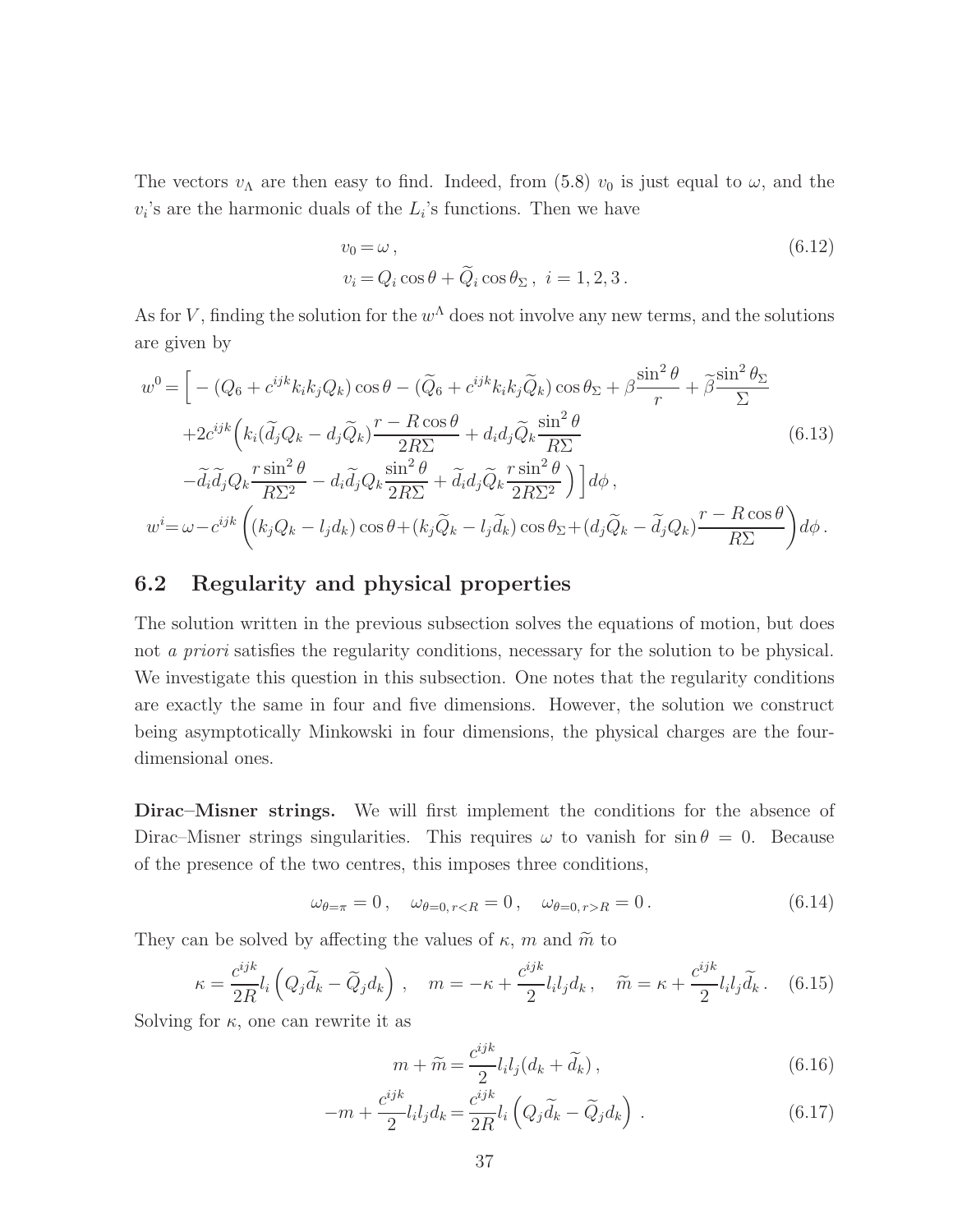The vectors $v_\Lambda$ are then easy to find. Indeed, from (5.8) $v_0$ is just equal to $\omega$, and the $v_i$'s are the harmonic duals of the $L_i$'s functions. Then we have

$$
\begin{aligned}
v_0 &= \omega\,, \\
v_i &= Q_i \cos\theta + \widetilde{Q}_i \cos\theta_\Sigma\,, \;\; i = 1, 2, 3\,.
\end{aligned}
\tag{6.12}
$$

As for $V$, finding the solution for the $w^\Lambda$ does not involve any new terms, and the solutions are given by

$$
\begin{aligned}
w^0 =& \Big[ -(Q_6 + c^{ijk} k_i k_j Q_k)\cos\theta - (\widetilde{Q}_6 + c^{ijk} k_i k_j \widetilde{Q}_k)\cos\theta_\Sigma + \beta\frac{\sin^2\theta}{r} + \widetilde{\beta}\frac{\sin^2\theta_\Sigma}{\Sigma} \\
&+2c^{ijk}\Big( k_i(\widetilde{d}_j Q_k - d_j \widetilde{Q}_k)\frac{r - R\cos\theta}{2R\Sigma} + d_i d_j \widetilde{Q}_k \frac{\sin^2\theta}{R\Sigma} \\
&-\widetilde{d}_i \widetilde{d}_j Q_k \frac{r\sin^2\theta}{R\Sigma^2} - d_i \widetilde{d}_j Q_k \frac{\sin^2\theta}{2R\Sigma} + \widetilde{d}_i d_j \widetilde{Q}_k \frac{r\sin^2\theta}{2R\Sigma^2} \Big) \Big] d\phi\,, \\
w^i =& \,\omega - c^{ijk}\left( (k_j Q_k - l_j d_k)\cos\theta + (k_j \widetilde{Q}_k - l_j \widetilde{d}_k)\cos\theta_\Sigma + (d_j \widetilde{Q}_k - \widetilde{d}_j Q_k)\frac{r - R\cos\theta}{R\Sigma} \right) d\phi\,.
\end{aligned}
\tag{6.13}
$$

## 6.2 Regularity and physical properties

The solution written in the previous subsection solves the equations of motion, but does not *a priori* satisfies the regularity conditions, necessary for the solution to be physical. We investigate this question in this subsection. One notes that the regularity conditions are exactly the same in four and five dimensions. However, the solution we construct being asymptotically Minkowski in four dimensions, the physical charges are the four-dimensional ones.

**Dirac–Misner strings.** We will first implement the conditions for the absence of Dirac–Misner strings singularities. This requires $\omega$ to vanish for $\sin\theta = 0$. Because of the presence of the two centres, this imposes three conditions,

$$
\omega_{\theta=\pi} = 0\,, \quad \omega_{\theta=0,\, r<R} = 0\,, \quad \omega_{\theta=0,\, r>R} = 0\,. \tag{6.14}
$$

They can be solved by affecting the values of $\kappa$, $m$ and $\widetilde{m}$ to

$$
\kappa = \frac{c^{ijk}}{2R} l_i \left( Q_j \widetilde{d}_k - \widetilde{Q}_j d_k \right)\,, \quad m = -\kappa + \frac{c^{ijk}}{2} l_i l_j d_k\,, \quad \widetilde{m} = \kappa + \frac{c^{ijk}}{2} l_i l_j \widetilde{d}_k\,. \tag{6.15}
$$

Solving for $\kappa$, one can rewrite it as

$$
m + \widetilde{m} = \frac{c^{ijk}}{2} l_i l_j (d_k + \widetilde{d}_k)\,, \tag{6.16}
$$

$$
-m + \frac{c^{ijk}}{2} l_i l_j d_k = \frac{c^{ijk}}{2R} l_i \left( Q_j \widetilde{d}_k - \widetilde{Q}_j d_k \right)\,. \tag{6.17}
$$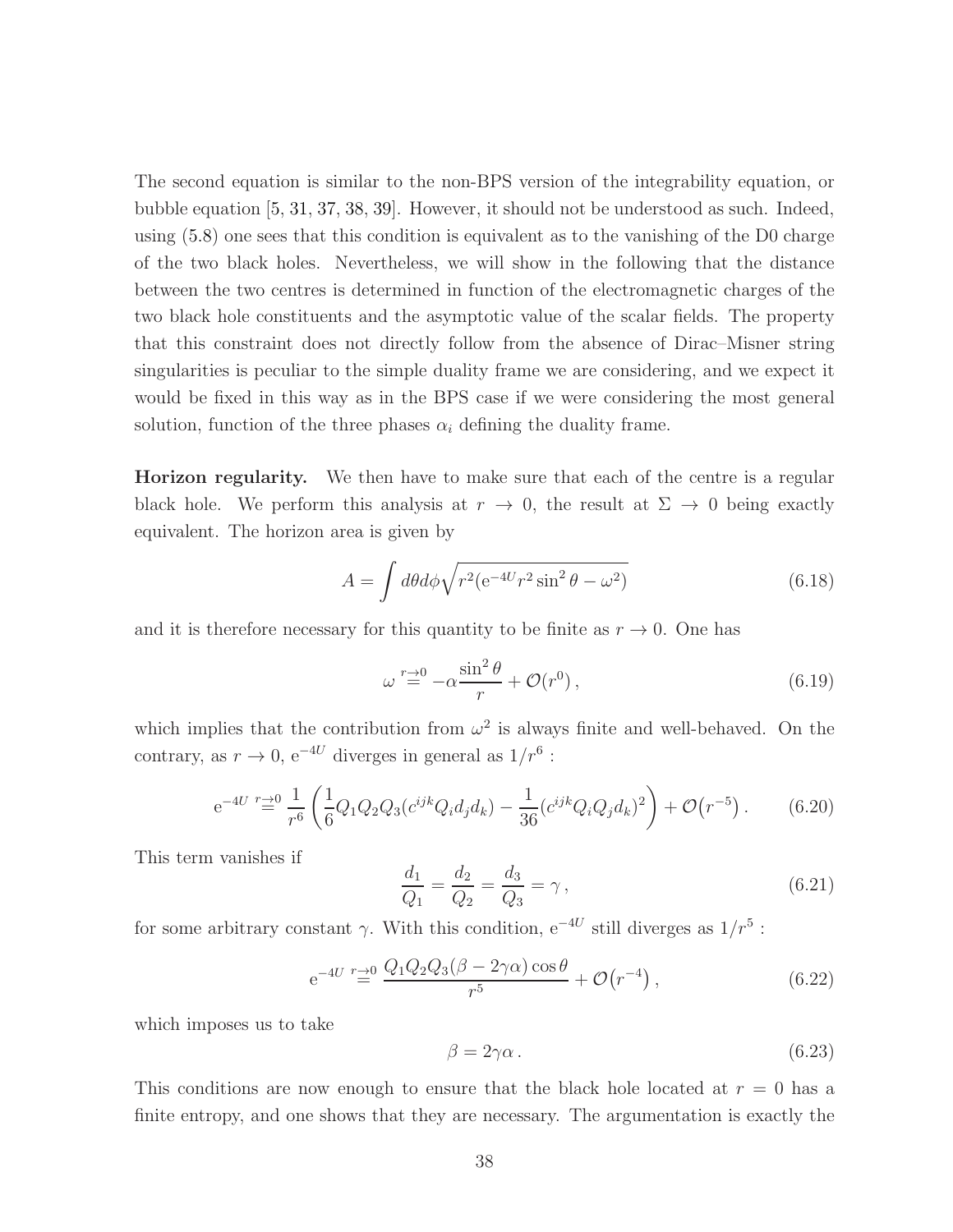The second equation is similar to the non-BPS version of the integrability equation, or bubble equation [5, 31, 37, 38, 39]. However, it should not be understood as such. Indeed, using (5.8) one sees that this condition is equivalent as to the vanishing of the D0 charge of the two black holes. Nevertheless, we will show in the following that the distance between the two centres is determined in function of the electromagnetic charges of the two black hole constituents and the asymptotic value of the scalar fields. The property that this constraint does not directly follow from the absence of Dirac–Misner string singularities is peculiar to the simple duality frame we are considering, and we expect it would be fixed in this way as in the BPS case if we were considering the most general solution, function of the three phases $\alpha_i$ defining the duality frame.

**Horizon regularity.** We then have to make sure that each of the centre is a regular black hole. We perform this analysis at $r \to 0$, the result at $\Sigma \to 0$ being exactly equivalent. The horizon area is given by

$$A = \int d\theta d\phi \sqrt{r^2(\mathrm{e}^{-4U} r^2 \sin^2\theta - \omega^2)} \tag{6.18}$$

and it is therefore necessary for this quantity to be finite as $r \to 0$. One has

$$\omega \overset{r\to 0}{=} -\alpha \frac{\sin^2\theta}{r} + \mathcal{O}(r^0)\,, \tag{6.19}$$

which implies that the contribution from $\omega^2$ is always finite and well-behaved. On the contrary, as $r \to 0$, $\mathrm{e}^{-4U}$ diverges in general as $1/r^6$ :

$$\mathrm{e}^{-4U} \overset{r\to 0}{=} \frac{1}{r^6}\left(\frac{1}{6}Q_1Q_2Q_3(c^{ijk}Q_id_jd_k) - \frac{1}{36}(c^{ijk}Q_iQ_jd_k)^2\right) + \mathcal{O}\big(r^{-5}\big)\,. \tag{6.20}$$

This term vanishes if

$$\frac{d_1}{Q_1} = \frac{d_2}{Q_2} = \frac{d_3}{Q_3} = \gamma\,, \tag{6.21}$$

for some arbitrary constant $\gamma$. With this condition, $\mathrm{e}^{-4U}$ still diverges as $1/r^5$ :

$$\mathrm{e}^{-4U} \overset{r\to 0}{=} \frac{Q_1Q_2Q_3(\beta - 2\gamma\alpha)\cos\theta}{r^5} + \mathcal{O}\big(r^{-4}\big)\,, \tag{6.22}$$

which imposes us to take

$$\beta = 2\gamma\alpha\,. \tag{6.23}$$

This conditions are now enough to ensure that the black hole located at $r = 0$ has a finite entropy, and one shows that they are necessary. The argumentation is exactly the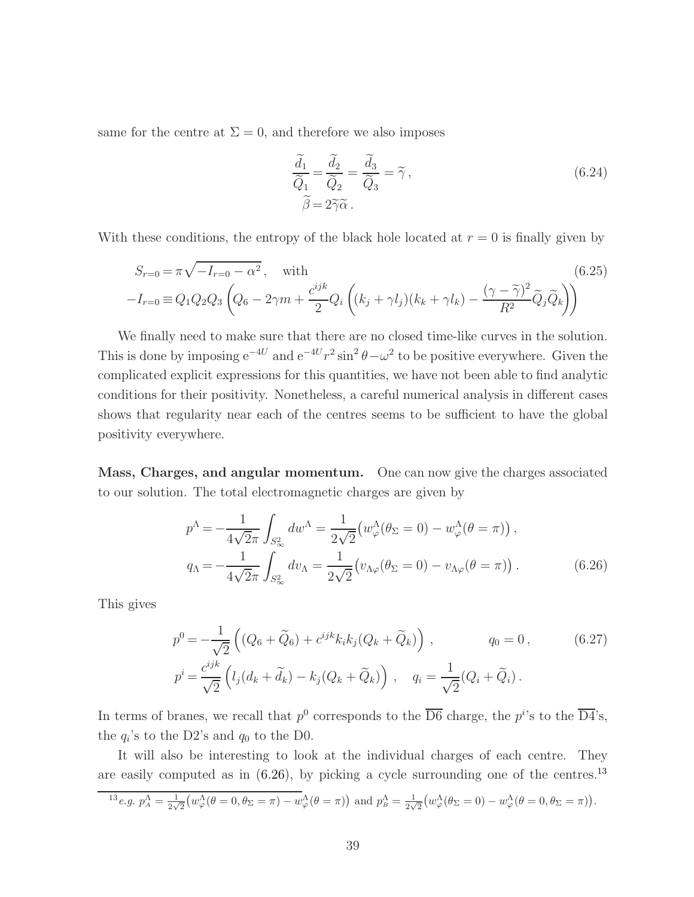same for the centre at $\Sigma = 0$, and therefore we also imposes

$$
\frac{\widetilde{d}_1}{\widetilde{Q}_1} = \frac{\widetilde{d}_2}{\widetilde{Q}_2} = \frac{\widetilde{d}_3}{\widetilde{Q}_3} = \widetilde{\gamma}\,, \qquad \widetilde{\beta} = 2\widetilde{\gamma}\widetilde{\alpha}\,. \tag{6.24}
$$

With these conditions, the entropy of the black hole located at $r = 0$ is finally given by

$$
S_{r=0} = \pi\sqrt{-I_{r=0} - \alpha^2}\,, \quad \text{with} \tag{6.25}
$$

$$
-I_{r=0} \equiv Q_1Q_2Q_3\left(Q_6 - 2\gamma m + \frac{c^{ijk}}{2}Q_i\left((k_j + \gamma l_j)(k_k + \gamma l_k) - \frac{(\gamma - \widetilde{\gamma})^2}{R^2}\widetilde{Q}_j\widetilde{Q}_k\right)\right)
$$

We finally need to make sure that there are no closed time-like curves in the solution. This is done by imposing $e^{-4U}$ and $e^{-4U}r^2\sin^2\theta - \omega^2$ to be positive everywhere. Given the complicated explicit expressions for this quantities, we have not been able to find analytic conditions for their positivity. Nonetheless, a careful numerical analysis in different cases shows that regularity near each of the centres seems to be sufficient to have the global positivity everywhere.

**Mass, Charges, and angular momentum.** One can now give the charges associated to our solution. The total electromagnetic charges are given by

$$
\begin{aligned}
p^\Lambda &= -\frac{1}{4\sqrt{2}\pi}\int_{S^2_\infty} dw^\Lambda = \frac{1}{2\sqrt{2}}\big(w^\Lambda_\varphi(\theta_\Sigma = 0) - w^\Lambda_\varphi(\theta = \pi)\big)\,,\\
q_\Lambda &= -\frac{1}{4\sqrt{2}\pi}\int_{S^2_\infty} dv_\Lambda = \frac{1}{2\sqrt{2}}\big(v_{\Lambda\varphi}(\theta_\Sigma = 0) - v_{\Lambda\varphi}(\theta = \pi)\big)\,.
\end{aligned} \tag{6.26}
$$

This gives

$$
\begin{aligned}
p^0 &= -\frac{1}{\sqrt{2}}\left((Q_6 + \widetilde{Q}_6) + c^{ijk}k_ik_j(Q_k + \widetilde{Q}_k)\right)\,, \qquad q_0 = 0\,,\\
p^i &= \frac{c^{ijk}}{\sqrt{2}}\left(l_j(d_k + \widetilde{d}_k) - k_j(Q_k + \widetilde{Q}_k)\right)\,, \quad q_i = \frac{1}{\sqrt{2}}(Q_i + \widetilde{Q}_i)\,.
\end{aligned} \tag{6.27}
$$

In terms of branes, we recall that $p^0$ corresponds to the $\overline{\text{D6}}$ charge, the $p^i$'s to the $\overline{\text{D4}}$'s, the $q_i$'s to the D2's and $q_0$ to the D0.

It will also be interesting to look at the individual charges of each centre. They are easily computed as in (6.26), by picking a cycle surrounding one of the centres.[13]

[13] *e.g.* $p^\Lambda_A = \frac{1}{2\sqrt{2}}\big(w^\Lambda_\varphi(\theta = 0, \theta_\Sigma = \pi) - w^\Lambda_\varphi(\theta = \pi)\big)$ and $p^\Lambda_B = \frac{1}{2\sqrt{2}}\big(w^\Lambda_\varphi(\theta_\Sigma = 0) - w^\Lambda_\varphi(\theta = 0, \theta_\Sigma = \pi)\big)$.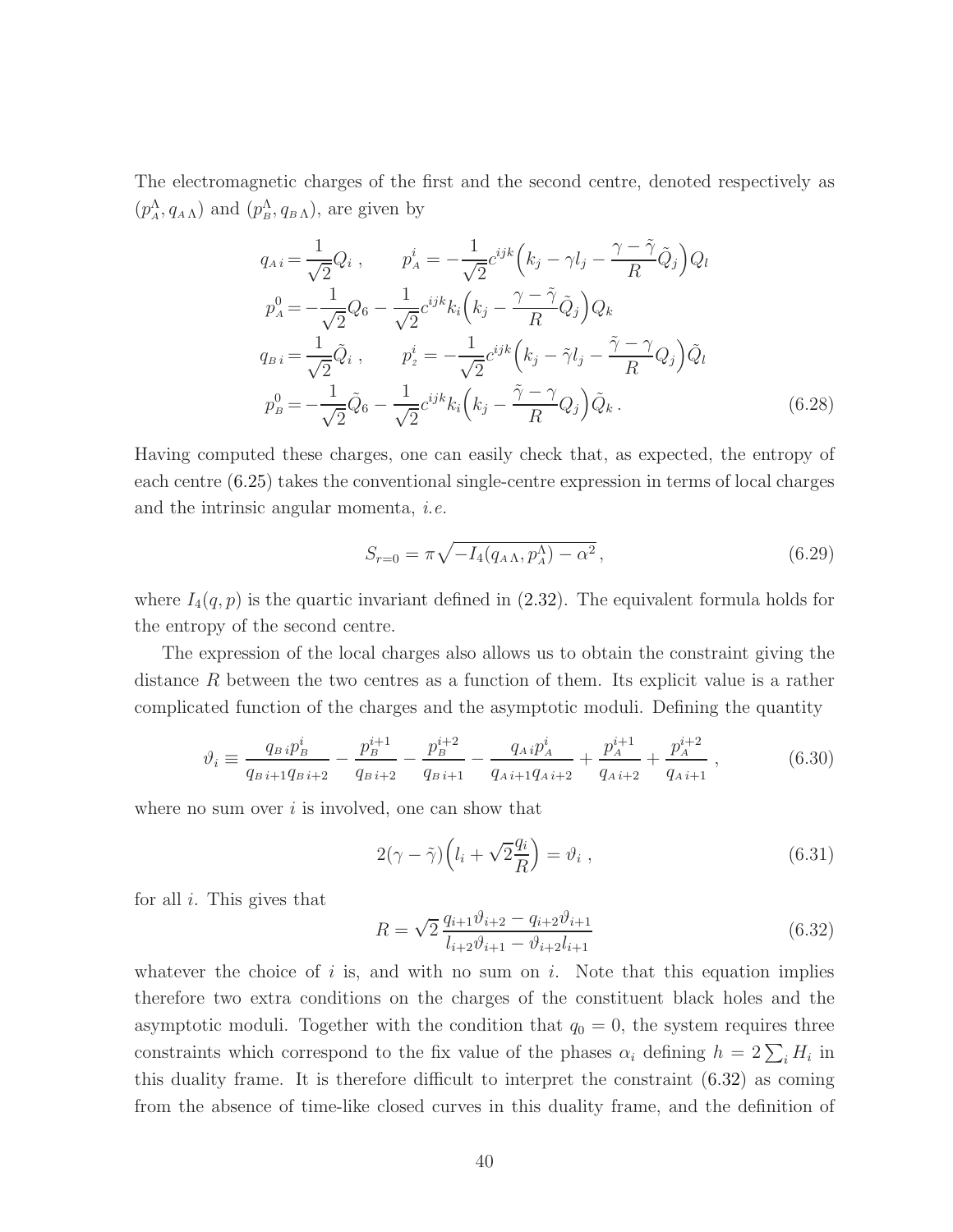The electromagnetic charges of the first and the second centre, denoted respectively as $(p^\Lambda_{A}, q_{A\,\Lambda})$ and $(p^\Lambda_{B}, q_{B\,\Lambda})$, are given by

$$
\begin{aligned}
q_{A\,i} &= \frac{1}{\sqrt{2}} Q_i \;, \qquad p^i_{A} = -\frac{1}{\sqrt{2}} c^{ijk}\Big( k_j - \gamma l_j - \frac{\gamma - \tilde{\gamma}}{R} \tilde{Q}_j \Big) Q_l \\
p^0_{A} &= -\frac{1}{\sqrt{2}} Q_6 - \frac{1}{\sqrt{2}} c^{ijk} k_i \Big( k_j - \frac{\gamma - \tilde{\gamma}}{R} \tilde{Q}_j \Big) Q_k \\
q_{B\,i} &= \frac{1}{\sqrt{2}} \tilde{Q}_i \;, \qquad p^i_{2} = -\frac{1}{\sqrt{2}} c^{ijk}\Big( k_j - \tilde{\gamma} l_j - \frac{\tilde{\gamma} - \gamma}{R} Q_j \Big) \tilde{Q}_l \\
p^0_{B} &= -\frac{1}{\sqrt{2}} \tilde{Q}_6 - \frac{1}{\sqrt{2}} c^{ijk} k_i \Big( k_j - \frac{\tilde{\gamma} - \gamma}{R} Q_j \Big) \tilde{Q}_k \,.
\end{aligned}
\tag{6.28}
$$

Having computed these charges, one can easily check that, as expected, the entropy of each centre (6.25) takes the conventional single-centre expression in terms of local charges and the intrinsic angular momenta, *i.e.*

$$
S_{r=0} = \pi \sqrt{ -I_4(q_{A\,\Lambda}, p^\Lambda_{A}) - \alpha^2 } \,, \tag{6.29}
$$

where $I_4(q,p)$ is the quartic invariant defined in (2.32). The equivalent formula holds for the entropy of the second centre.

The expression of the local charges also allows us to obtain the constraint giving the distance $R$ between the two centres as a function of them. Its explicit value is a rather complicated function of the charges and the asymptotic moduli. Defining the quantity

$$
\vartheta_i \equiv \frac{q_{B\,i} p^i_{B}}{q_{B\,i+1} q_{B\,i+2}} - \frac{p^{i+1}_{B}}{q_{B\,i+2}} - \frac{p^{i+2}_{B}}{q_{B\,i+1}} - \frac{q_{A\,i} p^i_{A}}{q_{A\,i+1} q_{A\,i+2}} + \frac{p^{i+1}_{A}}{q_{A\,i+2}} + \frac{p^{i+2}_{A}}{q_{A\,i+1}} \;, \tag{6.30}
$$

where no sum over $i$ is involved, one can show that

$$
2(\gamma - \tilde{\gamma}) \Big( l_i + \sqrt{2} \frac{q_i}{R} \Big) = \vartheta_i \;, \tag{6.31}
$$

for all $i$. This gives that

$$
R = \sqrt{2}\, \frac{q_{i+1} \vartheta_{i+2} - q_{i+2} \vartheta_{i+1}}{l_{i+2} \vartheta_{i+1} - \vartheta_{i+2} l_{i+1}} \tag{6.32}
$$

whatever the choice of $i$ is, and with no sum on $i$. Note that this equation implies therefore two extra conditions on the charges of the constituent black holes and the asymptotic moduli. Together with the condition that $q_0 = 0$, the system requires three constraints which correspond to the fix value of the phases $\alpha_i$ defining $h = 2\sum_i H_i$ in this duality frame. It is therefore difficult to interpret the constraint (6.32) as coming from the absence of time-like closed curves in this duality frame, and the definition of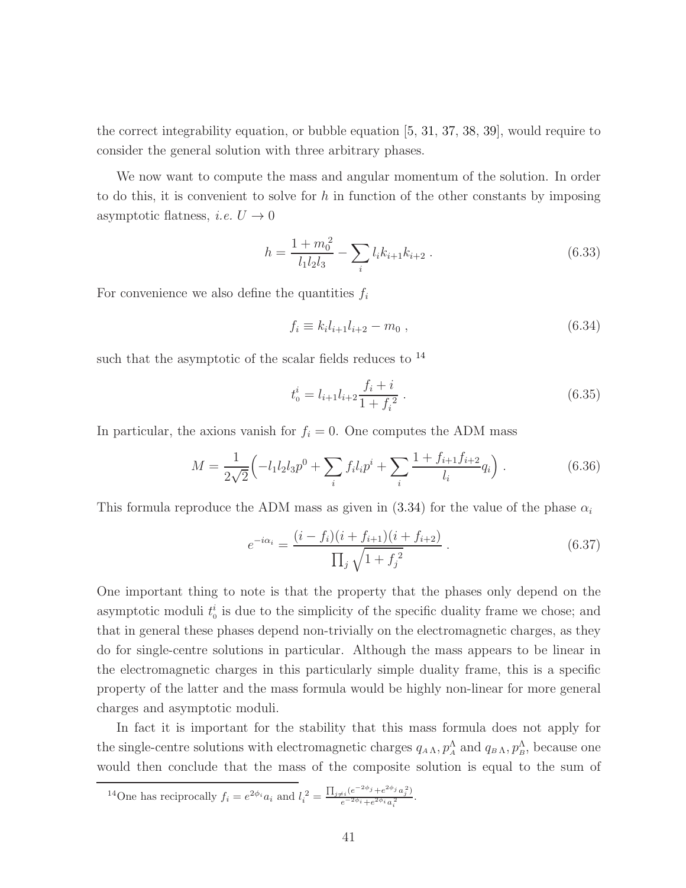the correct integrability equation, or bubble equation [5, 31, 37, 38, 39], would require to consider the general solution with three arbitrary phases.

We now want to compute the mass and angular momentum of the solution. In order to do this, it is convenient to solve for $h$ in function of the other constants by imposing asymptotic flatness, *i.e.* $U \to 0$

$$h = \frac{1+m_0^2}{l_1 l_2 l_3} - \sum_i l_i k_{i+1} k_{i+2} \ . \tag{6.33}$$

For convenience we also define the quantities $f_i$

$$f_i \equiv k_i l_{i+1} l_{i+2} - m_0 \ , \tag{6.34}$$

such that the asymptotic of the scalar fields reduces to [14]

$$t^i_{\scriptscriptstyle 0} = l_{i+1} l_{i+2} \frac{f_i + i}{1 + {f_i}^2} \ . \tag{6.35}$$

In particular, the axions vanish for $f_i = 0$. One computes the ADM mass

$$M = \frac{1}{2\sqrt{2}} \Big( -l_1 l_2 l_3 p^0 + \sum_i f_i l_i p^i + \sum_i \frac{1 + f_{i+1} f_{i+2}}{l_i} q_i \Big) \ . \tag{6.36}$$

This formula reproduce the ADM mass as given in (3.34) for the value of the phase $\alpha_i$

$$e^{-i\alpha_i} = \frac{(i - f_i)(i + f_{i+1})(i + f_{i+2})}{\prod_j \sqrt{1 + {f_j}^2}} \ . \tag{6.37}$$

One important thing to note is that the property that the phases only depend on the asymptotic moduli $t^i_{\scriptscriptstyle 0}$ is due to the simplicity of the specific duality frame we chose; and that in general these phases depend non-trivially on the electromagnetic charges, as they do for single-centre solutions in particular. Although the mass appears to be linear in the electromagnetic charges in this particularly simple duality frame, this is a specific property of the latter and the mass formula would be highly non-linear for more general charges and asymptotic moduli.

In fact it is important for the stability that this mass formula does not apply for the single-centre solutions with electromagnetic charges $q_{\scriptscriptstyle A\,\Lambda}, p^{\Lambda}_{\scriptscriptstyle A}$ and $q_{\scriptscriptstyle B\,\Lambda}, p^{\Lambda}_{\scriptscriptstyle B}$, because one would then conclude that the mass of the composite solution is equal to the sum of

[14] One has reciprocally $f_i = e^{2\phi_i} a_i$ and $l_i{}^2 = \frac{\prod_{j\neq i}(e^{-2\phi_j} + e^{2\phi_j} a_j^{\,2})}{e^{-2\phi_i} + e^{2\phi_i} a_i^{\,2}}$.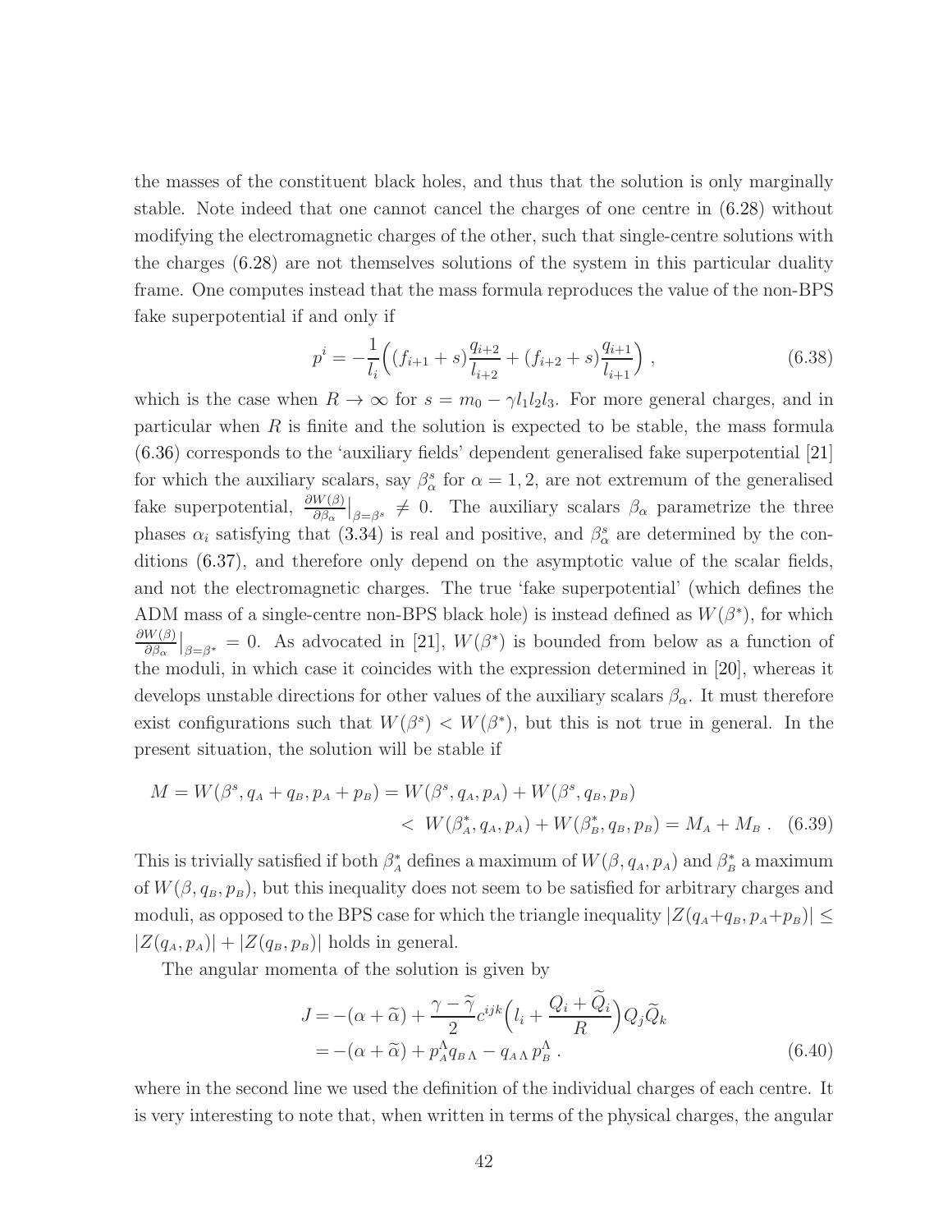the masses of the constituent black holes, and thus that the solution is only marginally stable. Note indeed that one cannot cancel the charges of one centre in (6.28) without modifying the electromagnetic charges of the other, such that single-centre solutions with the charges (6.28) are not themselves solutions of the system in this particular duality frame. One computes instead that the mass formula reproduces the value of the non-BPS fake superpotential if and only if

$$p^i = -\frac{1}{l_i}\Big((f_{i+1}+s)\frac{q_{i+2}}{l_{i+2}} + (f_{i+2}+s)\frac{q_{i+1}}{l_{i+1}}\Big) , \tag{6.38}$$

which is the case when $R \to \infty$ for $s = m_0 - \gamma l_1 l_2 l_3$. For more general charges, and in particular when $R$ is finite and the solution is expected to be stable, the mass formula (6.36) corresponds to the 'auxiliary fields' dependent generalised fake superpotential [21] for which the auxiliary scalars, say $\beta^s_\alpha$ for $\alpha = 1, 2$, are not extremum of the generalised fake superpotential, $\frac{\partial W(\beta)}{\partial \beta_\alpha}\big|_{\beta=\beta^s} \neq 0$. The auxiliary scalars $\beta_\alpha$ parametrize the three phases $\alpha_i$ satisfying that (3.34) is real and positive, and $\beta^s_\alpha$ are determined by the conditions (6.37), and therefore only depend on the asymptotic value of the scalar fields, and not the electromagnetic charges. The true 'fake superpotential' (which defines the ADM mass of a single-centre non-BPS black hole) is instead defined as $W(\beta^*)$, for which $\frac{\partial W(\beta)}{\partial \beta_\alpha}\big|_{\beta=\beta^*} = 0$. As advocated in [21], $W(\beta^*)$ is bounded from below as a function of the moduli, in which case it coincides with the expression determined in [20], whereas it develops unstable directions for other values of the auxiliary scalars $\beta_\alpha$. It must therefore exist configurations such that $W(\beta^s) < W(\beta^*)$, but this is not true in general. In the present situation, the solution will be stable if

$$\begin{aligned} M = W(\beta^s, q_A + q_B, p_A + p_B) &= W(\beta^s, q_A, p_A) + W(\beta^s, q_B, p_B) \\ &< W(\beta^*_A, q_A, p_A) + W(\beta^*_B, q_B, p_B) = M_A + M_B \ . \end{aligned} \tag{6.39}$$

This is trivially satisfied if both $\beta^*_A$ defines a maximum of $W(\beta, q_A, p_A)$ and $\beta^*_B$ a maximum of $W(\beta, q_B, p_B)$, but this inequality does not seem to be satisfied for arbitrary charges and moduli, as opposed to the BPS case for which the triangle inequality $|Z(q_A+q_B, p_A+p_B)| \leq |Z(q_A, p_A)| + |Z(q_B, p_B)|$ holds in general.

The angular momenta of the solution is given by

$$\begin{aligned} J &= -(\alpha + \widetilde{\alpha}) + \frac{\gamma - \widetilde{\gamma}}{2} c^{ijk}\Big(l_i + \frac{Q_i + \widetilde{Q}_i}{R}\Big) Q_j \widetilde{Q}_k \\ &= -(\alpha + \widetilde{\alpha}) + p^\Lambda_A q_{B\,\Lambda} - q_{A\,\Lambda}\, p^\Lambda_B \ . \end{aligned} \tag{6.40}$$

where in the second line we used the definition of the individual charges of each centre. It is very interesting to note that, when written in terms of the physical charges, the angular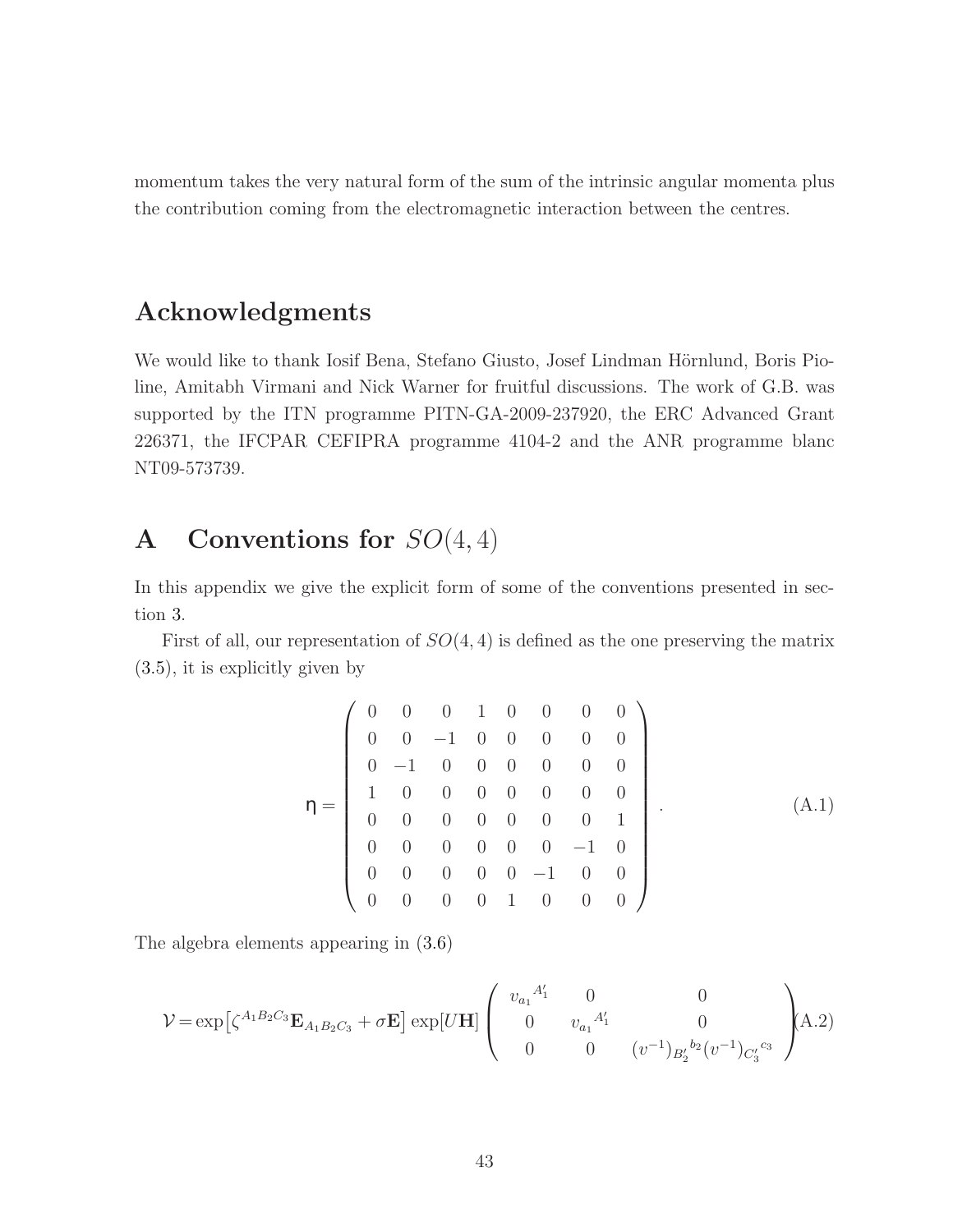momentum takes the very natural form of the sum of the intrinsic angular momenta plus the contribution coming from the electromagnetic interaction between the centres.

## Acknowledgments

We would like to thank Iosif Bena, Stefano Giusto, Josef Lindman Hörnlund, Boris Pioline, Amitabh Virmani and Nick Warner for fruitful discussions. The work of G.B. was supported by the ITN programme PITN-GA-2009-237920, the ERC Advanced Grant 226371, the IFCPAR CEFIPRA programme 4104-2 and the ANR programme blanc NT09-573739.

## A Conventions for $SO(4,4)$

In this appendix we give the explicit form of some of the conventions presented in section 3.

First of all, our representation of $SO(4,4)$ is defined as the one preserving the matrix (3.5), it is explicitly given by

$$\eta = \begin{pmatrix} 0 & 0 & 0 & 1 & 0 & 0 & 0 & 0 \\ 0 & 0 & -1 & 0 & 0 & 0 & 0 & 0 \\ 0 & -1 & 0 & 0 & 0 & 0 & 0 & 0 \\ 1 & 0 & 0 & 0 & 0 & 0 & 0 & 0 \\ 0 & 0 & 0 & 0 & 0 & 0 & 0 & 1 \\ 0 & 0 & 0 & 0 & 0 & 0 & -1 & 0 \\ 0 & 0 & 0 & 0 & 0 & -1 & 0 & 0 \\ 0 & 0 & 0 & 0 & 1 & 0 & 0 & 0 \end{pmatrix} . \tag{A.1}$$

The algebra elements appearing in (3.6)

$$\mathcal{V} = \exp\left[\zeta^{A_1B_2C_3}\mathbf{E}_{A_1B_2C_3} + \sigma\mathbf{E}\right]\exp[U\mathbf{H}] \begin{pmatrix} {v_{a_1}}^{A'_1} & 0 & 0 \\ 0 & {v_{a_1}}^{A'_1} & 0 \\ 0 & 0 & {(v^{-1})_{B'_2}}^{b_2}{(v^{-1})_{C'_3}}^{c_3} \end{pmatrix} \tag{A.2}$$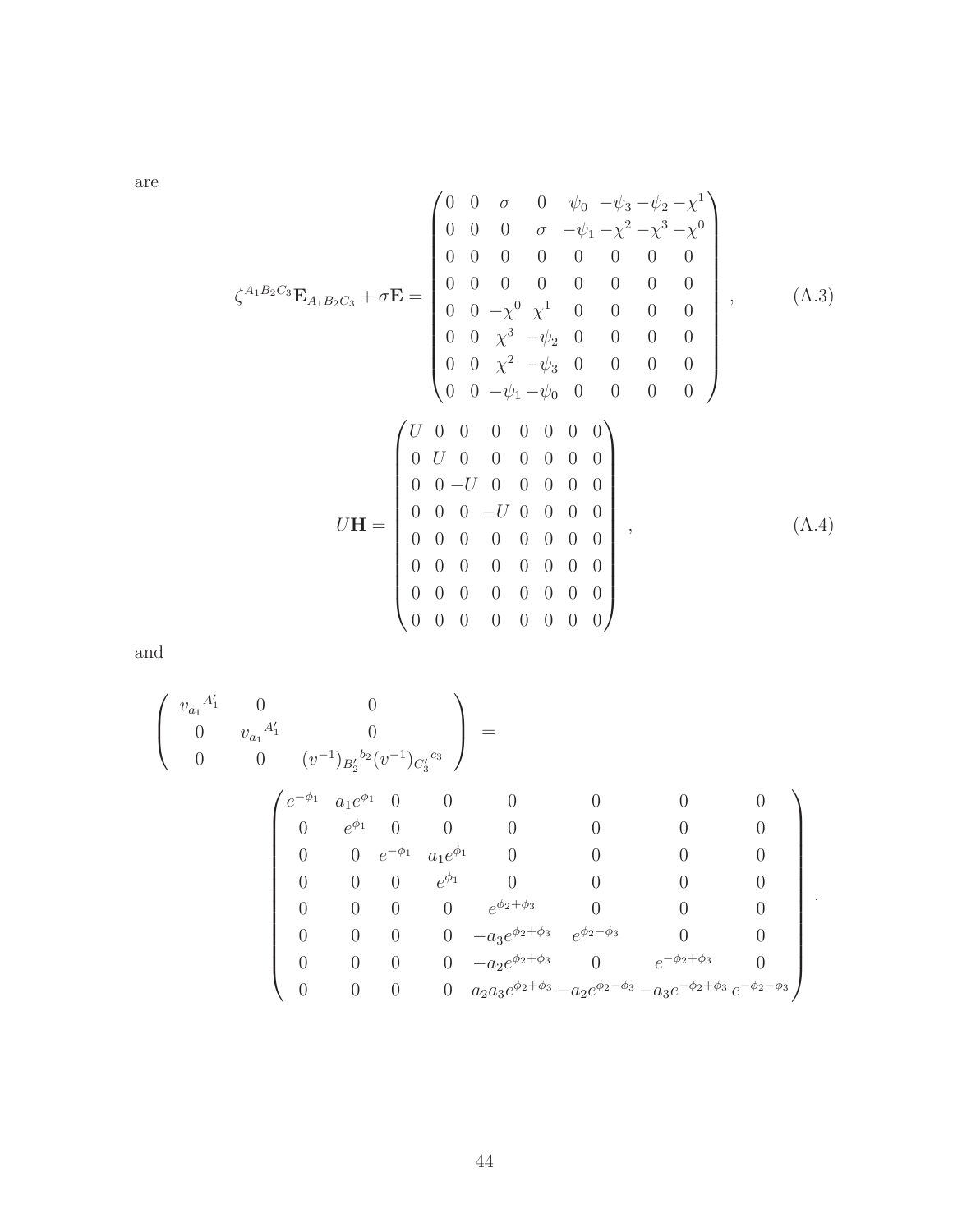are

$$
\zeta^{A_1B_2C_3}\mathbf{E}_{A_1B_2C_3} + \sigma\mathbf{E} = \begin{pmatrix}
0 & 0 & \sigma & 0 & \psi_0 & -\psi_3 & -\psi_2 & -\chi^1 \\
0 & 0 & 0 & \sigma & -\psi_1 & -\chi^2 & -\chi^3 & -\chi^0 \\
0 & 0 & 0 & 0 & 0 & 0 & 0 & 0 \\
0 & 0 & 0 & 0 & 0 & 0 & 0 & 0 \\
0 & 0 & -\chi^0 & \chi^1 & 0 & 0 & 0 & 0 \\
0 & 0 & \chi^3 & -\psi_2 & 0 & 0 & 0 & 0 \\
0 & 0 & \chi^2 & -\psi_3 & 0 & 0 & 0 & 0 \\
0 & 0 & -\psi_1 & -\psi_0 & 0 & 0 & 0 & 0
\end{pmatrix}, \tag{A.3}
$$

$$
U\mathbf{H} = \begin{pmatrix}
U & 0 & 0 & 0 & 0 & 0 & 0 & 0 \\
0 & U & 0 & 0 & 0 & 0 & 0 & 0 \\
0 & 0 & -U & 0 & 0 & 0 & 0 & 0 \\
0 & 0 & 0 & -U & 0 & 0 & 0 & 0 \\
0 & 0 & 0 & 0 & 0 & 0 & 0 & 0 \\
0 & 0 & 0 & 0 & 0 & 0 & 0 & 0 \\
0 & 0 & 0 & 0 & 0 & 0 & 0 & 0 \\
0 & 0 & 0 & 0 & 0 & 0 & 0 & 0
\end{pmatrix}, \tag{A.4}
$$

and

$$
\begin{pmatrix}
{v_{a_1}}^{A_1'} & 0 & 0 \\
0 & {v_{a_1}}^{A_1'} & 0 \\
0 & 0 & (v^{-1})_{B_2'}{}^{b_2}(v^{-1})_{C_3'}{}^{c_3}
\end{pmatrix} =
$$

$$
\begin{pmatrix}
e^{-\phi_1} & a_1e^{\phi_1} & 0 & 0 & 0 & 0 & 0 & 0 \\
0 & e^{\phi_1} & 0 & 0 & 0 & 0 & 0 & 0 \\
0 & 0 & e^{-\phi_1} & a_1e^{\phi_1} & 0 & 0 & 0 & 0 \\
0 & 0 & 0 & e^{\phi_1} & 0 & 0 & 0 & 0 \\
0 & 0 & 0 & 0 & e^{\phi_2+\phi_3} & 0 & 0 & 0 \\
0 & 0 & 0 & 0 & -a_3e^{\phi_2+\phi_3} & e^{\phi_2-\phi_3} & 0 & 0 \\
0 & 0 & 0 & 0 & -a_2e^{\phi_2+\phi_3} & 0 & e^{-\phi_2+\phi_3} & 0 \\
0 & 0 & 0 & 0 & a_2a_3e^{\phi_2+\phi_3} & -a_2e^{\phi_2-\phi_3} & -a_3e^{-\phi_2+\phi_3} & e^{-\phi_2-\phi_3}
\end{pmatrix}.
$$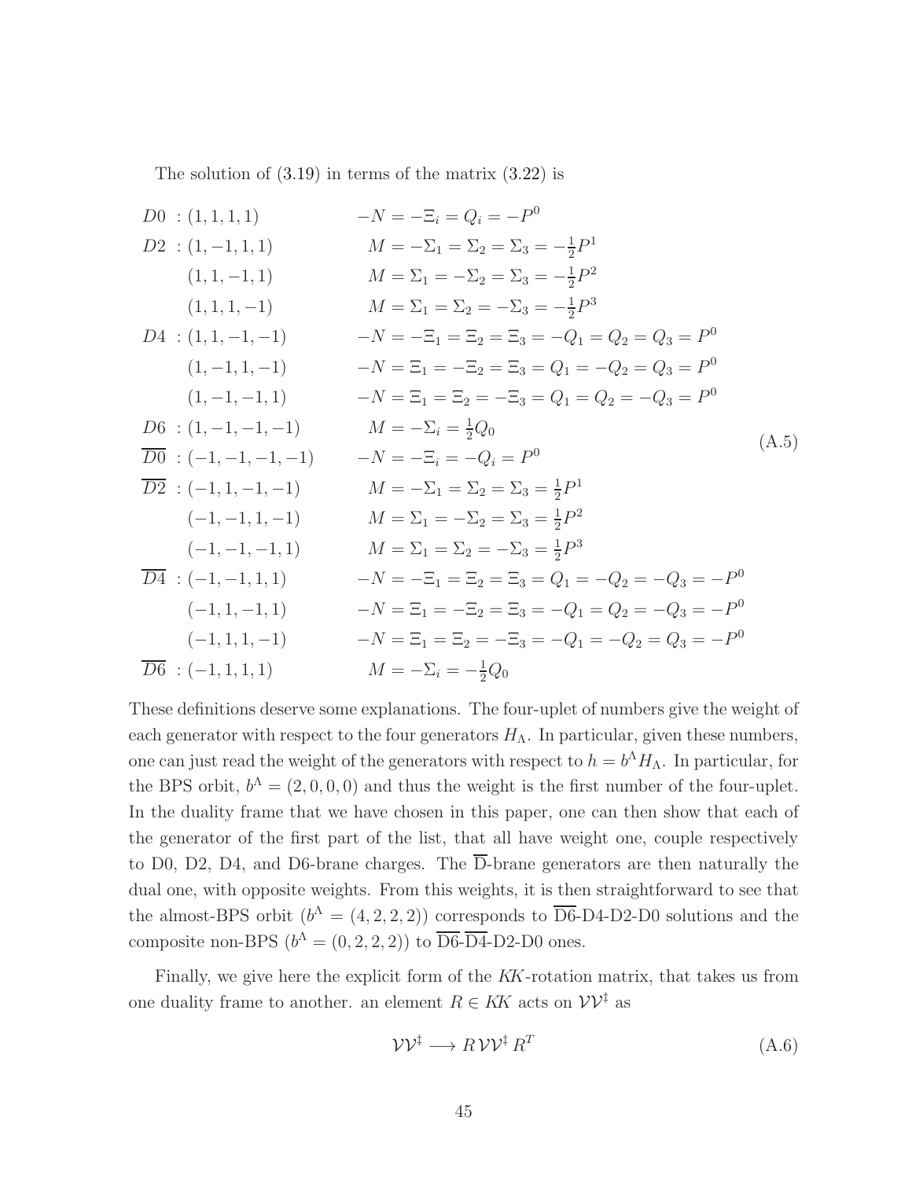The solution of (3.19) in terms of the matrix (3.22) is

$$
\begin{array}{lll}
D0 & : (1,1,1,1) & -N = -\Xi_i = Q_i = -P^0 \\
D2 & : (1,-1,1,1) & M = -\Sigma_1 = \Sigma_2 = \Sigma_3 = -\frac{1}{2}P^1 \\
 & \phantom{:} (1,1,-1,1) & M = \Sigma_1 = -\Sigma_2 = \Sigma_3 = -\frac{1}{2}P^2 \\
 & \phantom{:} (1,1,1,-1) & M = \Sigma_1 = \Sigma_2 = -\Sigma_3 = -\frac{1}{2}P^3 \\
D4 & : (1,1,-1,-1) & -N = -\Xi_1 = \Xi_2 = \Xi_3 = -Q_1 = Q_2 = Q_3 = P^0 \\
 & \phantom{:} (1,-1,1,-1) & -N = \Xi_1 = -\Xi_2 = \Xi_3 = Q_1 = -Q_2 = Q_3 = P^0 \\
 & \phantom{:} (1,-1,-1,1) & -N = \Xi_1 = \Xi_2 = -\Xi_3 = Q_1 = Q_2 = -Q_3 = P^0 \\
D6 & : (1,-1,-1,-1) & M = -\Sigma_i = \frac{1}{2}Q_0 \\
\overline{D0} & : (-1,-1,-1,-1) & -N = -\Xi_i = -Q_i = P^0 \\
\overline{D2} & : (-1,1,-1,-1) & M = -\Sigma_1 = \Sigma_2 = \Sigma_3 = \frac{1}{2}P^1 \\
 & \phantom{:} (-1,-1,1,-1) & M = \Sigma_1 = -\Sigma_2 = \Sigma_3 = \frac{1}{2}P^2 \\
 & \phantom{:} (-1,-1,-1,1) & M = \Sigma_1 = \Sigma_2 = -\Sigma_3 = \frac{1}{2}P^3 \\
\overline{D4} & : (-1,-1,1,1) & -N = -\Xi_1 = \Xi_2 = \Xi_3 = Q_1 = -Q_2 = -Q_3 = -P^0 \\
 & \phantom{:} (-1,1,-1,1) & -N = \Xi_1 = -\Xi_2 = \Xi_3 = -Q_1 = Q_2 = -Q_3 = -P^0 \\
 & \phantom{:} (-1,1,1,-1) & -N = \Xi_1 = \Xi_2 = -\Xi_3 = -Q_1 = -Q_2 = Q_3 = -P^0 \\
\overline{D6} & : (-1,1,1,1) & M = -\Sigma_i = -\frac{1}{2}Q_0
\end{array}
\tag{A.5}
$$

These definitions deserve some explanations. The four-uplet of numbers give the weight of each generator with respect to the four generators $H_\Lambda$. In particular, given these numbers, one can just read the weight of the generators with respect to $h = b^\Lambda H_\Lambda$. In particular, for the BPS orbit, $b^\Lambda = (2,0,0,0)$ and thus the weight is the first number of the four-uplet. In the duality frame that we have chosen in this paper, one can then show that each of the generator of the first part of the list, that all have weight one, couple respectively to D0, D2, D4, and D6-brane charges. The $\overline{\text{D}}$-brane generators are then naturally the dual one, with opposite weights. From this weights, it is then straightforward to see that the almost-BPS orbit ($b^\Lambda = (4,2,2,2)$) corresponds to $\overline{\text{D6}}$-D4-D2-D0 solutions and the composite non-BPS ($b^\Lambda = (0,2,2,2)$) to $\overline{\text{D6}}$-$\overline{\text{D4}}$-D2-D0 ones.

Finally, we give here the explicit form of the *KK*-rotation matrix, that takes us from one duality frame to another. an element $R \in KK$ acts on $\mathcal{V}\mathcal{V}^\ddagger$ as

$$
\mathcal{V}\mathcal{V}^\ddagger \longrightarrow R\,\mathcal{V}\mathcal{V}^\ddagger\,R^T \tag{A.6}
$$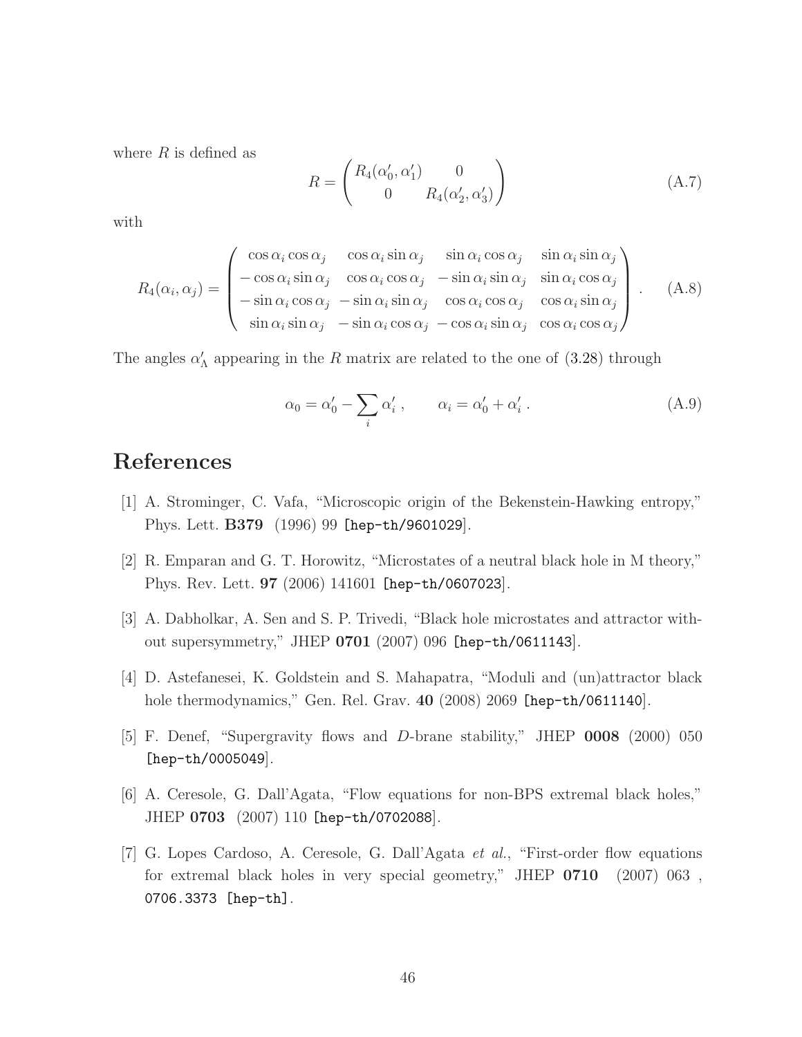where $R$ is defined as

$$R = \begin{pmatrix} R_4(\alpha'_0, \alpha'_1) & 0 \\ 0 & R_4(\alpha'_2, \alpha'_3) \end{pmatrix} \tag{A.7}$$

with

$$R_4(\alpha_i, \alpha_j) = \begin{pmatrix} \cos\alpha_i \cos\alpha_j & \cos\alpha_i \sin\alpha_j & \sin\alpha_i \cos\alpha_j & \sin\alpha_i \sin\alpha_j \\ -\cos\alpha_i \sin\alpha_j & \cos\alpha_i \cos\alpha_j & -\sin\alpha_i \sin\alpha_j & \sin\alpha_i \cos\alpha_j \\ -\sin\alpha_i \cos\alpha_j & -\sin\alpha_i \sin\alpha_j & \cos\alpha_i \cos\alpha_j & \cos\alpha_i \sin\alpha_j \\ \sin\alpha_i \sin\alpha_j & -\sin\alpha_i \cos\alpha_j & -\cos\alpha_i \sin\alpha_j & \cos\alpha_i \cos\alpha_j \end{pmatrix} . \tag{A.8}$$

The angles $\alpha'_\Lambda$ appearing in the $R$ matrix are related to the one of (3.28) through

$$\alpha_0 = \alpha'_0 - \sum_i \alpha'_i , \qquad \alpha_i = \alpha'_0 + \alpha'_i . \tag{A.9}$$

# References

[1] A. Strominger, C. Vafa, "Microscopic origin of the Bekenstein-Hawking entropy," Phys. Lett. **B379** (1996) 99 [hep-th/9601029].

[2] R. Emparan and G. T. Horowitz, "Microstates of a neutral black hole in M theory," Phys. Rev. Lett. **97** (2006) 141601 [hep-th/0607023].

[3] A. Dabholkar, A. Sen and S. P. Trivedi, "Black hole microstates and attractor without supersymmetry," JHEP **0701** (2007) 096 [hep-th/0611143].

[4] D. Astefanesei, K. Goldstein and S. Mahapatra, "Moduli and (un)attractor black hole thermodynamics," Gen. Rel. Grav. **40** (2008) 2069 [hep-th/0611140].

[5] F. Denef, "Supergravity flows and *D*-brane stability," JHEP **0008** (2000) 050 [hep-th/0005049].

[6] A. Ceresole, G. Dall'Agata, "Flow equations for non-BPS extremal black holes," JHEP **0703** (2007) 110 [hep-th/0702088].

[7] G. Lopes Cardoso, A. Ceresole, G. Dall'Agata *et al.*, "First-order flow equations for extremal black holes in very special geometry," JHEP **0710** (2007) 063 , 0706.3373 [hep-th].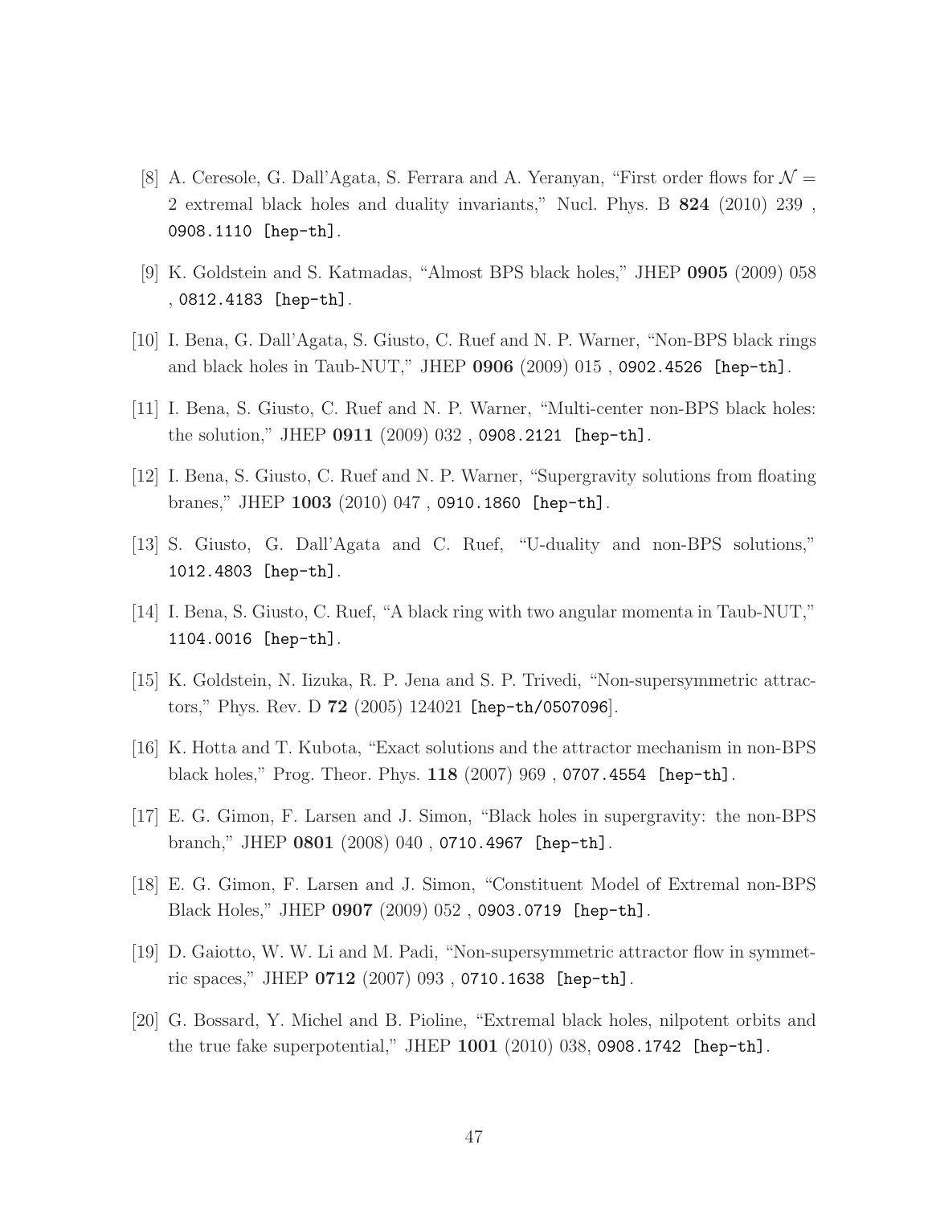[8] A. Ceresole, G. Dall'Agata, S. Ferrara and A. Yeranyan, "First order flows for $\mathcal{N} = 2$ extremal black holes and duality invariants," Nucl. Phys. B **824** (2010) 239 , 0908.1110 [hep-th].

[9] K. Goldstein and S. Katmadas, "Almost BPS black holes," JHEP **0905** (2009) 058 , 0812.4183 [hep-th].

[10] I. Bena, G. Dall'Agata, S. Giusto, C. Ruef and N. P. Warner, "Non-BPS black rings and black holes in Taub-NUT," JHEP **0906** (2009) 015 , 0902.4526 [hep-th].

[11] I. Bena, S. Giusto, C. Ruef and N. P. Warner, "Multi-center non-BPS black holes: the solution," JHEP **0911** (2009) 032 , 0908.2121 [hep-th].

[12] I. Bena, S. Giusto, C. Ruef and N. P. Warner, "Supergravity solutions from floating branes," JHEP **1003** (2010) 047 , 0910.1860 [hep-th].

[13] S. Giusto, G. Dall'Agata and C. Ruef, "U-duality and non-BPS solutions," 1012.4803 [hep-th].

[14] I. Bena, S. Giusto, C. Ruef, "A black ring with two angular momenta in Taub-NUT," 1104.0016 [hep-th].

[15] K. Goldstein, N. Iizuka, R. P. Jena and S. P. Trivedi, "Non-supersymmetric attractors," Phys. Rev. D **72** (2005) 124021 [hep-th/0507096].

[16] K. Hotta and T. Kubota, "Exact solutions and the attractor mechanism in non-BPS black holes," Prog. Theor. Phys. **118** (2007) 969 , 0707.4554 [hep-th].

[17] E. G. Gimon, F. Larsen and J. Simon, "Black holes in supergravity: the non-BPS branch," JHEP **0801** (2008) 040 , 0710.4967 [hep-th].

[18] E. G. Gimon, F. Larsen and J. Simon, "Constituent Model of Extremal non-BPS Black Holes," JHEP **0907** (2009) 052 , 0903.0719 [hep-th].

[19] D. Gaiotto, W. W. Li and M. Padi, "Non-supersymmetric attractor flow in symmetric spaces," JHEP **0712** (2007) 093 , 0710.1638 [hep-th].

[20] G. Bossard, Y. Michel and B. Pioline, "Extremal black holes, nilpotent orbits and the true fake superpotential," JHEP **1001** (2010) 038, 0908.1742 [hep-th].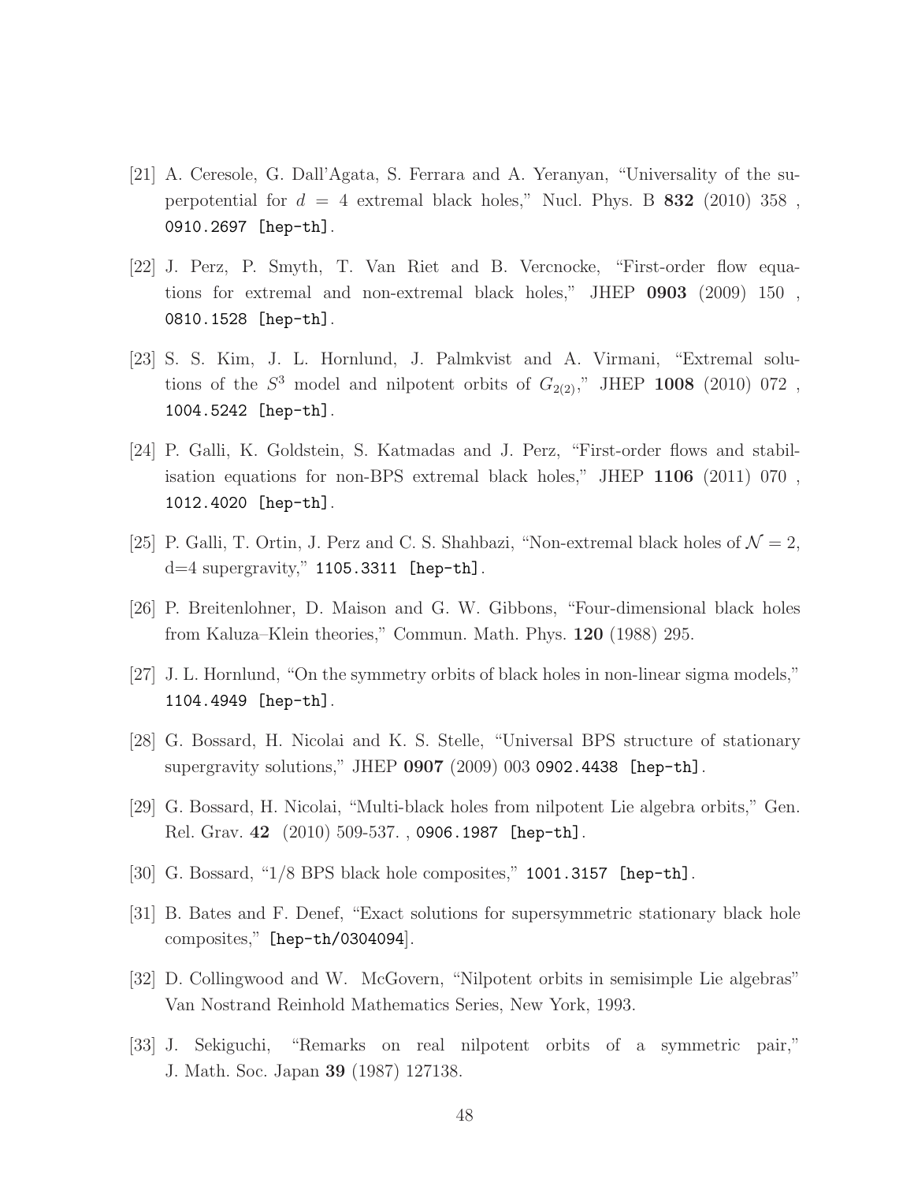[21] A. Ceresole, G. Dall'Agata, S. Ferrara and A. Yeranyan, "Universality of the superpotential for $d = 4$ extremal black holes," Nucl. Phys. B **832** (2010) 358 , 0910.2697 [hep-th].

[22] J. Perz, P. Smyth, T. Van Riet and B. Vercnocke, "First-order flow equations for extremal and non-extremal black holes," JHEP **0903** (2009) 150 , 0810.1528 [hep-th].

[23] S. S. Kim, J. L. Hornlund, J. Palmkvist and A. Virmani, "Extremal solutions of the $S^3$ model and nilpotent orbits of $G_{2(2)}$," JHEP **1008** (2010) 072 , 1004.5242 [hep-th].

[24] P. Galli, K. Goldstein, S. Katmadas and J. Perz, "First-order flows and stabilisation equations for non-BPS extremal black holes," JHEP **1106** (2011) 070 , 1012.4020 [hep-th].

[25] P. Galli, T. Ortin, J. Perz and C. S. Shahbazi, "Non-extremal black holes of $\mathcal{N} = 2$, d=4 supergravity," 1105.3311 [hep-th].

[26] P. Breitenlohner, D. Maison and G. W. Gibbons, "Four-dimensional black holes from Kaluza–Klein theories," Commun. Math. Phys. **120** (1988) 295.

[27] J. L. Hornlund, "On the symmetry orbits of black holes in non-linear sigma models," 1104.4949 [hep-th].

[28] G. Bossard, H. Nicolai and K. S. Stelle, "Universal BPS structure of stationary supergravity solutions," JHEP **0907** (2009) 003 0902.4438 [hep-th].

[29] G. Bossard, H. Nicolai, "Multi-black holes from nilpotent Lie algebra orbits," Gen. Rel. Grav. **42** (2010) 509-537. , 0906.1987 [hep-th].

[30] G. Bossard, "1/8 BPS black hole composites," 1001.3157 [hep-th].

[31] B. Bates and F. Denef, "Exact solutions for supersymmetric stationary black hole composites," [hep-th/0304094].

[32] D. Collingwood and W. McGovern, "Nilpotent orbits in semisimple Lie algebras" Van Nostrand Reinhold Mathematics Series, New York, 1993.

[33] J. Sekiguchi, "Remarks on real nilpotent orbits of a symmetric pair," J. Math. Soc. Japan **39** (1987) 127138.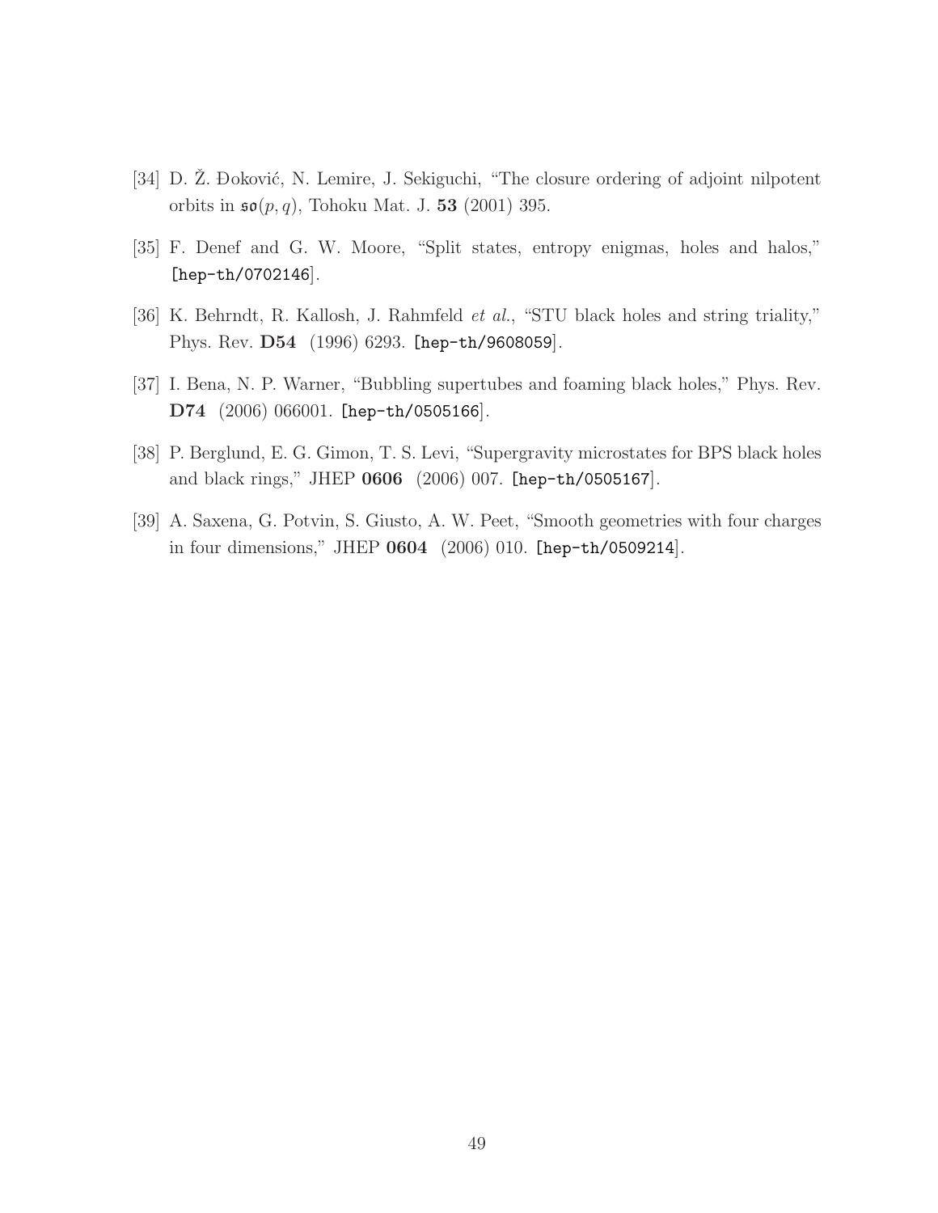[34] D. Ž. Đoković, N. Lemire, J. Sekiguchi, "The closure ordering of adjoint nilpotent orbits in $\mathfrak{so}(p,q)$, Tohoku Mat. J. **53** (2001) 395.

[35] F. Denef and G. W. Moore, "Split states, entropy enigmas, holes and halos," [hep-th/0702146].

[36] K. Behrndt, R. Kallosh, J. Rahmfeld *et al.*, "STU black holes and string triality," Phys. Rev. **D54** (1996) 6293. [hep-th/9608059].

[37] I. Bena, N. P. Warner, "Bubbling supertubes and foaming black holes," Phys. Rev. **D74** (2006) 066001. [hep-th/0505166].

[38] P. Berglund, E. G. Gimon, T. S. Levi, "Supergravity microstates for BPS black holes and black rings," JHEP **0606** (2006) 007. [hep-th/0505167].

[39] A. Saxena, G. Potvin, S. Giusto, A. W. Peet, "Smooth geometries with four charges in four dimensions," JHEP **0604** (2006) 010. [hep-th/0509214].